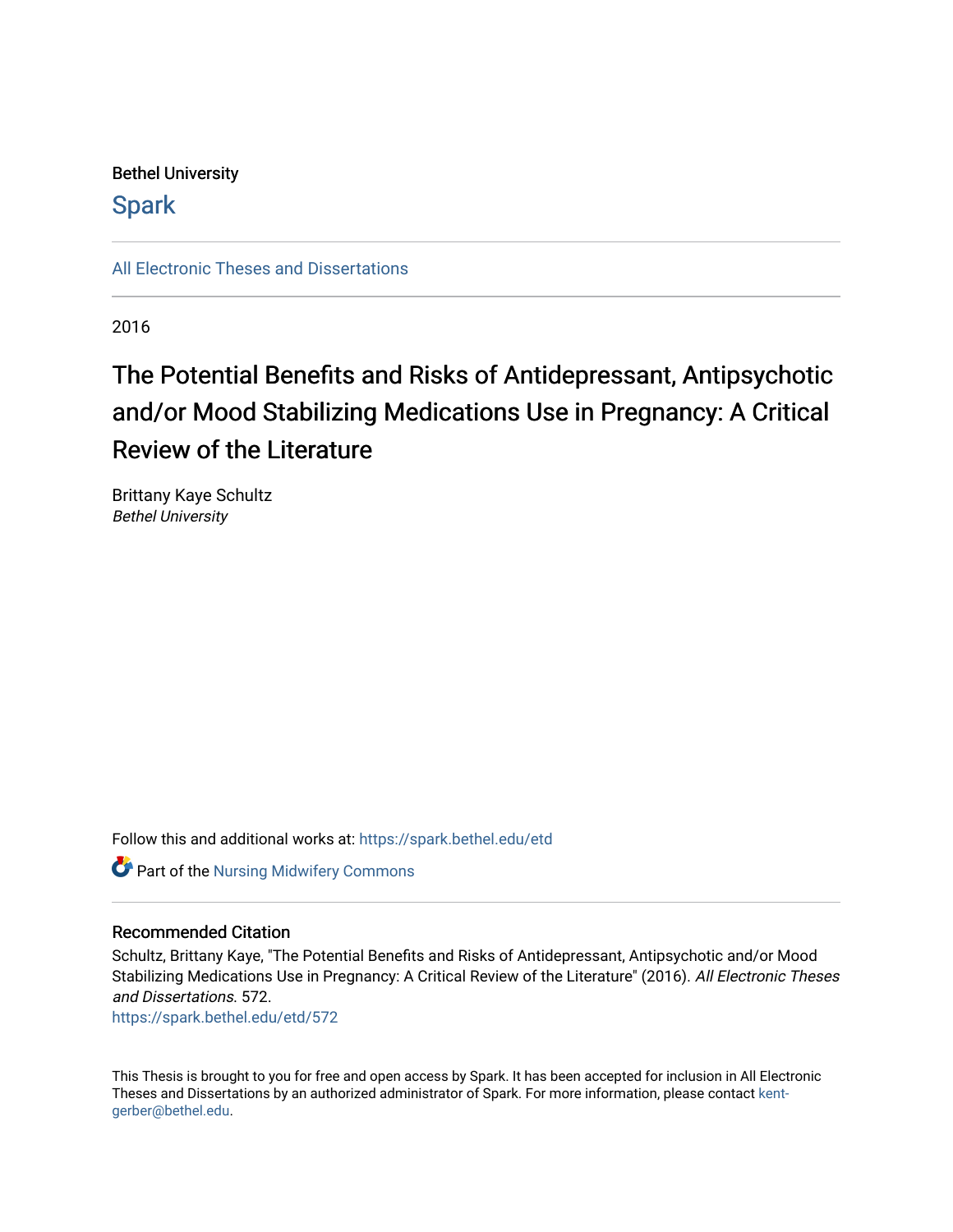Bethel University

# Spark

All Electronic Theses and Dissertations

2016

# The Potential Benefits and Risks of Antidepressant, Antipsychotic and/or Mood Stabilizing Medications Use in Pregnancy: A Critical Review of the Literature

Brittany Kaye Schultz
*Bethel University*

Follow this and additional works at: https://spark.bethel.edu/etd

Part of the Nursing Midwifery Commons

## Recommended Citation

Schultz, Brittany Kaye, "The Potential Benefits and Risks of Antidepressant, Antipsychotic and/or Mood Stabilizing Medications Use in Pregnancy: A Critical Review of the Literature" (2016). *All Electronic Theses and Dissertations*. 572.
https://spark.bethel.edu/etd/572

This Thesis is brought to you for free and open access by Spark. It has been accepted for inclusion in All Electronic Theses and Dissertations by an authorized administrator of Spark. For more information, please contact kent-gerber@bethel.edu.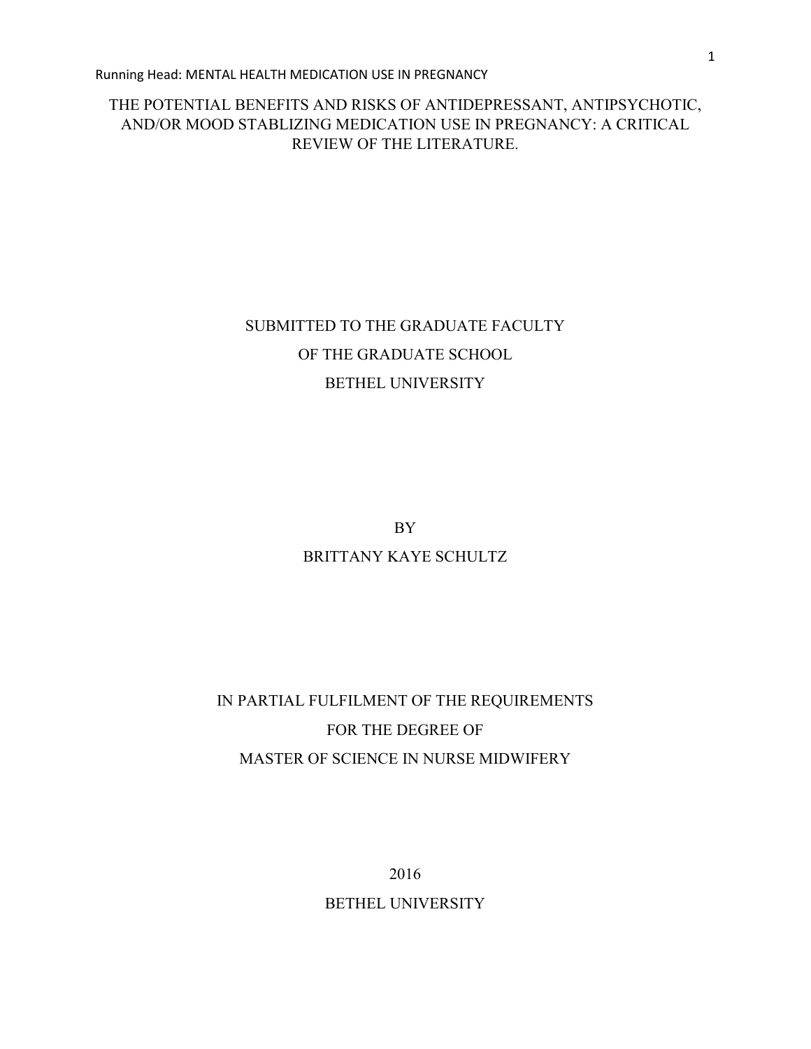# THE POTENTIAL BENEFITS AND RISKS OF ANTIDEPRESSANT, ANTIPSYCHOTIC, AND/OR MOOD STABLIZING MEDICATION USE IN PREGNANCY: A CRITICAL REVIEW OF THE LITERATURE.

SUBMITTED TO THE GRADUATE FACULTY

OF THE GRADUATE SCHOOL

BETHEL UNIVERSITY

BY

BRITTANY KAYE SCHULTZ

IN PARTIAL FULFILMENT OF THE REQUIREMENTS

FOR THE DEGREE OF

MASTER OF SCIENCE IN NURSE MIDWIFERY

2016

BETHEL UNIVERSITY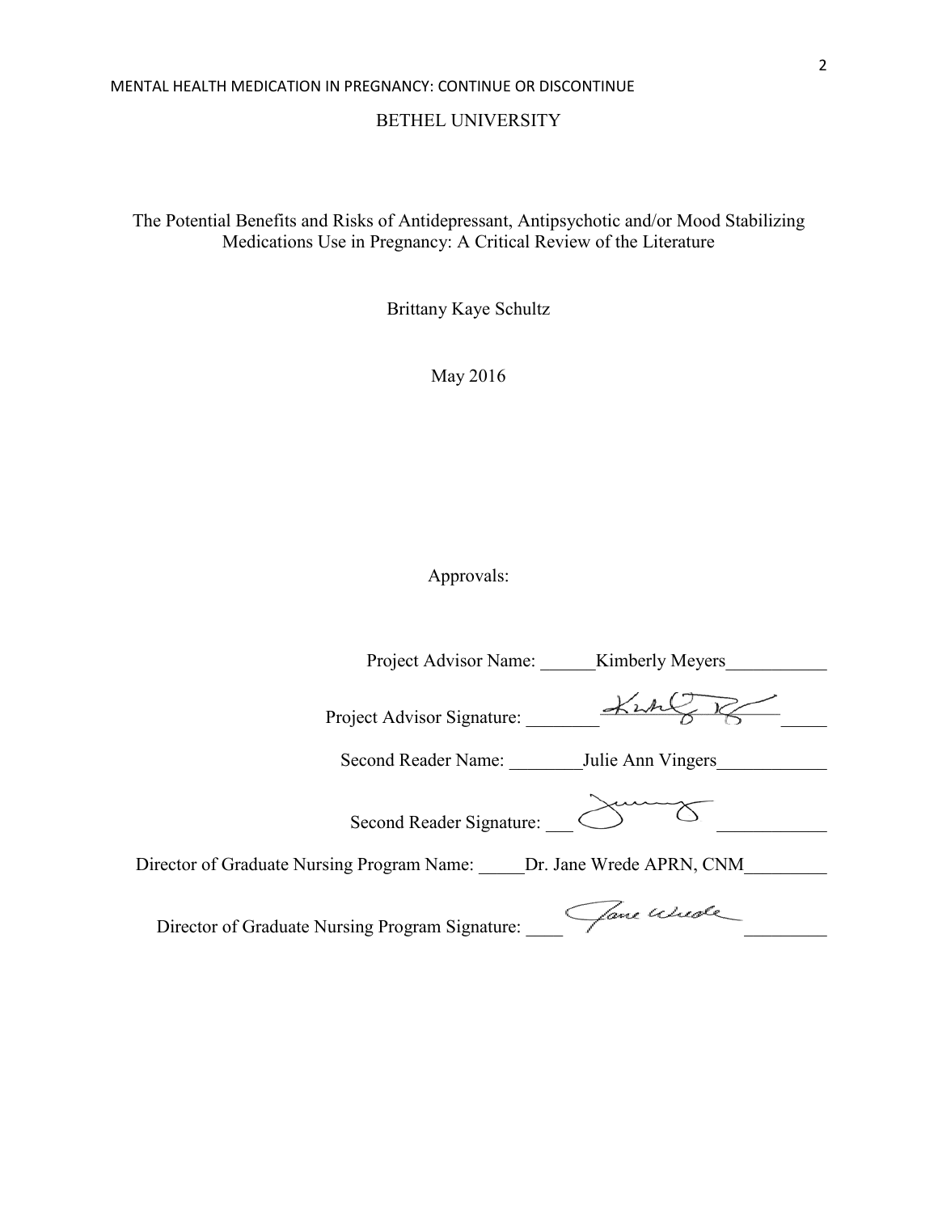BETHEL UNIVERSITY

The Potential Benefits and Risks of Antidepressant, Antipsychotic and/or Mood Stabilizing Medications Use in Pregnancy: A Critical Review of the Literature

Brittany Kaye Schultz

May 2016

Approvals:

Project Advisor Name: Kimberly Meyers

Project Advisor Signature:

Second Reader Name: Julie Ann Vingers

Second Reader Signature:

Director of Graduate Nursing Program Name: Dr. Jane Wrede APRN, CNM

Director of Graduate Nursing Program Signature: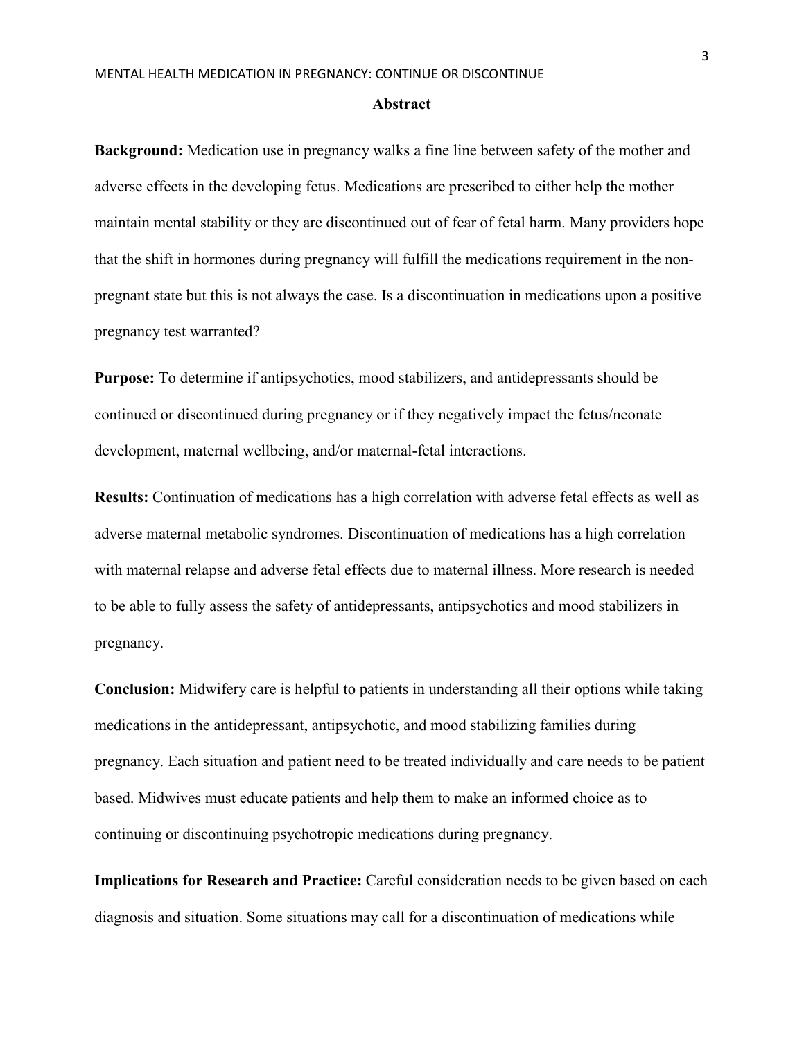## Abstract

**Background:** Medication use in pregnancy walks a fine line between safety of the mother and adverse effects in the developing fetus. Medications are prescribed to either help the mother maintain mental stability or they are discontinued out of fear of fetal harm. Many providers hope that the shift in hormones during pregnancy will fulfill the medications requirement in the non-pregnant state but this is not always the case. Is a discontinuation in medications upon a positive pregnancy test warranted?

**Purpose:** To determine if antipsychotics, mood stabilizers, and antidepressants should be continued or discontinued during pregnancy or if they negatively impact the fetus/neonate development, maternal wellbeing, and/or maternal-fetal interactions.

**Results:** Continuation of medications has a high correlation with adverse fetal effects as well as adverse maternal metabolic syndromes. Discontinuation of medications has a high correlation with maternal relapse and adverse fetal effects due to maternal illness. More research is needed to be able to fully assess the safety of antidepressants, antipsychotics and mood stabilizers in pregnancy.

**Conclusion:** Midwifery care is helpful to patients in understanding all their options while taking medications in the antidepressant, antipsychotic, and mood stabilizing families during pregnancy. Each situation and patient need to be treated individually and care needs to be patient based. Midwives must educate patients and help them to make an informed choice as to continuing or discontinuing psychotropic medications during pregnancy.

**Implications for Research and Practice:** Careful consideration needs to be given based on each diagnosis and situation. Some situations may call for a discontinuation of medications while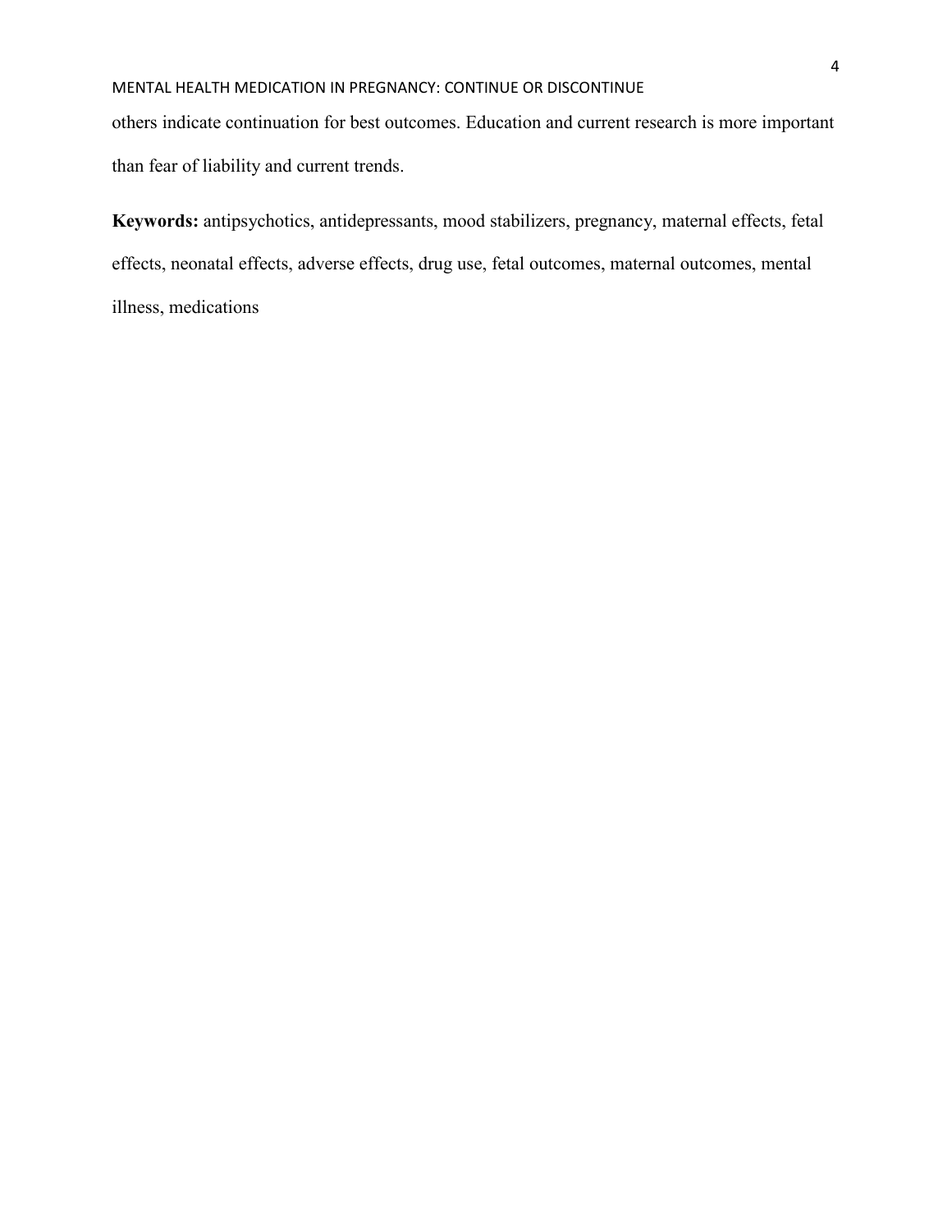others indicate continuation for best outcomes. Education and current research is more important than fear of liability and current trends.

**Keywords:** antipsychotics, antidepressants, mood stabilizers, pregnancy, maternal effects, fetal effects, neonatal effects, adverse effects, drug use, fetal outcomes, maternal outcomes, mental illness, medications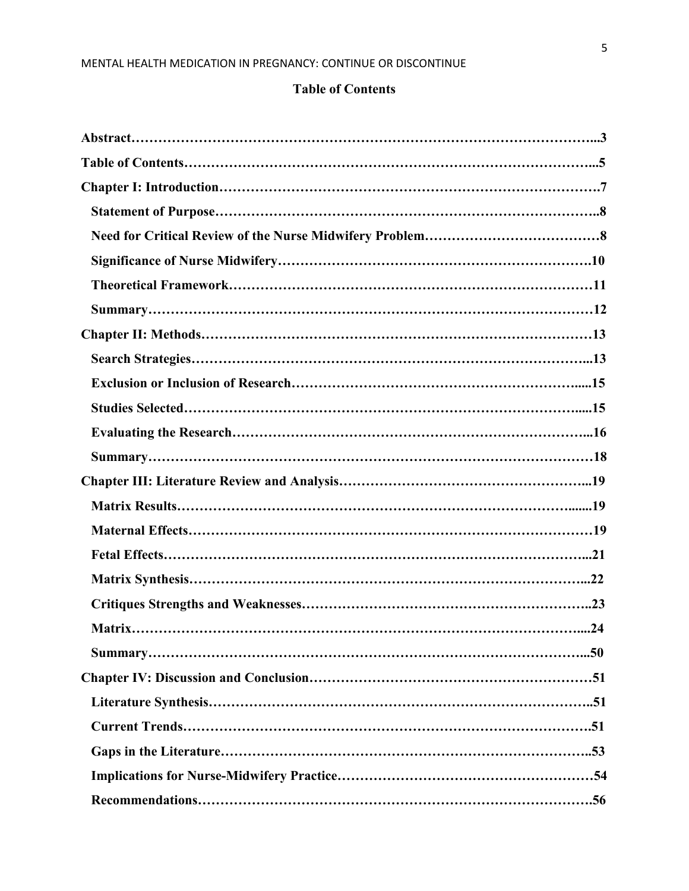## Table of Contents

**Abstract**……………………………………………………………………………………...3

**Table of Contents**…………………………………………………………………………...5

**Chapter I: Introduction**……………………………………………………………………….7

- **Statement of Purpose**………………………………………………………………………..8
- **Need for Critical Review of the Nurse Midwifery Problem**…………………………………8
- **Significance of Nurse Midwifery**……………………………………………………….10
- **Theoretical Framework**…………………………………………………………………11
- **Summary**…………………………………………………………………………………12

**Chapter II: Methods**…………………………………………………………………………13

- **Search Strategies**…………………………………………………………………………...13
- **Exclusion or Inclusion of Research**…………………………………………………….....15
- **Studies Selected**……………………………………………………………………….....15
- **Evaluating the Research**……………………………………………………………………...16
- **Summary**…………………………………………………………………………………18

**Chapter III: Literature Review and Analysis**………………………………………………...19

- **Matrix Results**………………………………………………………………………......19
- **Maternal Effects**…………………………………………………………………………19
- **Fetal Effects**……………………………………………………………………………...21
- **Matrix Synthesis**………………………………………………………………………...22
- **Critiques Strengths and Weaknesses**……………………………………………………..23
- **Matrix**…………………………………………………………………………………....24
- **Summary**………………………………………………………………………………...50

**Chapter IV: Discussion and Conclusion**………………………………………………………51

- **Literature Synthesis**………………………………………………………………………..51
- **Current Trends**…………………………………………………………………………….51
- **Gaps in the Literature**……………………………………………………………………..53
- **Implications for Nurse-Midwifery Practice**…………………………………………………54
- **Recommendations**………………………………………………………………………….56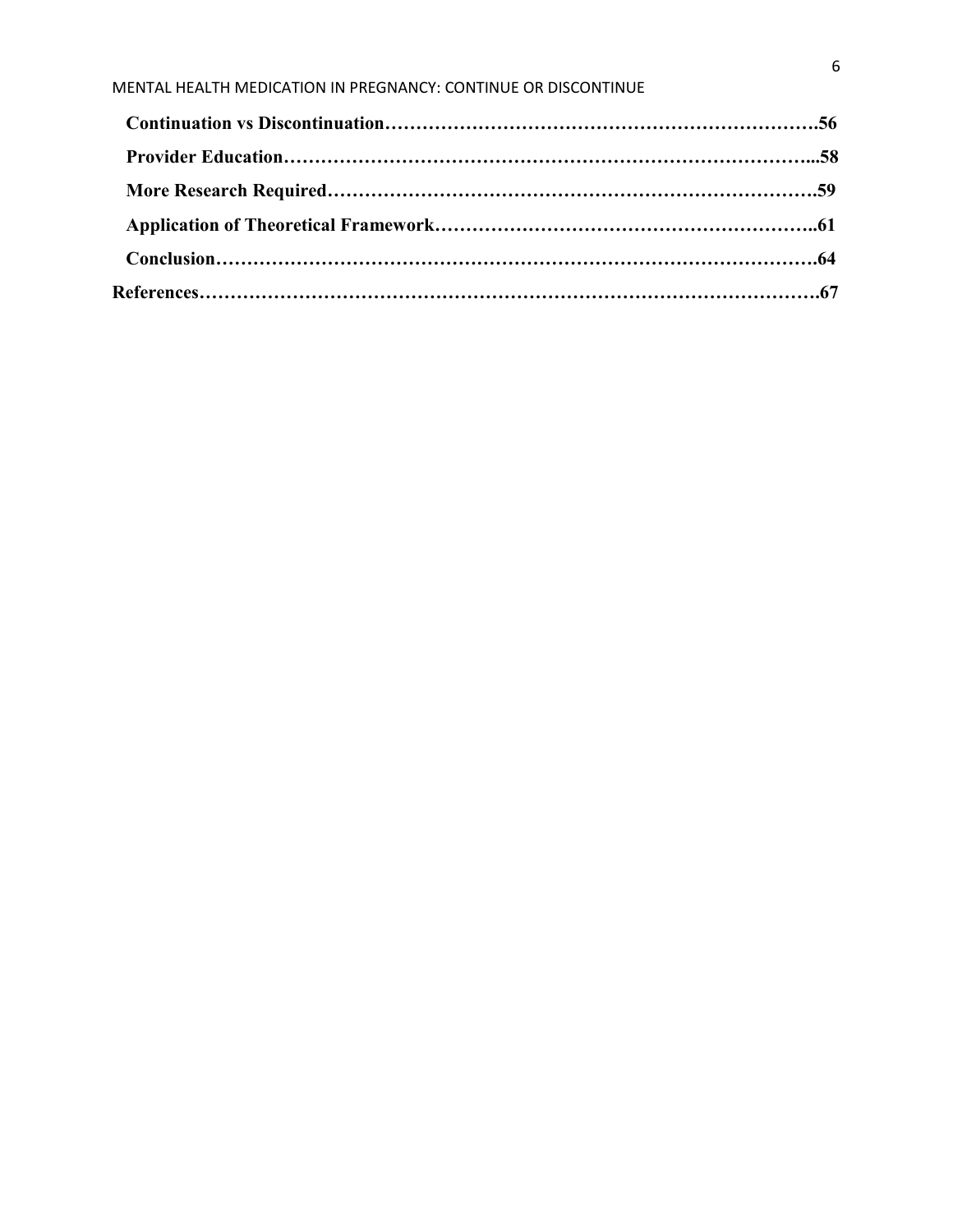**Continuation vs Discontinuation…………………………………………………………….56**

**Provider Education……………………………………………………………………...58**

**More Research Required…………………………………………………………………….59**

**Application of Theoretical Framework…………………………………………………..61**

**Conclusion……………………………………………………………………………………….64**

**References……………………………………………………………………………………….67**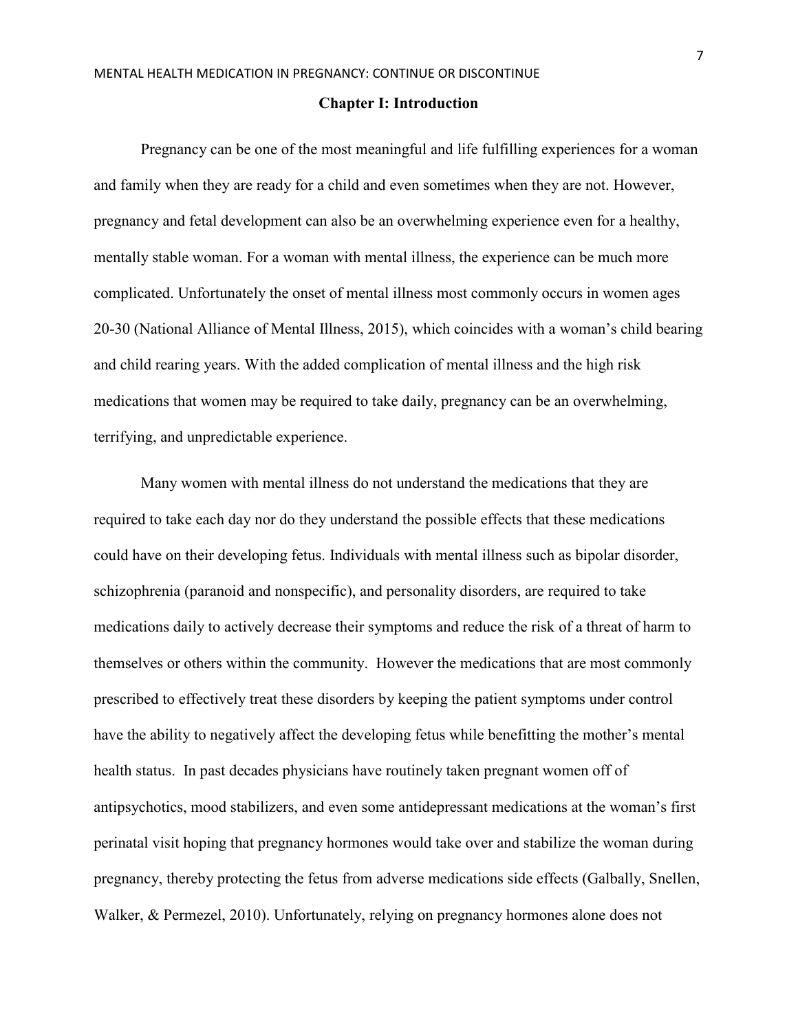# Chapter I: Introduction

Pregnancy can be one of the most meaningful and life fulfilling experiences for a woman and family when they are ready for a child and even sometimes when they are not. However, pregnancy and fetal development can also be an overwhelming experience even for a healthy, mentally stable woman. For a woman with mental illness, the experience can be much more complicated. Unfortunately the onset of mental illness most commonly occurs in women ages 20-30 (National Alliance of Mental Illness, 2015), which coincides with a woman's child bearing and child rearing years. With the added complication of mental illness and the high risk medications that women may be required to take daily, pregnancy can be an overwhelming, terrifying, and unpredictable experience.

Many women with mental illness do not understand the medications that they are required to take each day nor do they understand the possible effects that these medications could have on their developing fetus. Individuals with mental illness such as bipolar disorder, schizophrenia (paranoid and nonspecific), and personality disorders, are required to take medications daily to actively decrease their symptoms and reduce the risk of a threat of harm to themselves or others within the community. However the medications that are most commonly prescribed to effectively treat these disorders by keeping the patient symptoms under control have the ability to negatively affect the developing fetus while benefitting the mother's mental health status. In past decades physicians have routinely taken pregnant women off of antipsychotics, mood stabilizers, and even some antidepressant medications at the woman's first perinatal visit hoping that pregnancy hormones would take over and stabilize the woman during pregnancy, thereby protecting the fetus from adverse medications side effects (Galbally, Snellen, Walker, & Permezel, 2010). Unfortunately, relying on pregnancy hormones alone does not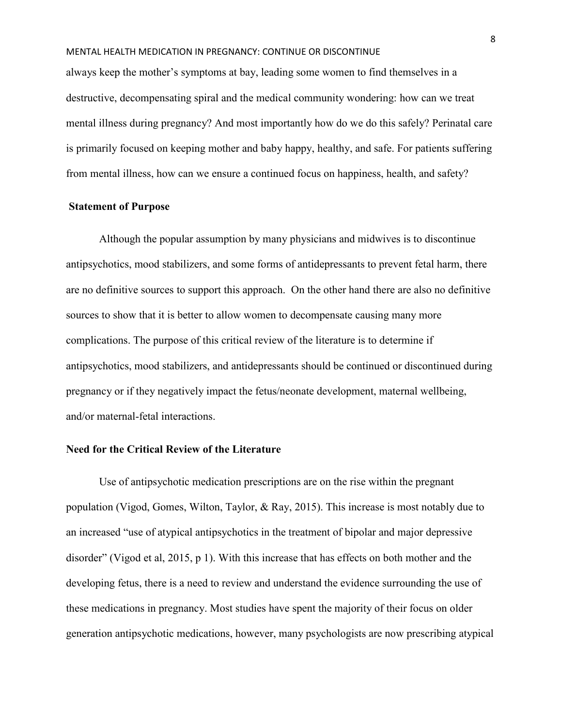always keep the mother's symptoms at bay, leading some women to find themselves in a destructive, decompensating spiral and the medical community wondering: how can we treat mental illness during pregnancy? And most importantly how do we do this safely? Perinatal care is primarily focused on keeping mother and baby happy, healthy, and safe. For patients suffering from mental illness, how can we ensure a continued focus on happiness, health, and safety?

## Statement of Purpose

Although the popular assumption by many physicians and midwives is to discontinue antipsychotics, mood stabilizers, and some forms of antidepressants to prevent fetal harm, there are no definitive sources to support this approach. On the other hand there are also no definitive sources to show that it is better to allow women to decompensate causing many more complications. The purpose of this critical review of the literature is to determine if antipsychotics, mood stabilizers, and antidepressants should be continued or discontinued during pregnancy or if they negatively impact the fetus/neonate development, maternal wellbeing, and/or maternal-fetal interactions.

## Need for the Critical Review of the Literature

Use of antipsychotic medication prescriptions are on the rise within the pregnant population (Vigod, Gomes, Wilton, Taylor, & Ray, 2015). This increase is most notably due to an increased "use of atypical antipsychotics in the treatment of bipolar and major depressive disorder" (Vigod et al, 2015, p 1). With this increase that has effects on both mother and the developing fetus, there is a need to review and understand the evidence surrounding the use of these medications in pregnancy. Most studies have spent the majority of their focus on older generation antipsychotic medications, however, many psychologists are now prescribing atypical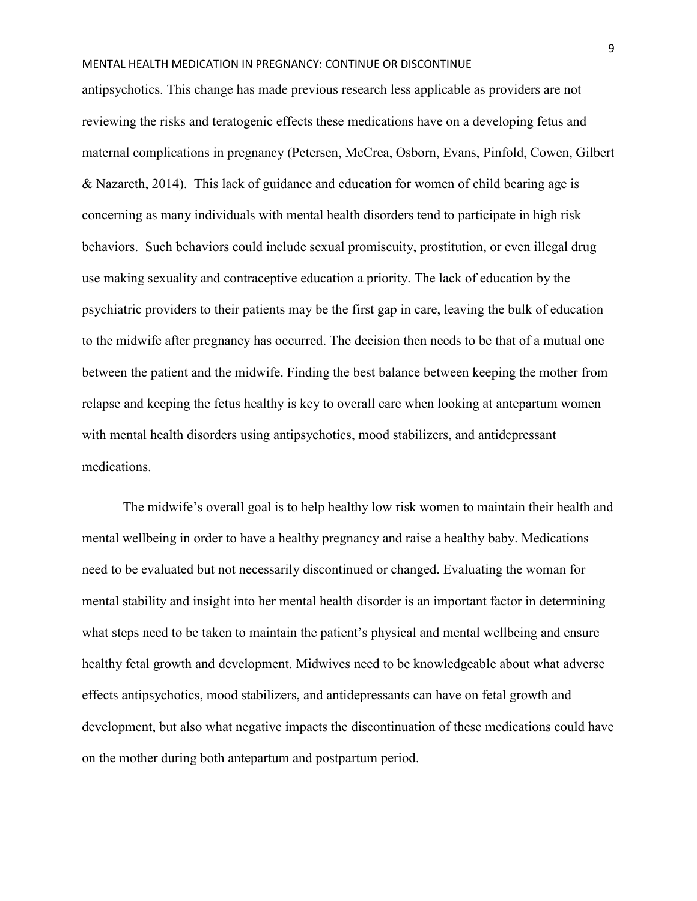antipsychotics. This change has made previous research less applicable as providers are not reviewing the risks and teratogenic effects these medications have on a developing fetus and maternal complications in pregnancy (Petersen, McCrea, Osborn, Evans, Pinfold, Cowen, Gilbert & Nazareth, 2014). This lack of guidance and education for women of child bearing age is concerning as many individuals with mental health disorders tend to participate in high risk behaviors. Such behaviors could include sexual promiscuity, prostitution, or even illegal drug use making sexuality and contraceptive education a priority. The lack of education by the psychiatric providers to their patients may be the first gap in care, leaving the bulk of education to the midwife after pregnancy has occurred. The decision then needs to be that of a mutual one between the patient and the midwife. Finding the best balance between keeping the mother from relapse and keeping the fetus healthy is key to overall care when looking at antepartum women with mental health disorders using antipsychotics, mood stabilizers, and antidepressant medications.

The midwife's overall goal is to help healthy low risk women to maintain their health and mental wellbeing in order to have a healthy pregnancy and raise a healthy baby. Medications need to be evaluated but not necessarily discontinued or changed. Evaluating the woman for mental stability and insight into her mental health disorder is an important factor in determining what steps need to be taken to maintain the patient's physical and mental wellbeing and ensure healthy fetal growth and development. Midwives need to be knowledgeable about what adverse effects antipsychotics, mood stabilizers, and antidepressants can have on fetal growth and development, but also what negative impacts the discontinuation of these medications could have on the mother during both antepartum and postpartum period.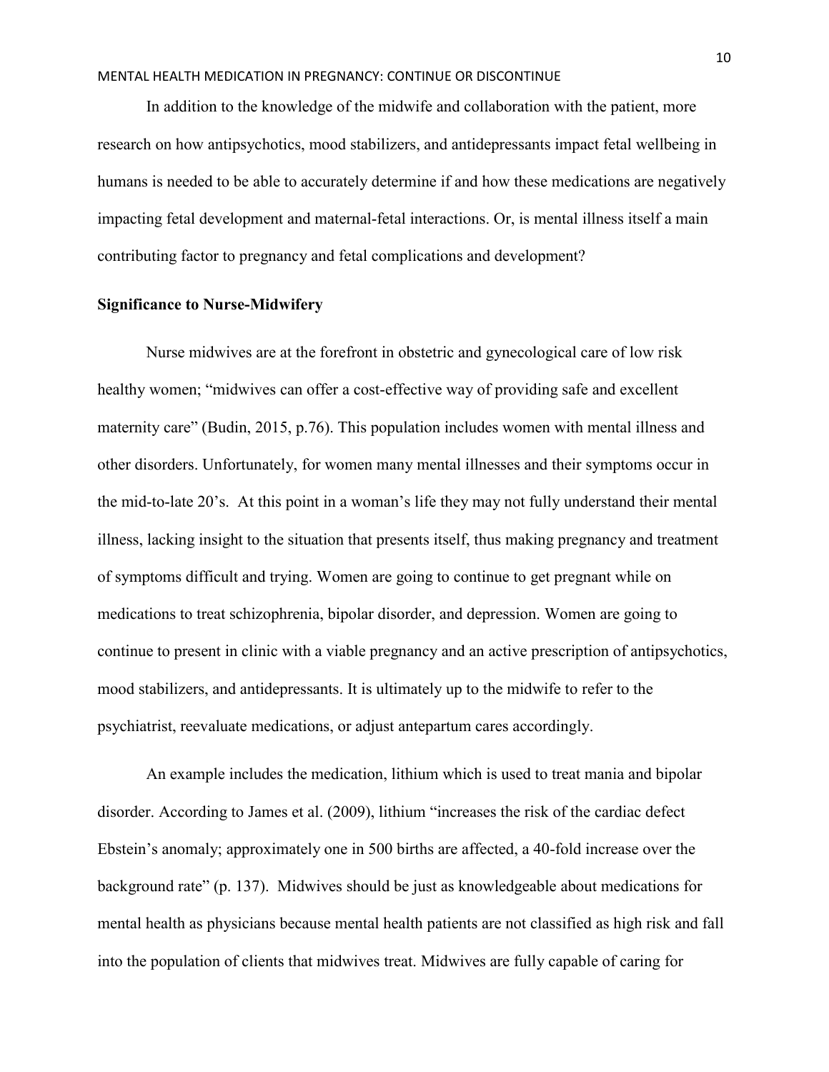In addition to the knowledge of the midwife and collaboration with the patient, more research on how antipsychotics, mood stabilizers, and antidepressants impact fetal wellbeing in humans is needed to be able to accurately determine if and how these medications are negatively impacting fetal development and maternal-fetal interactions. Or, is mental illness itself a main contributing factor to pregnancy and fetal complications and development?

**Significance to Nurse-Midwifery**

Nurse midwives are at the forefront in obstetric and gynecological care of low risk healthy women; "midwives can offer a cost-effective way of providing safe and excellent maternity care" (Budin, 2015, p.76). This population includes women with mental illness and other disorders. Unfortunately, for women many mental illnesses and their symptoms occur in the mid-to-late 20's. At this point in a woman's life they may not fully understand their mental illness, lacking insight to the situation that presents itself, thus making pregnancy and treatment of symptoms difficult and trying. Women are going to continue to get pregnant while on medications to treat schizophrenia, bipolar disorder, and depression. Women are going to continue to present in clinic with a viable pregnancy and an active prescription of antipsychotics, mood stabilizers, and antidepressants. It is ultimately up to the midwife to refer to the psychiatrist, reevaluate medications, or adjust antepartum cares accordingly.

An example includes the medication, lithium which is used to treat mania and bipolar disorder. According to James et al. (2009), lithium "increases the risk of the cardiac defect Ebstein's anomaly; approximately one in 500 births are affected, a 40-fold increase over the background rate" (p. 137). Midwives should be just as knowledgeable about medications for mental health as physicians because mental health patients are not classified as high risk and fall into the population of clients that midwives treat. Midwives are fully capable of caring for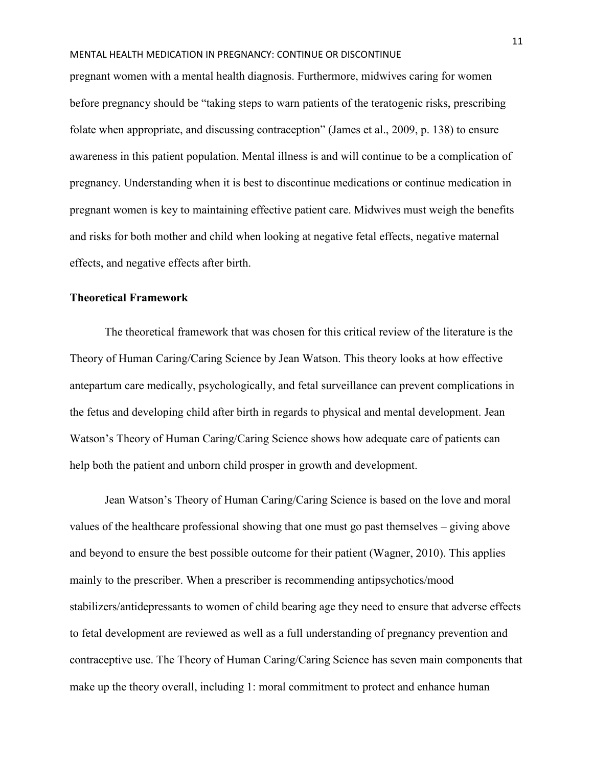pregnant women with a mental health diagnosis. Furthermore, midwives caring for women before pregnancy should be "taking steps to warn patients of the teratogenic risks, prescribing folate when appropriate, and discussing contraception" (James et al., 2009, p. 138) to ensure awareness in this patient population. Mental illness is and will continue to be a complication of pregnancy. Understanding when it is best to discontinue medications or continue medication in pregnant women is key to maintaining effective patient care. Midwives must weigh the benefits and risks for both mother and child when looking at negative fetal effects, negative maternal effects, and negative effects after birth.

**Theoretical Framework**

The theoretical framework that was chosen for this critical review of the literature is the Theory of Human Caring/Caring Science by Jean Watson. This theory looks at how effective antepartum care medically, psychologically, and fetal surveillance can prevent complications in the fetus and developing child after birth in regards to physical and mental development. Jean Watson's Theory of Human Caring/Caring Science shows how adequate care of patients can help both the patient and unborn child prosper in growth and development.

Jean Watson's Theory of Human Caring/Caring Science is based on the love and moral values of the healthcare professional showing that one must go past themselves – giving above and beyond to ensure the best possible outcome for their patient (Wagner, 2010). This applies mainly to the prescriber. When a prescriber is recommending antipsychotics/mood stabilizers/antidepressants to women of child bearing age they need to ensure that adverse effects to fetal development are reviewed as well as a full understanding of pregnancy prevention and contraceptive use. The Theory of Human Caring/Caring Science has seven main components that make up the theory overall, including 1: moral commitment to protect and enhance human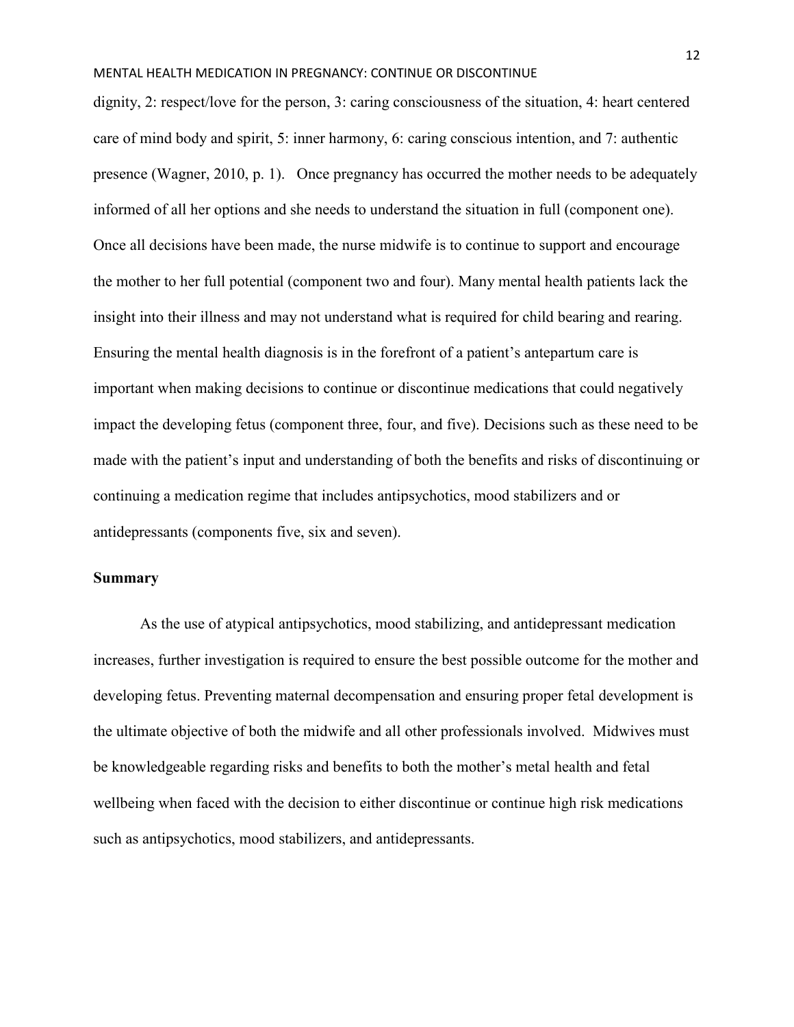dignity, 2: respect/love for the person, 3: caring consciousness of the situation, 4: heart centered care of mind body and spirit, 5: inner harmony, 6: caring conscious intention, and 7: authentic presence (Wagner, 2010, p. 1). Once pregnancy has occurred the mother needs to be adequately informed of all her options and she needs to understand the situation in full (component one). Once all decisions have been made, the nurse midwife is to continue to support and encourage the mother to her full potential (component two and four). Many mental health patients lack the insight into their illness and may not understand what is required for child bearing and rearing. Ensuring the mental health diagnosis is in the forefront of a patient's antepartum care is important when making decisions to continue or discontinue medications that could negatively impact the developing fetus (component three, four, and five). Decisions such as these need to be made with the patient's input and understanding of both the benefits and risks of discontinuing or continuing a medication regime that includes antipsychotics, mood stabilizers and or antidepressants (components five, six and seven).

## Summary

As the use of atypical antipsychotics, mood stabilizing, and antidepressant medication increases, further investigation is required to ensure the best possible outcome for the mother and developing fetus. Preventing maternal decompensation and ensuring proper fetal development is the ultimate objective of both the midwife and all other professionals involved. Midwives must be knowledgeable regarding risks and benefits to both the mother's metal health and fetal wellbeing when faced with the decision to either discontinue or continue high risk medications such as antipsychotics, mood stabilizers, and antidepressants.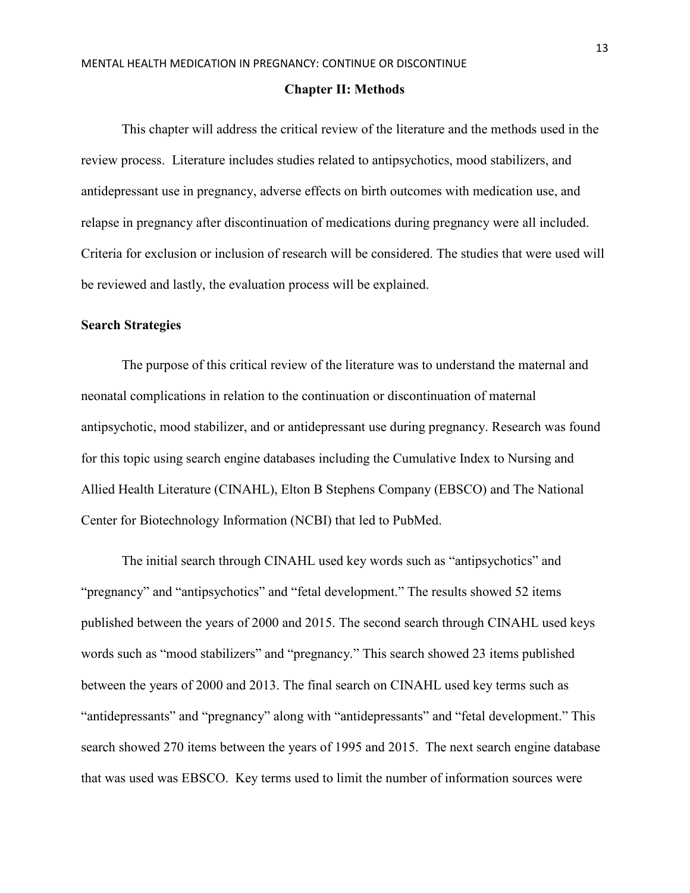## Chapter II: Methods

This chapter will address the critical review of the literature and the methods used in the review process. Literature includes studies related to antipsychotics, mood stabilizers, and antidepressant use in pregnancy, adverse effects on birth outcomes with medication use, and relapse in pregnancy after discontinuation of medications during pregnancy were all included. Criteria for exclusion or inclusion of research will be considered. The studies that were used will be reviewed and lastly, the evaluation process will be explained.

### Search Strategies

The purpose of this critical review of the literature was to understand the maternal and neonatal complications in relation to the continuation or discontinuation of maternal antipsychotic, mood stabilizer, and or antidepressant use during pregnancy. Research was found for this topic using search engine databases including the Cumulative Index to Nursing and Allied Health Literature (CINAHL), Elton B Stephens Company (EBSCO) and The National Center for Biotechnology Information (NCBI) that led to PubMed.

The initial search through CINAHL used key words such as "antipsychotics" and "pregnancy" and "antipsychotics" and "fetal development." The results showed 52 items published between the years of 2000 and 2015. The second search through CINAHL used keys words such as "mood stabilizers" and "pregnancy." This search showed 23 items published between the years of 2000 and 2013. The final search on CINAHL used key terms such as "antidepressants" and "pregnancy" along with "antidepressants" and "fetal development." This search showed 270 items between the years of 1995 and 2015. The next search engine database that was used was EBSCO. Key terms used to limit the number of information sources were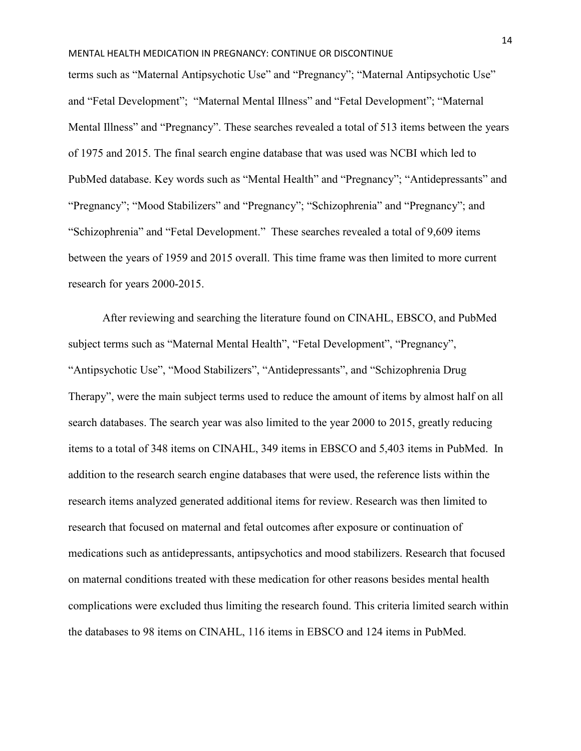terms such as “Maternal Antipsychotic Use” and “Pregnancy”; “Maternal Antipsychotic Use” and “Fetal Development”; “Maternal Mental Illness” and “Fetal Development”; “Maternal Mental Illness” and “Pregnancy”. These searches revealed a total of 513 items between the years of 1975 and 2015. The final search engine database that was used was NCBI which led to PubMed database. Key words such as “Mental Health” and “Pregnancy”; “Antidepressants” and “Pregnancy”; “Mood Stabilizers” and “Pregnancy”; “Schizophrenia” and “Pregnancy”; and “Schizophrenia” and “Fetal Development.” These searches revealed a total of 9,609 items between the years of 1959 and 2015 overall. This time frame was then limited to more current research for years 2000-2015.

After reviewing and searching the literature found on CINAHL, EBSCO, and PubMed subject terms such as “Maternal Mental Health”, “Fetal Development”, “Pregnancy”, “Antipsychotic Use”, “Mood Stabilizers”, “Antidepressants”, and “Schizophrenia Drug Therapy”, were the main subject terms used to reduce the amount of items by almost half on all search databases. The search year was also limited to the year 2000 to 2015, greatly reducing items to a total of 348 items on CINAHL, 349 items in EBSCO and 5,403 items in PubMed. In addition to the research search engine databases that were used, the reference lists within the research items analyzed generated additional items for review. Research was then limited to research that focused on maternal and fetal outcomes after exposure or continuation of medications such as antidepressants, antipsychotics and mood stabilizers. Research that focused on maternal conditions treated with these medication for other reasons besides mental health complications were excluded thus limiting the research found. This criteria limited search within the databases to 98 items on CINAHL, 116 items in EBSCO and 124 items in PubMed.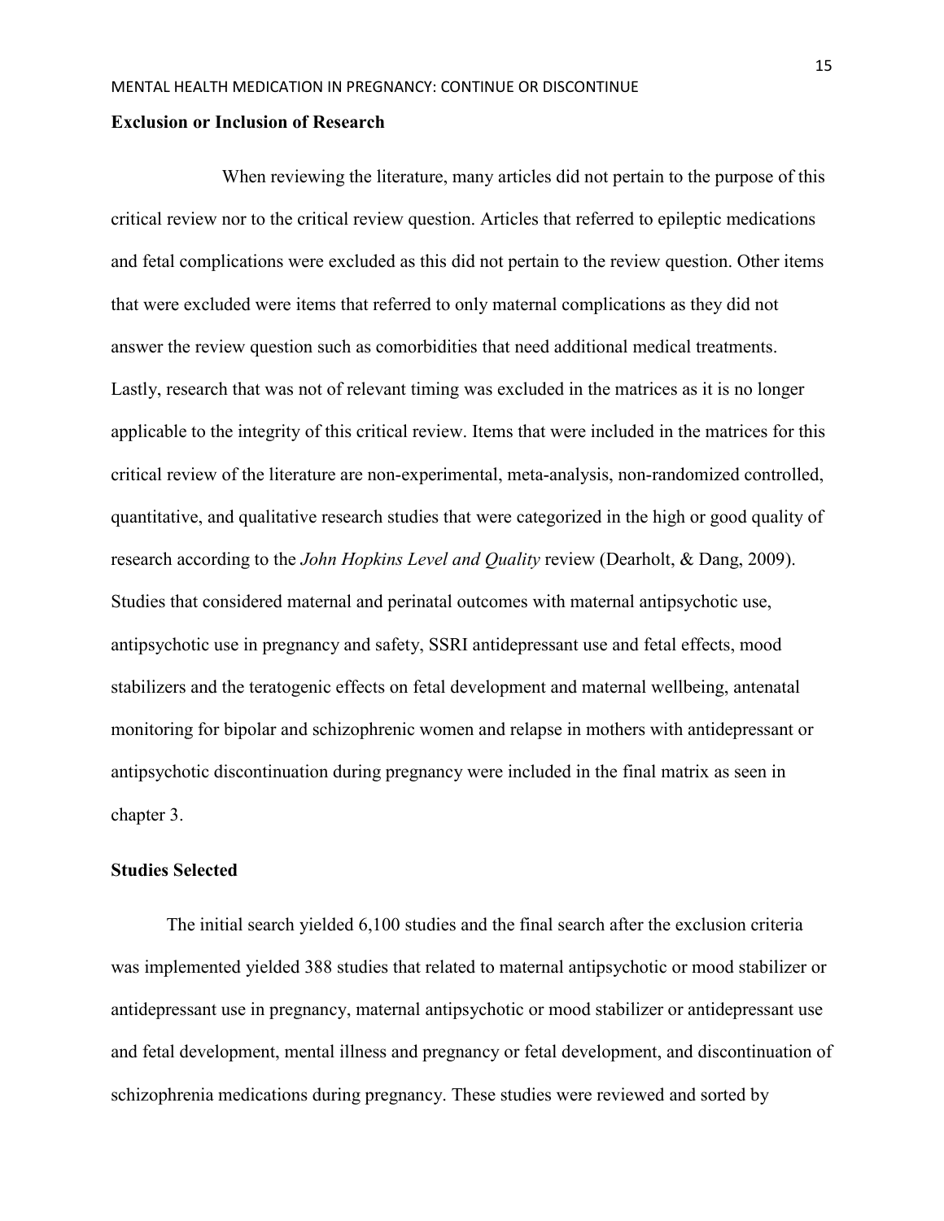**Exclusion or Inclusion of Research**

When reviewing the literature, many articles did not pertain to the purpose of this critical review nor to the critical review question. Articles that referred to epileptic medications and fetal complications were excluded as this did not pertain to the review question. Other items that were excluded were items that referred to only maternal complications as they did not answer the review question such as comorbidities that need additional medical treatments. Lastly, research that was not of relevant timing was excluded in the matrices as it is no longer applicable to the integrity of this critical review. Items that were included in the matrices for this critical review of the literature are non-experimental, meta-analysis, non-randomized controlled, quantitative, and qualitative research studies that were categorized in the high or good quality of research according to the *John Hopkins Level and Quality* review (Dearholt, & Dang, 2009). Studies that considered maternal and perinatal outcomes with maternal antipsychotic use, antipsychotic use in pregnancy and safety, SSRI antidepressant use and fetal effects, mood stabilizers and the teratogenic effects on fetal development and maternal wellbeing, antenatal monitoring for bipolar and schizophrenic women and relapse in mothers with antidepressant or antipsychotic discontinuation during pregnancy were included in the final matrix as seen in chapter 3.

**Studies Selected**

The initial search yielded 6,100 studies and the final search after the exclusion criteria was implemented yielded 388 studies that related to maternal antipsychotic or mood stabilizer or antidepressant use in pregnancy, maternal antipsychotic or mood stabilizer or antidepressant use and fetal development, mental illness and pregnancy or fetal development, and discontinuation of schizophrenia medications during pregnancy. These studies were reviewed and sorted by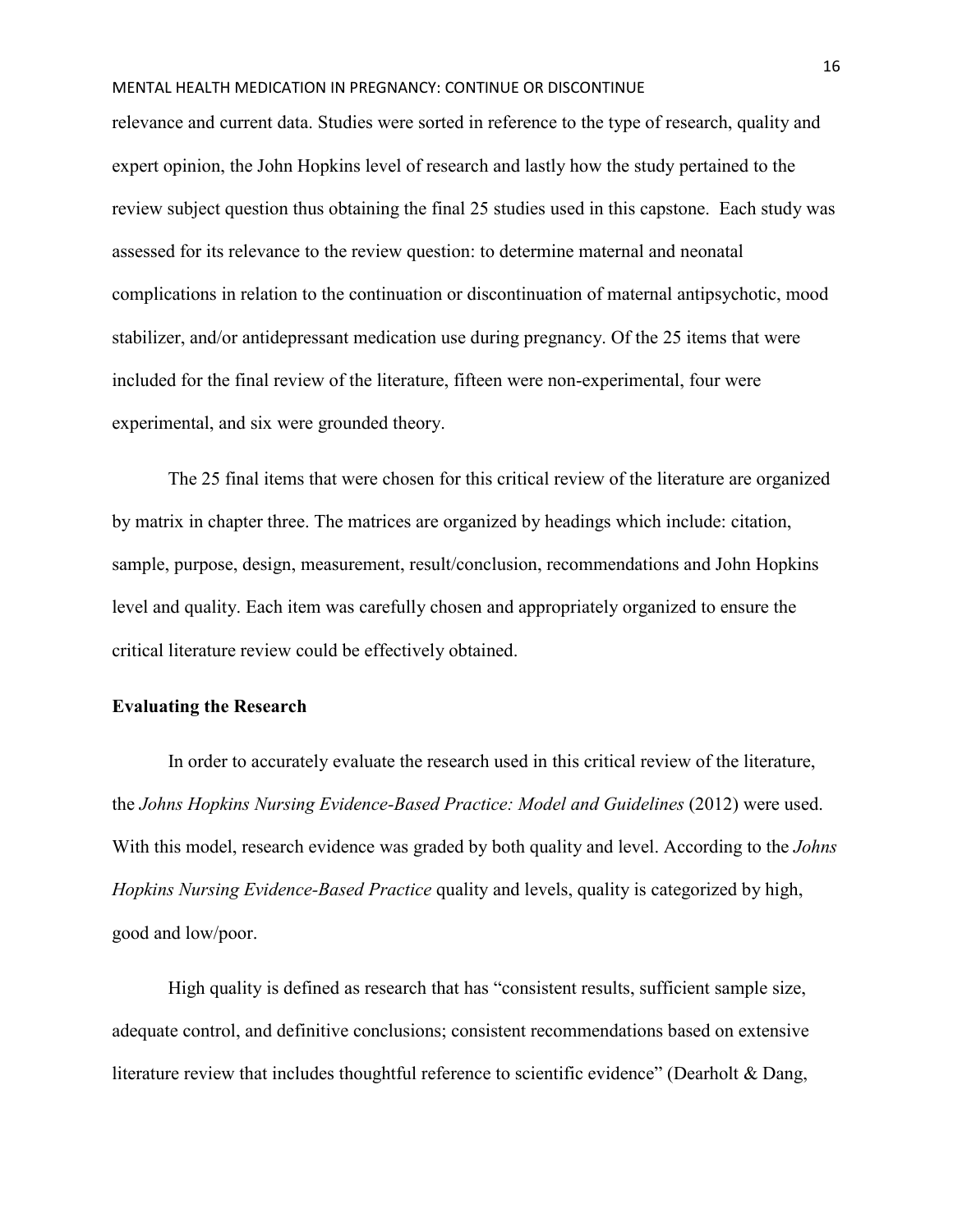relevance and current data. Studies were sorted in reference to the type of research, quality and expert opinion, the John Hopkins level of research and lastly how the study pertained to the review subject question thus obtaining the final 25 studies used in this capstone. Each study was assessed for its relevance to the review question: to determine maternal and neonatal complications in relation to the continuation or discontinuation of maternal antipsychotic, mood stabilizer, and/or antidepressant medication use during pregnancy. Of the 25 items that were included for the final review of the literature, fifteen were non-experimental, four were experimental, and six were grounded theory.

The 25 final items that were chosen for this critical review of the literature are organized by matrix in chapter three. The matrices are organized by headings which include: citation, sample, purpose, design, measurement, result/conclusion, recommendations and John Hopkins level and quality. Each item was carefully chosen and appropriately organized to ensure the critical literature review could be effectively obtained.

**Evaluating the Research**

In order to accurately evaluate the research used in this critical review of the literature, the *Johns Hopkins Nursing Evidence-Based Practice: Model and Guidelines* (2012) were used. With this model, research evidence was graded by both quality and level. According to the *Johns Hopkins Nursing Evidence-Based Practice* quality and levels, quality is categorized by high, good and low/poor.

High quality is defined as research that has "consistent results, sufficient sample size, adequate control, and definitive conclusions; consistent recommendations based on extensive literature review that includes thoughtful reference to scientific evidence" (Dearholt & Dang,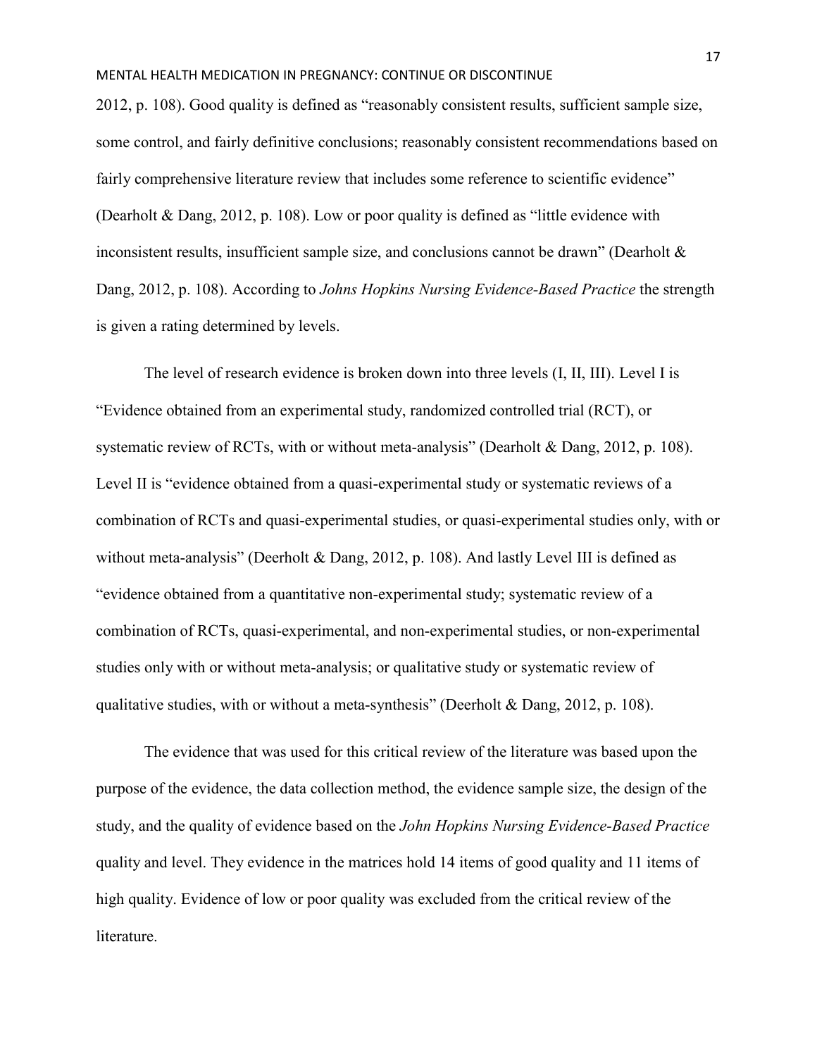2012, p. 108). Good quality is defined as “reasonably consistent results, sufficient sample size, some control, and fairly definitive conclusions; reasonably consistent recommendations based on fairly comprehensive literature review that includes some reference to scientific evidence” (Dearholt & Dang, 2012, p. 108). Low or poor quality is defined as “little evidence with inconsistent results, insufficient sample size, and conclusions cannot be drawn” (Dearholt & Dang, 2012, p. 108). According to *Johns Hopkins Nursing Evidence-Based Practice* the strength is given a rating determined by levels.

The level of research evidence is broken down into three levels (I, II, III). Level I is “Evidence obtained from an experimental study, randomized controlled trial (RCT), or systematic review of RCTs, with or without meta-analysis” (Dearholt & Dang, 2012, p. 108). Level II is “evidence obtained from a quasi-experimental study or systematic reviews of a combination of RCTs and quasi-experimental studies, or quasi-experimental studies only, with or without meta-analysis” (Deerholt & Dang, 2012, p. 108). And lastly Level III is defined as “evidence obtained from a quantitative non-experimental study; systematic review of a combination of RCTs, quasi-experimental, and non-experimental studies, or non-experimental studies only with or without meta-analysis; or qualitative study or systematic review of qualitative studies, with or without a meta-synthesis” (Deerholt & Dang, 2012, p. 108).

The evidence that was used for this critical review of the literature was based upon the purpose of the evidence, the data collection method, the evidence sample size, the design of the study, and the quality of evidence based on the *John Hopkins Nursing Evidence-Based Practice* quality and level. They evidence in the matrices hold 14 items of good quality and 11 items of high quality. Evidence of low or poor quality was excluded from the critical review of the literature.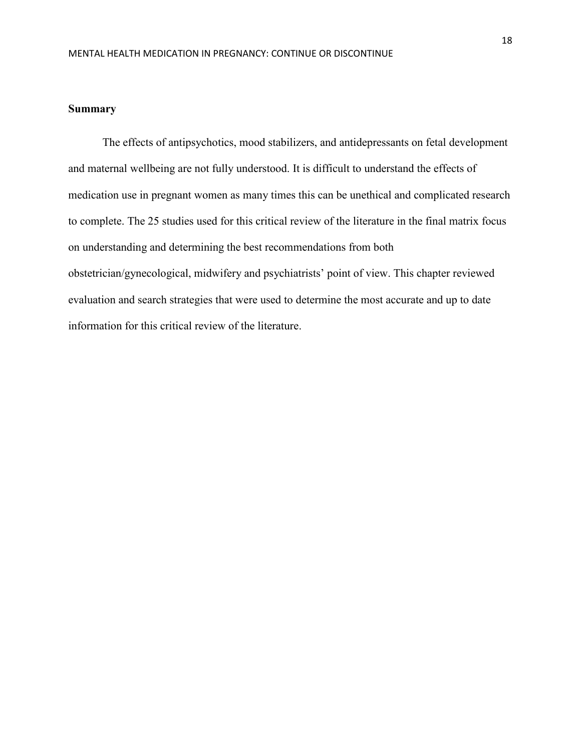## Summary

The effects of antipsychotics, mood stabilizers, and antidepressants on fetal development and maternal wellbeing are not fully understood. It is difficult to understand the effects of medication use in pregnant women as many times this can be unethical and complicated research to complete. The 25 studies used for this critical review of the literature in the final matrix focus on understanding and determining the best recommendations from both obstetrician/gynecological, midwifery and psychiatrists' point of view. This chapter reviewed evaluation and search strategies that were used to determine the most accurate and up to date information for this critical review of the literature.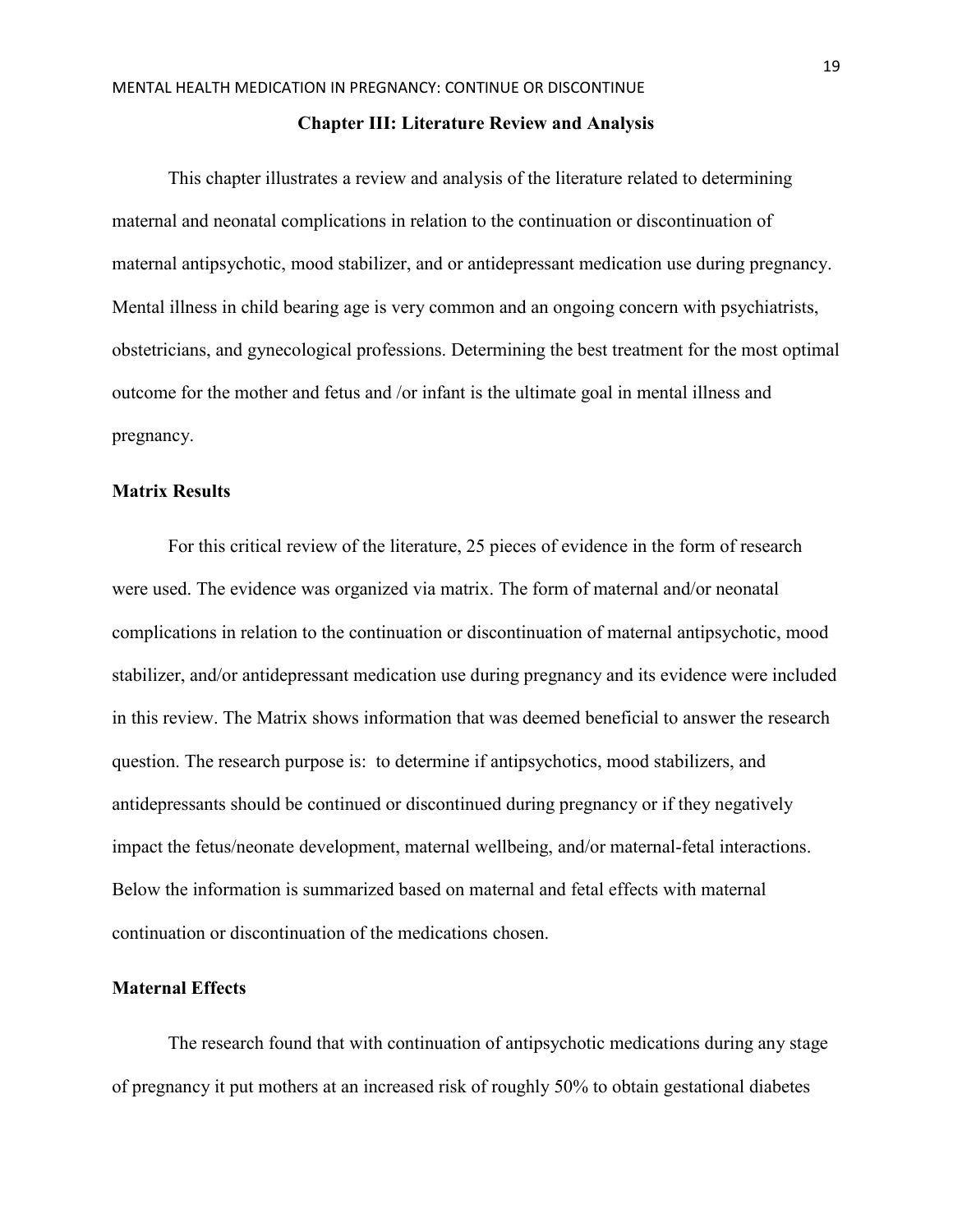## Chapter III: Literature Review and Analysis

This chapter illustrates a review and analysis of the literature related to determining maternal and neonatal complications in relation to the continuation or discontinuation of maternal antipsychotic, mood stabilizer, and or antidepressant medication use during pregnancy. Mental illness in child bearing age is very common and an ongoing concern with psychiatrists, obstetricians, and gynecological professions. Determining the best treatment for the most optimal outcome for the mother and fetus and /or infant is the ultimate goal in mental illness and pregnancy.

### Matrix Results

For this critical review of the literature, 25 pieces of evidence in the form of research were used. The evidence was organized via matrix. The form of maternal and/or neonatal complications in relation to the continuation or discontinuation of maternal antipsychotic, mood stabilizer, and/or antidepressant medication use during pregnancy and its evidence were included in this review. The Matrix shows information that was deemed beneficial to answer the research question. The research purpose is: to determine if antipsychotics, mood stabilizers, and antidepressants should be continued or discontinued during pregnancy or if they negatively impact the fetus/neonate development, maternal wellbeing, and/or maternal-fetal interactions. Below the information is summarized based on maternal and fetal effects with maternal continuation or discontinuation of the medications chosen.

### Maternal Effects

The research found that with continuation of antipsychotic medications during any stage of pregnancy it put mothers at an increased risk of roughly 50% to obtain gestational diabetes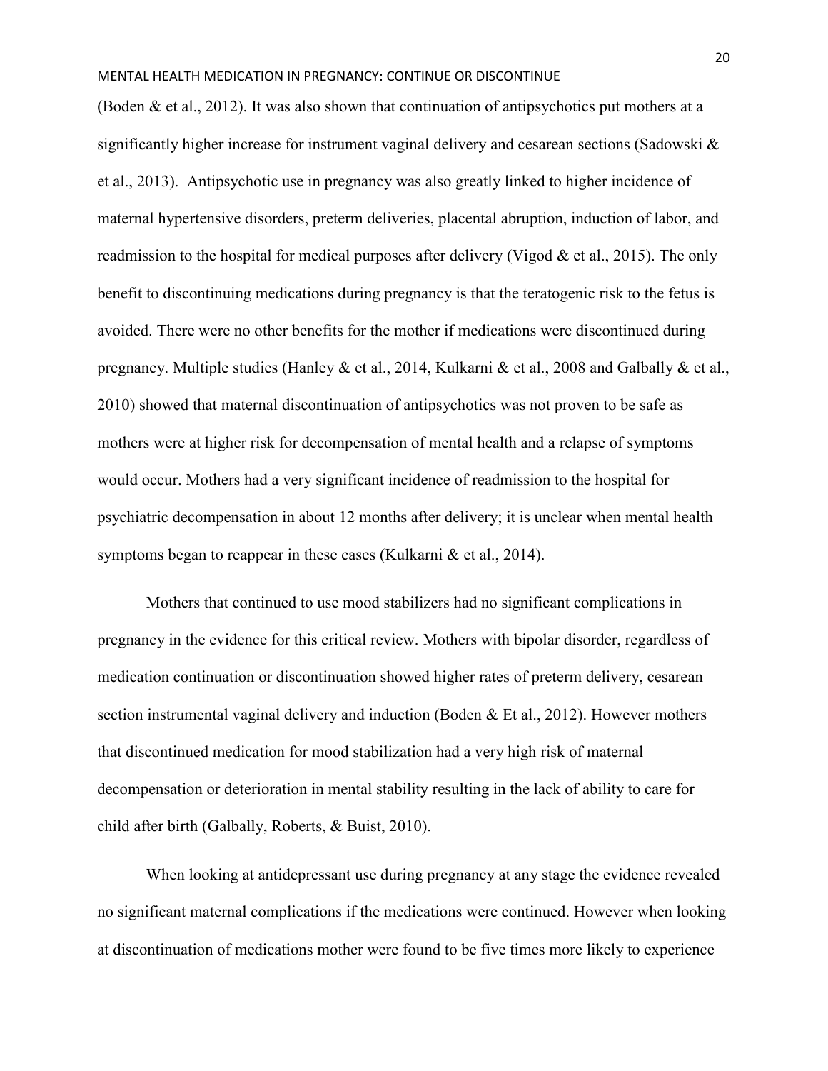(Boden & et al., 2012). It was also shown that continuation of antipsychotics put mothers at a significantly higher increase for instrument vaginal delivery and cesarean sections (Sadowski & et al., 2013). Antipsychotic use in pregnancy was also greatly linked to higher incidence of maternal hypertensive disorders, preterm deliveries, placental abruption, induction of labor, and readmission to the hospital for medical purposes after delivery (Vigod & et al., 2015). The only benefit to discontinuing medications during pregnancy is that the teratogenic risk to the fetus is avoided. There were no other benefits for the mother if medications were discontinued during pregnancy. Multiple studies (Hanley & et al., 2014, Kulkarni & et al., 2008 and Galbally & et al., 2010) showed that maternal discontinuation of antipsychotics was not proven to be safe as mothers were at higher risk for decompensation of mental health and a relapse of symptoms would occur. Mothers had a very significant incidence of readmission to the hospital for psychiatric decompensation in about 12 months after delivery; it is unclear when mental health symptoms began to reappear in these cases (Kulkarni & et al., 2014).

Mothers that continued to use mood stabilizers had no significant complications in pregnancy in the evidence for this critical review. Mothers with bipolar disorder, regardless of medication continuation or discontinuation showed higher rates of preterm delivery, cesarean section instrumental vaginal delivery and induction (Boden & Et al., 2012). However mothers that discontinued medication for mood stabilization had a very high risk of maternal decompensation or deterioration in mental stability resulting in the lack of ability to care for child after birth (Galbally, Roberts, & Buist, 2010).

When looking at antidepressant use during pregnancy at any stage the evidence revealed no significant maternal complications if the medications were continued. However when looking at discontinuation of medications mother were found to be five times more likely to experience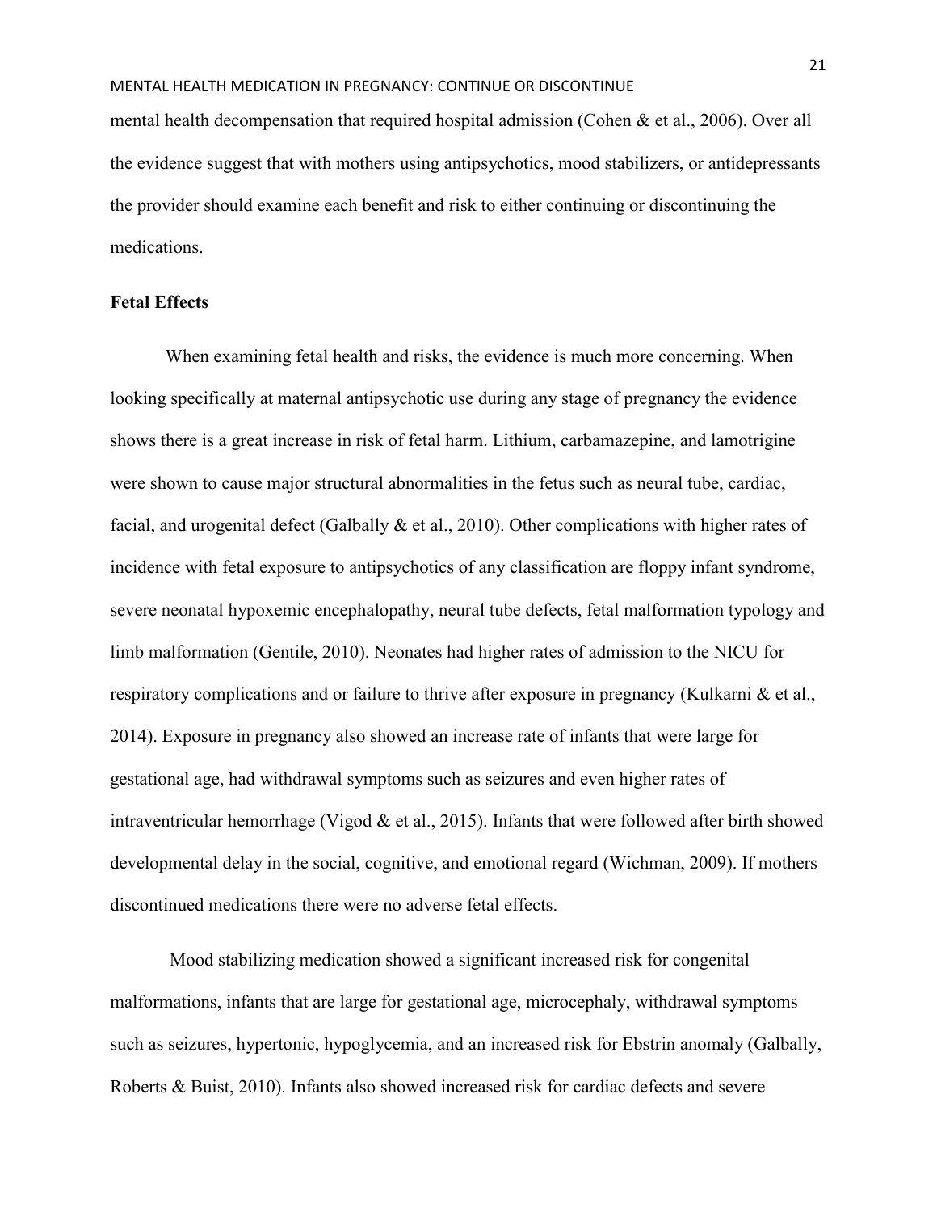mental health decompensation that required hospital admission (Cohen & et al., 2006). Over all the evidence suggest that with mothers using antipsychotics, mood stabilizers, or antidepressants the provider should examine each benefit and risk to either continuing or discontinuing the medications.

**Fetal Effects**

When examining fetal health and risks, the evidence is much more concerning. When looking specifically at maternal antipsychotic use during any stage of pregnancy the evidence shows there is a great increase in risk of fetal harm. Lithium, carbamazepine, and lamotrigine were shown to cause major structural abnormalities in the fetus such as neural tube, cardiac, facial, and urogenital defect (Galbally & et al., 2010). Other complications with higher rates of incidence with fetal exposure to antipsychotics of any classification are floppy infant syndrome, severe neonatal hypoxemic encephalopathy, neural tube defects, fetal malformation typology and limb malformation (Gentile, 2010). Neonates had higher rates of admission to the NICU for respiratory complications and or failure to thrive after exposure in pregnancy (Kulkarni & et al., 2014). Exposure in pregnancy also showed an increase rate of infants that were large for gestational age, had withdrawal symptoms such as seizures and even higher rates of intraventricular hemorrhage (Vigod & et al., 2015). Infants that were followed after birth showed developmental delay in the social, cognitive, and emotional regard (Wichman, 2009). If mothers discontinued medications there were no adverse fetal effects.

Mood stabilizing medication showed a significant increased risk for congenital malformations, infants that are large for gestational age, microcephaly, withdrawal symptoms such as seizures, hypertonic, hypoglycemia, and an increased risk for Ebstrin anomaly (Galbally, Roberts & Buist, 2010). Infants also showed increased risk for cardiac defects and severe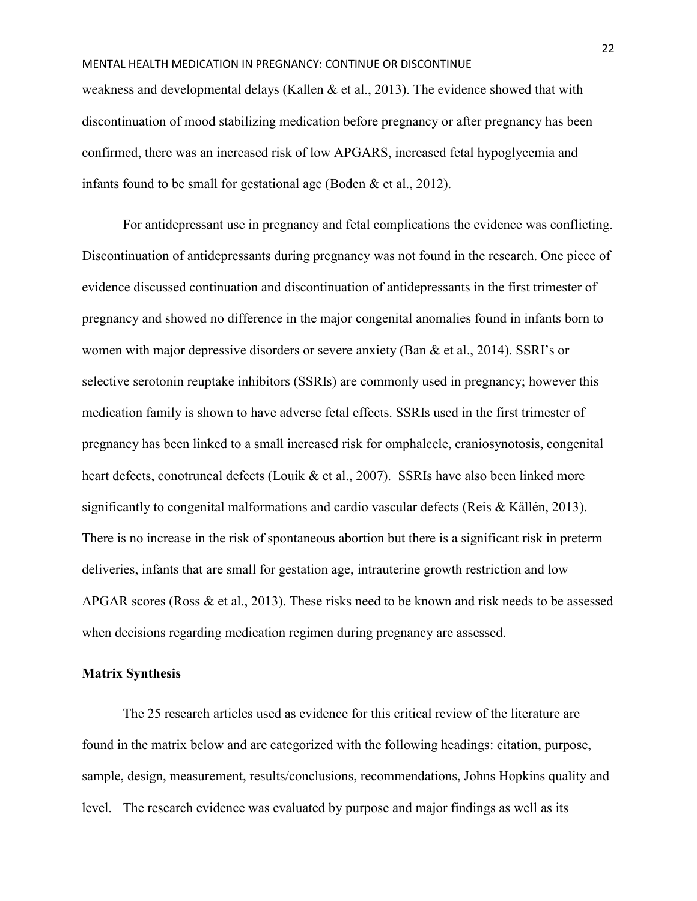weakness and developmental delays (Kallen & et al., 2013). The evidence showed that with discontinuation of mood stabilizing medication before pregnancy or after pregnancy has been confirmed, there was an increased risk of low APGARS, increased fetal hypoglycemia and infants found to be small for gestational age (Boden & et al., 2012).

For antidepressant use in pregnancy and fetal complications the evidence was conflicting. Discontinuation of antidepressants during pregnancy was not found in the research. One piece of evidence discussed continuation and discontinuation of antidepressants in the first trimester of pregnancy and showed no difference in the major congenital anomalies found in infants born to women with major depressive disorders or severe anxiety (Ban & et al., 2014). SSRI's or selective serotonin reuptake inhibitors (SSRIs) are commonly used in pregnancy; however this medication family is shown to have adverse fetal effects. SSRIs used in the first trimester of pregnancy has been linked to a small increased risk for omphalcele, craniosynotosis, congenital heart defects, conotruncal defects (Louik & et al., 2007). SSRIs have also been linked more significantly to congenital malformations and cardio vascular defects (Reis & Källén, 2013). There is no increase in the risk of spontaneous abortion but there is a significant risk in preterm deliveries, infants that are small for gestation age, intrauterine growth restriction and low APGAR scores (Ross & et al., 2013). These risks need to be known and risk needs to be assessed when decisions regarding medication regimen during pregnancy are assessed.

**Matrix Synthesis**

The 25 research articles used as evidence for this critical review of the literature are found in the matrix below and are categorized with the following headings: citation, purpose, sample, design, measurement, results/conclusions, recommendations, Johns Hopkins quality and level. The research evidence was evaluated by purpose and major findings as well as its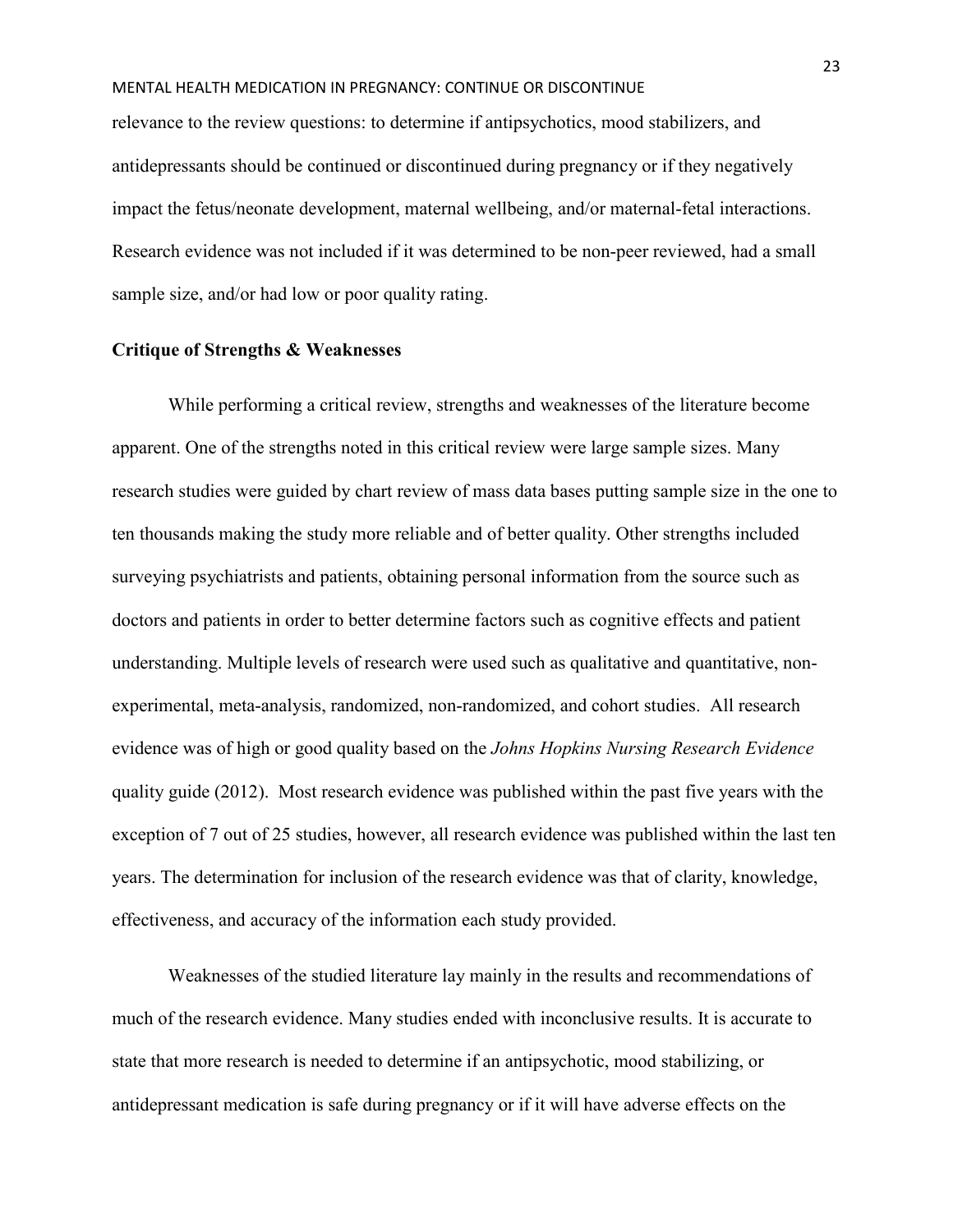relevance to the review questions: to determine if antipsychotics, mood stabilizers, and antidepressants should be continued or discontinued during pregnancy or if they negatively impact the fetus/neonate development, maternal wellbeing, and/or maternal-fetal interactions. Research evidence was not included if it was determined to be non-peer reviewed, had a small sample size, and/or had low or poor quality rating.

### Critique of Strengths & Weaknesses

While performing a critical review, strengths and weaknesses of the literature become apparent. One of the strengths noted in this critical review were large sample sizes. Many research studies were guided by chart review of mass data bases putting sample size in the one to ten thousands making the study more reliable and of better quality. Other strengths included surveying psychiatrists and patients, obtaining personal information from the source such as doctors and patients in order to better determine factors such as cognitive effects and patient understanding. Multiple levels of research were used such as qualitative and quantitative, non-experimental, meta-analysis, randomized, non-randomized, and cohort studies. All research evidence was of high or good quality based on the *Johns Hopkins Nursing Research Evidence* quality guide (2012). Most research evidence was published within the past five years with the exception of 7 out of 25 studies, however, all research evidence was published within the last ten years. The determination for inclusion of the research evidence was that of clarity, knowledge, effectiveness, and accuracy of the information each study provided.

Weaknesses of the studied literature lay mainly in the results and recommendations of much of the research evidence. Many studies ended with inconclusive results. It is accurate to state that more research is needed to determine if an antipsychotic, mood stabilizing, or antidepressant medication is safe during pregnancy or if it will have adverse effects on the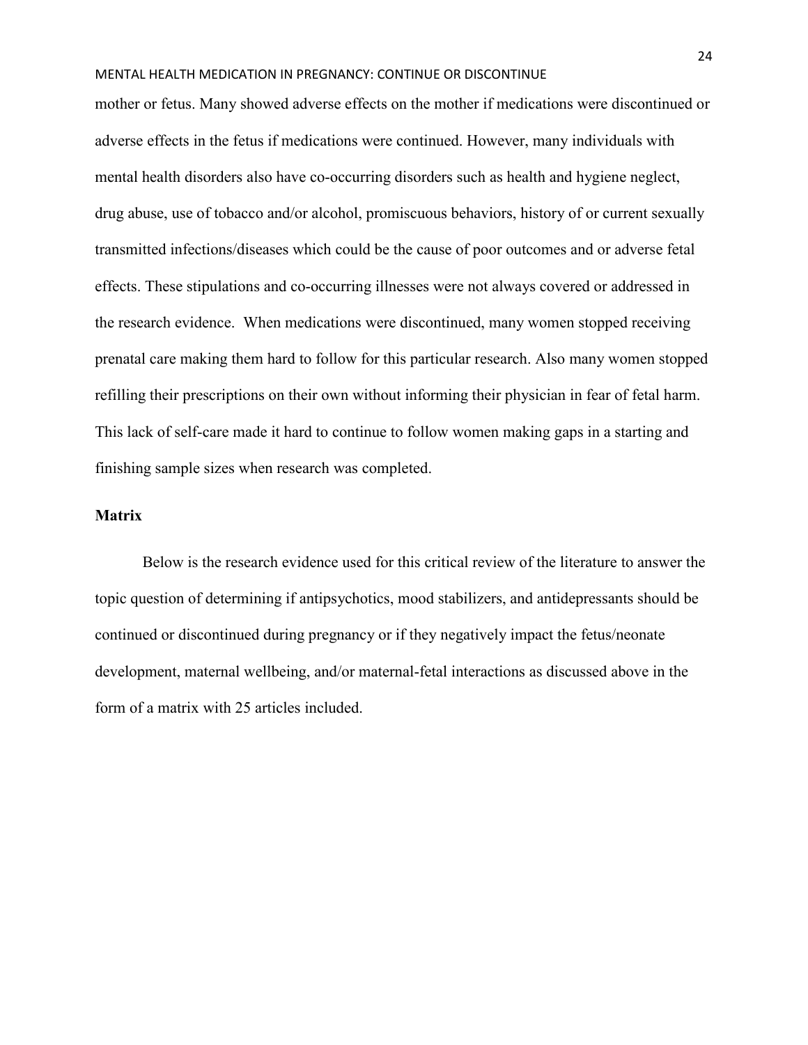mother or fetus. Many showed adverse effects on the mother if medications were discontinued or adverse effects in the fetus if medications were continued. However, many individuals with mental health disorders also have co-occurring disorders such as health and hygiene neglect, drug abuse, use of tobacco and/or alcohol, promiscuous behaviors, history of or current sexually transmitted infections/diseases which could be the cause of poor outcomes and or adverse fetal effects. These stipulations and co-occurring illnesses were not always covered or addressed in the research evidence. When medications were discontinued, many women stopped receiving prenatal care making them hard to follow for this particular research. Also many women stopped refilling their prescriptions on their own without informing their physician in fear of fetal harm. This lack of self-care made it hard to continue to follow women making gaps in a starting and finishing sample sizes when research was completed.

**Matrix**

Below is the research evidence used for this critical review of the literature to answer the topic question of determining if antipsychotics, mood stabilizers, and antidepressants should be continued or discontinued during pregnancy or if they negatively impact the fetus/neonate development, maternal wellbeing, and/or maternal-fetal interactions as discussed above in the form of a matrix with 25 articles included.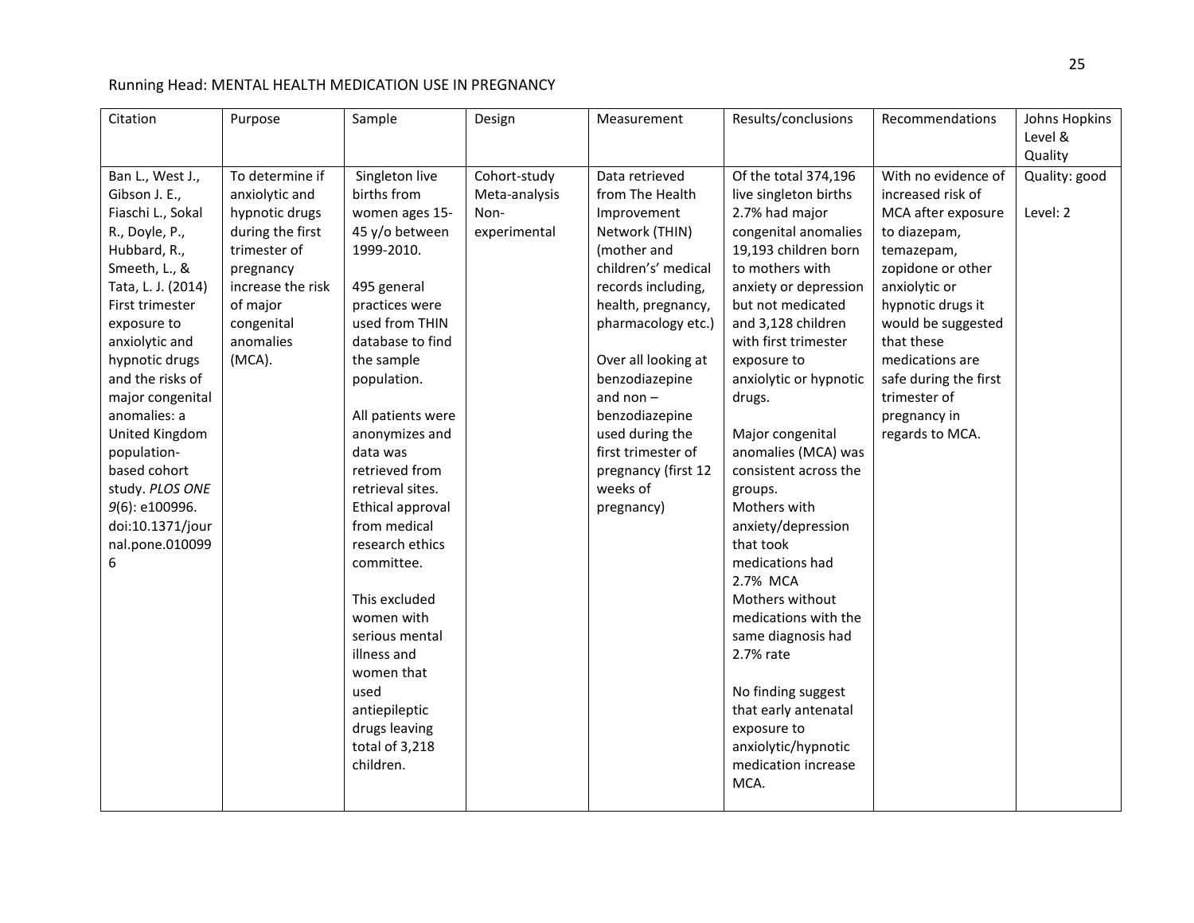| Citation | Purpose | Sample | Design | Measurement | Results/conclusions | Recommendations | Johns Hopkins Level & Quality |
|---|---|---|---|---|---|---|---|
| Ban L., West J., Gibson J. E., Fiaschi L., Sokal R., Doyle, P., Hubbard, R., Smeeth, L., & Tata, L. J. (2014) First trimester exposure to anxiolytic and hypnotic drugs and the risks of major congenital anomalies: a United Kingdom population-based cohort study. *PLOS ONE* *9*(6): e100996. doi:10.1371/journal.pone.0100996 | To determine if anxiolytic and hypnotic drugs during the first trimester of pregnancy increase the risk of major congenital anomalies (MCA). | Singleton live births from women ages 15-45 y/o between 1999-2010.<br><br>495 general practices were used from THIN database to find the sample population.<br><br>All patients were anonymizes and data was retrieved from retrieval sites. Ethical approval from medical research ethics committee.<br><br>This excluded women with serious mental illness and women that used antiepileptic drugs leaving total of 3,218 children. | Cohort-study Meta-analysis Non-experimental | Data retrieved from The Health Improvement Network (THIN) (mother and children's' medical records including, health, pregnancy, pharmacology etc.)<br><br>Over all looking at benzodiazepine and non – benzodiazepine used during the first trimester of pregnancy (first 12 weeks of pregnancy) | Of the total 374,196 live singleton births 2.7% had major congenital anomalies 19,193 children born to mothers with anxiety or depression but not medicated and 3,128 children with first trimester exposure to anxiolytic or hypnotic drugs.<br><br>Major congenital anomalies (MCA) was consistent across the groups.<br>Mothers with anxiety/depression that took medications had 2.7% MCA<br>Mothers without medications with the same diagnosis had 2.7% rate<br><br>No finding suggest that early antenatal exposure to anxiolytic/hypnotic medication increase MCA. | With no evidence of increased risk of MCA after exposure to diazepam, temazepam, zopidone or other anxiolytic or hypnotic drugs it would be suggested that these medications are safe during the first trimester of pregnancy in regards to MCA. | Quality: good<br><br>Level: 2 |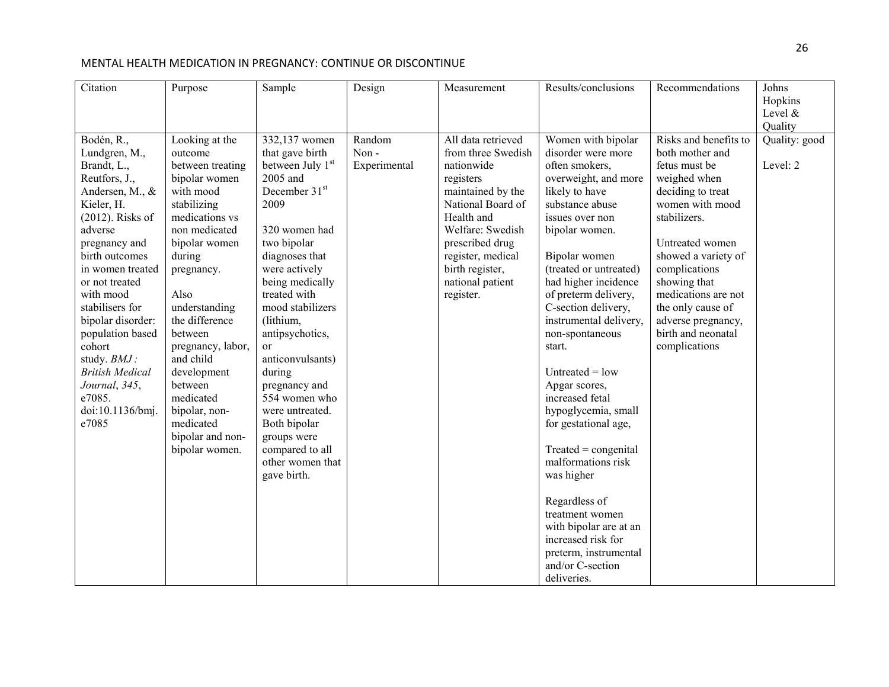| Citation | Purpose | Sample | Design | Measurement | Results/conclusions | Recommendations | Johns Hopkins Level & Quality |
|---|---|---|---|---|---|---|---|
| Bodén, R., Lundgren, M., Brandt, L., Reutfors, J., Andersen, M., & Kieler, H. (2012). Risks of adverse pregnancy and birth outcomes in women treated or not treated with mood stabilisers for bipolar disorder: population based cohort study. *BMJ : British Medical Journal*, *345*, e7085. doi:10.1136/bmj.e7085 | Looking at the outcome between treating bipolar women with mood stabilizing medications vs non medicated bipolar women during pregnancy.<br><br>Also understanding the difference between pregnancy, labor, and child development between medicated bipolar, non-medicated bipolar and non-bipolar women. | 332,137 women that gave birth between July 1st 2005 and December 31st 2009<br><br>320 women had two bipolar diagnoses that were actively being medically treated with mood stabilizers (lithium, antipsychotics, or anticonvulsants) during pregnancy and 554 women who were untreated. Both bipolar groups were compared to all other women that gave birth. | Random Non - Experimental | All data retrieved from three Swedish nationwide registers maintained by the National Board of Health and Welfare: Swedish prescribed drug register, medical birth register, national patient register. | Women with bipolar disorder were more often smokers, overweight, and more likely to have substance abuse issues over non bipolar women.<br><br>Bipolar women (treated or untreated) had higher incidence of preterm delivery, C-section delivery, instrumental delivery, non-spontaneous start.<br><br>Untreated = low Apgar scores, increased fetal hypoglycemia, small for gestational age,<br><br>Treated = congenital malformations risk was higher<br><br>Regardless of treatment women with bipolar are at an increased risk for preterm, instrumental and/or C-section deliveries. | Risks and benefits to both mother and fetus must be weighed when deciding to treat women with mood stabilizers.<br><br>Untreated women showed a variety of complications showing that medications are not the only cause of adverse pregnancy, birth and neonatal complications | Quality: good<br><br>Level: 2 |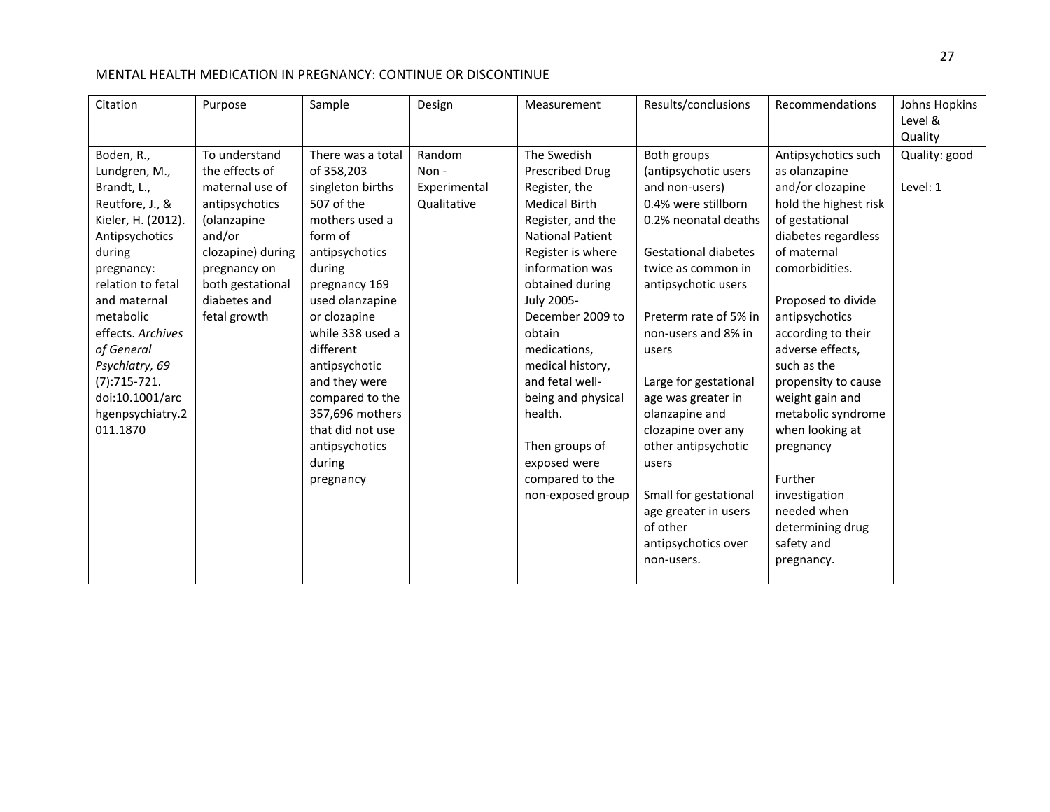| Citation | Purpose | Sample | Design | Measurement | Results/conclusions | Recommendations | Johns Hopkins Level & Quality |
|---|---|---|---|---|---|---|---|
| Boden, R., Lundgren, M., Brandt, L., Reutfore, J., & Kieler, H. (2012). Antipsychotics during pregnancy: relation to fetal and maternal metabolic effects. *Archives of General Psychiatry, 69* (7):715-721. doi:10.1001/archgenpsychiatry.2011.1870 | To understand the effects of maternal use of antipsychotics (olanzapine and/or clozapine) during pregnancy on both gestational diabetes and fetal growth | There was a total of 358,203 singleton births 507 of the mothers used a form of antipsychotics during pregnancy 169 used olanzapine or clozapine while 338 used a different antipsychotic and they were compared to the 357,696 mothers that did not use antipsychotics during pregnancy | Random Non - Experimental Qualitative | The Swedish Prescribed Drug Register, the Medical Birth Register, and the National Patient Register is where information was obtained during July 2005-December 2009 to obtain medications, medical history, and fetal well-being and physical health.<br><br>Then groups of exposed were compared to the non-exposed group | Both groups (antipsychotic users and non-users) 0.4% were stillborn 0.2% neonatal deaths<br><br>Gestational diabetes twice as common in antipsychotic users<br><br>Preterm rate of 5% in non-users and 8% in users<br><br>Large for gestational age was greater in olanzapine and clozapine over any other antipsychotic users<br><br>Small for gestational age greater in users of other antipsychotics over non-users. | Antipsychotics such as olanzapine and/or clozapine hold the highest risk of gestational diabetes regardless of maternal comorbidities.<br><br>Proposed to divide antipsychotics according to their adverse effects, such as the propensity to cause weight gain and metabolic syndrome when looking at pregnancy<br><br>Further investigation needed when determining drug safety and pregnancy. | Quality: good<br><br>Level: 1 |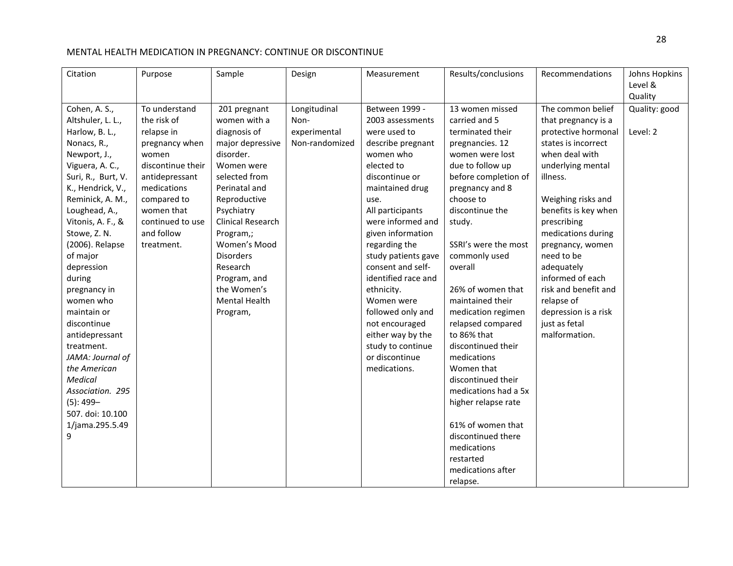| Citation | Purpose | Sample | Design | Measurement | Results/conclusions | Recommendations | Johns Hopkins Level & Quality |
|---|---|---|---|---|---|---|---|
| Cohen, A. S., Altshuler, L. L., Harlow, B. L., Nonacs, R., Newport, J., Viguera, A. C., Suri, R., Burt, V. K., Hendrick, V., Reminick, A. M., Loughead, A., Vitonis, A. F., & Stowe, Z. N. (2006). Relapse of major depression during pregnancy in women who maintain or discontinue antidepressant treatment. *JAMA: Journal of the American Medical Association. 295* (5): 499–507. doi: 10.1001/jama.295.5.499 | To understand the risk of relapse in pregnancy when women discontinue their antidepressant medications compared to women that continued to use and follow treatment. | 201 pregnant women with a diagnosis of major depressive disorder. Women were selected from Perinatal and Reproductive Psychiatry Clinical Research Program,; Women's Mood Disorders Research Program, and the Women's Mental Health Program, | Longitudinal Non-experimental Non-randomized | Between 1999 - 2003 assessments were used to describe pregnant women who elected to discontinue or maintained drug use. All participants were informed and given information regarding the study patients gave consent and self-identified race and ethnicity. Women were followed only and not encouraged either way by the study to continue or discontinue medications. | 13 women missed carried and 5 terminated their pregnancies. 12 women were lost due to follow up before completion of pregnancy and 8 choose to discontinue the study.<br><br>SSRI's were the most commonly used overall<br><br>26% of women that maintained their medication regimen relapsed compared to 86% that discontinued their medications Women that discontinued their medications had a 5x higher relapse rate<br><br>61% of women that discontinued there medications restarted medications after relapse. | The common belief that pregnancy is a protective hormonal states is incorrect when deal with underlying mental illness.<br><br>Weighing risks and benefits is key when prescribing medications during pregnancy, women need to be adequately informed of each risk and benefit and relapse of depression is a risk just as fetal malformation. | Quality: good<br><br>Level: 2 |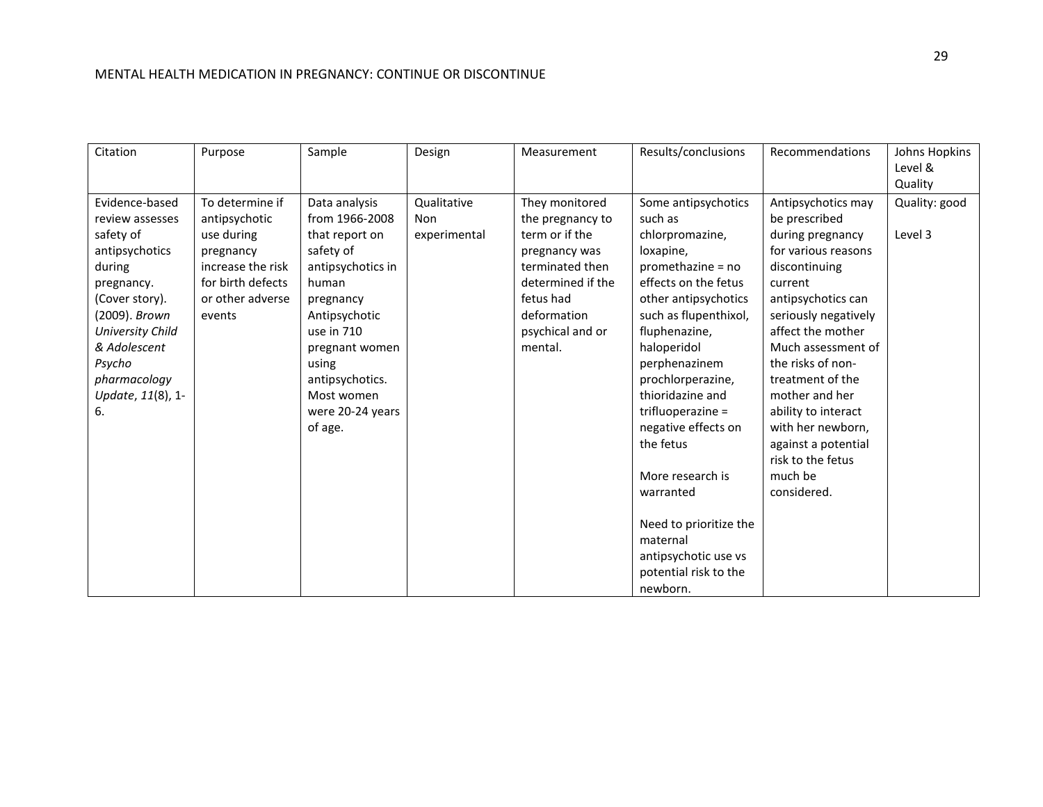| Citation | Purpose | Sample | Design | Measurement | Results/conclusions | Recommendations | Johns Hopkins Level & Quality |
|---|---|---|---|---|---|---|---|
| Evidence-based review assesses safety of antipsychotics during pregnancy. (Cover story). (2009). *Brown University Child & Adolescent Psycho pharmacology Update*, *11*(8), 1-6. | To determine if antipsychotic use during pregnancy increase the risk for birth defects or other adverse events | Data analysis from 1966-2008 that report on safety of antipsychotics in human pregnancy Antipsychotic use in 710 pregnant women using antipsychotics. Most women were 20-24 years of age. | Qualitative Non experimental | They monitored the pregnancy to term or if the pregnancy was terminated then determined if the fetus had deformation psychical and or mental. | Some antipsychotics such as chlorpromazine, loxapine, promethazine = no effects on the fetus other antipsychotics such as flupenthixol, fluphenazine, haloperidol perphenazinem prochlorperazine, thioridazine and trifluoperazine = negative effects on the fetus<br><br>More research is warranted<br><br>Need to prioritize the maternal antipsychotic use vs potential risk to the newborn. | Antipsychotics may be prescribed during pregnancy for various reasons discontinuing current antipsychotics can seriously negatively affect the mother Much assessment of the risks of non-treatment of the mother and her ability to interact with her newborn, against a potential risk to the fetus much be considered. | Quality: good<br><br>Level 3 |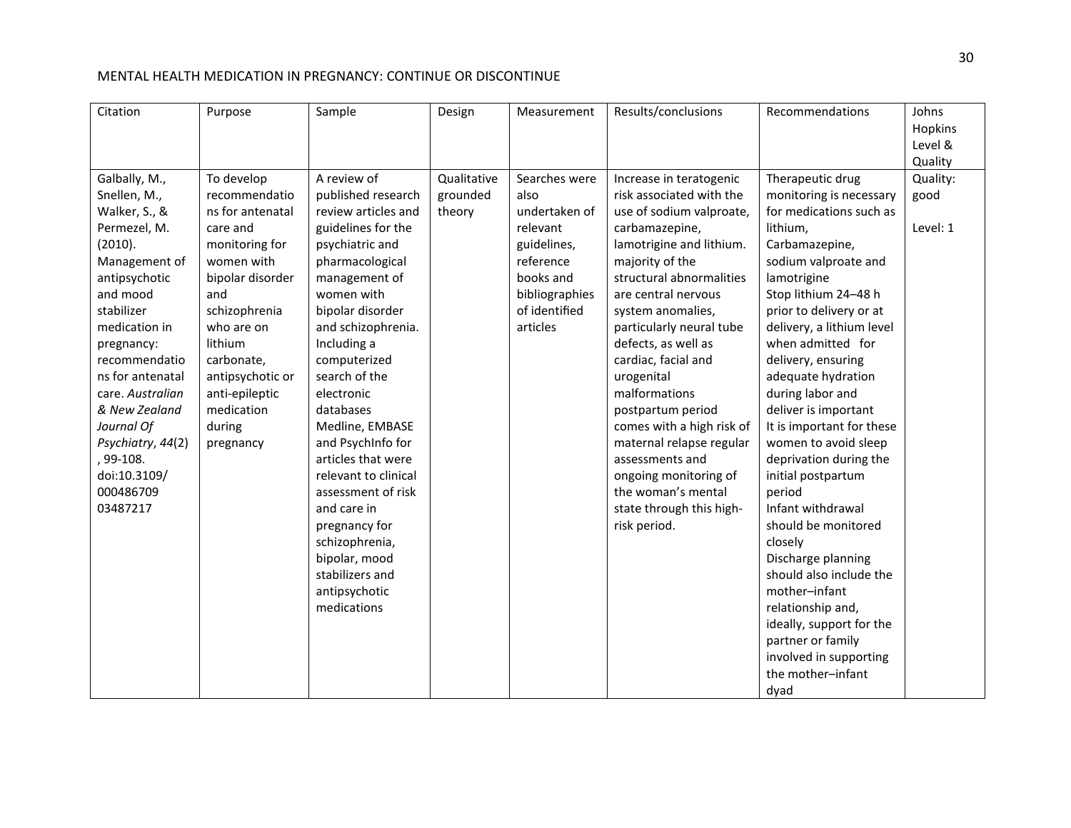| Citation | Purpose | Sample | Design | Measurement | Results/conclusions | Recommendations | Johns Hopkins Level & Quality |
|---|---|---|---|---|---|---|---|
| Galbally, M., Snellen, M., Walker, S., & Permezel, M. (2010). Management of antipsychotic and mood stabilizer medication in pregnancy: recommendations for antenatal care. *Australian & New Zealand Journal Of Psychiatry*, *44*(2), 99-108. doi:10.3109/00048670903487217 | To develop recommendations for antenatal care and monitoring for women with bipolar disorder and schizophrenia who are on lithium carbonate, antipsychotic or anti-epileptic medication during pregnancy | A review of published research review articles and guidelines for the psychiatric and pharmacological management of women with bipolar disorder and schizophrenia. Including a computerized search of the electronic databases Medline, EMBASE and PsychInfo for articles that were relevant to clinical assessment of risk and care in pregnancy for schizophrenia, bipolar, mood stabilizers and antipsychotic medications | Qualitative grounded theory | Searches were also undertaken of relevant guidelines, reference books and bibliographies of identified articles | Increase in teratogenic risk associated with the use of sodium valproate, carbamazepine, lamotrigine and lithium. majority of the structural abnormalities are central nervous system anomalies, particularly neural tube defects, as well as cardiac, facial and urogenital malformations postpartum period comes with a high risk of maternal relapse regular assessments and ongoing monitoring of the woman's mental state through this high-risk period. | Therapeutic drug monitoring is necessary for medications such as lithium, Carbamazepine, sodium valproate and lamotrigine Stop lithium 24–48 h prior to delivery or at delivery, a lithium level when admitted for delivery, ensuring adequate hydration during labor and deliver is important It is important for these women to avoid sleep deprivation during the initial postpartum period Infant withdrawal should be monitored closely Discharge planning should also include the mother–infant relationship and, ideally, support for the partner or family involved in supporting the mother–infant dyad | Quality: good Level: 1 |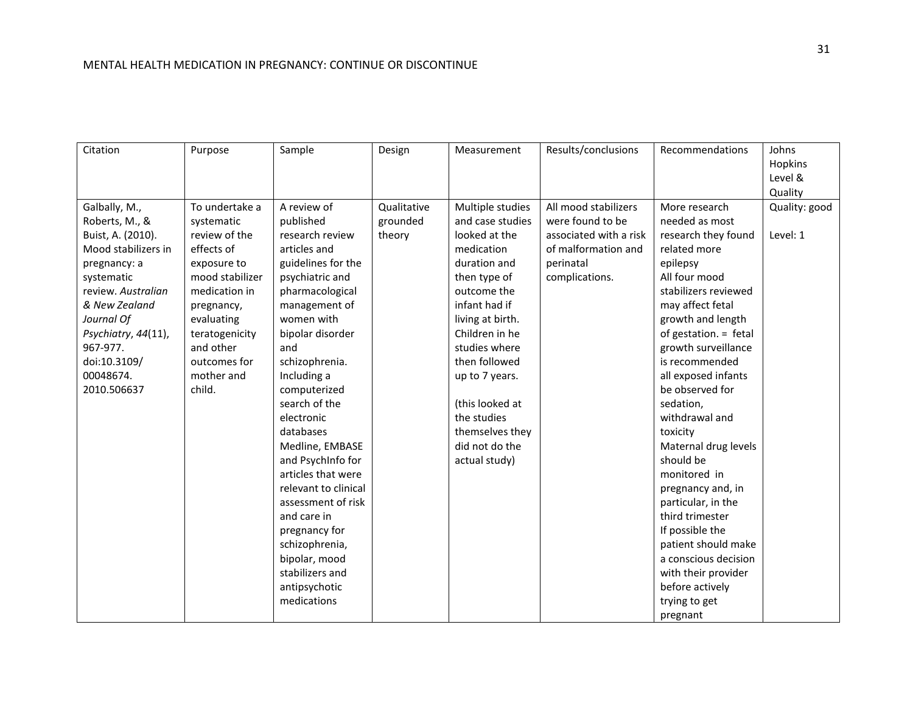| Citation | Purpose | Sample | Design | Measurement | Results/conclusions | Recommendations | Johns Hopkins Level & Quality |
|---|---|---|---|---|---|---|---|
| Galbally, M., Roberts, M., & Buist, A. (2010). Mood stabilizers in pregnancy: a systematic review. *Australian & New Zealand Journal Of Psychiatry*, *44*(11), 967-977. doi:10.3109/ 00048674. 2010.506637 | To undertake a systematic review of the effects of exposure to mood stabilizer medication in pregnancy, evaluating teratogenicity and other outcomes for mother and child. | A review of published research review articles and guidelines for the psychiatric and pharmacological management of women with bipolar disorder and schizophrenia. Including a computerized search of the electronic databases Medline, EMBASE and PsychInfo for articles that were relevant to clinical assessment of risk and care in pregnancy for schizophrenia, bipolar, mood stabilizers and antipsychotic medications | Qualitative grounded theory | Multiple studies and case studies looked at the medication duration and then type of outcome the infant had if living at birth. Children in he studies where then followed up to 7 years.<br><br>(this looked at the studies themselves they did not do the actual study) | All mood stabilizers were found to be associated with a risk of malformation and perinatal complications. | More research needed as most research they found related more epilepsy<br>All four mood stabilizers reviewed may affect fetal growth and length of gestation. = fetal growth surveillance is recommended<br>all exposed infants be observed for sedation, withdrawal and toxicity<br>Maternal drug levels should be monitored in pregnancy and, in particular, in the third trimester<br>If possible the patient should make a conscious decision with their provider before actively trying to get pregnant | Quality: good<br><br>Level: 1 |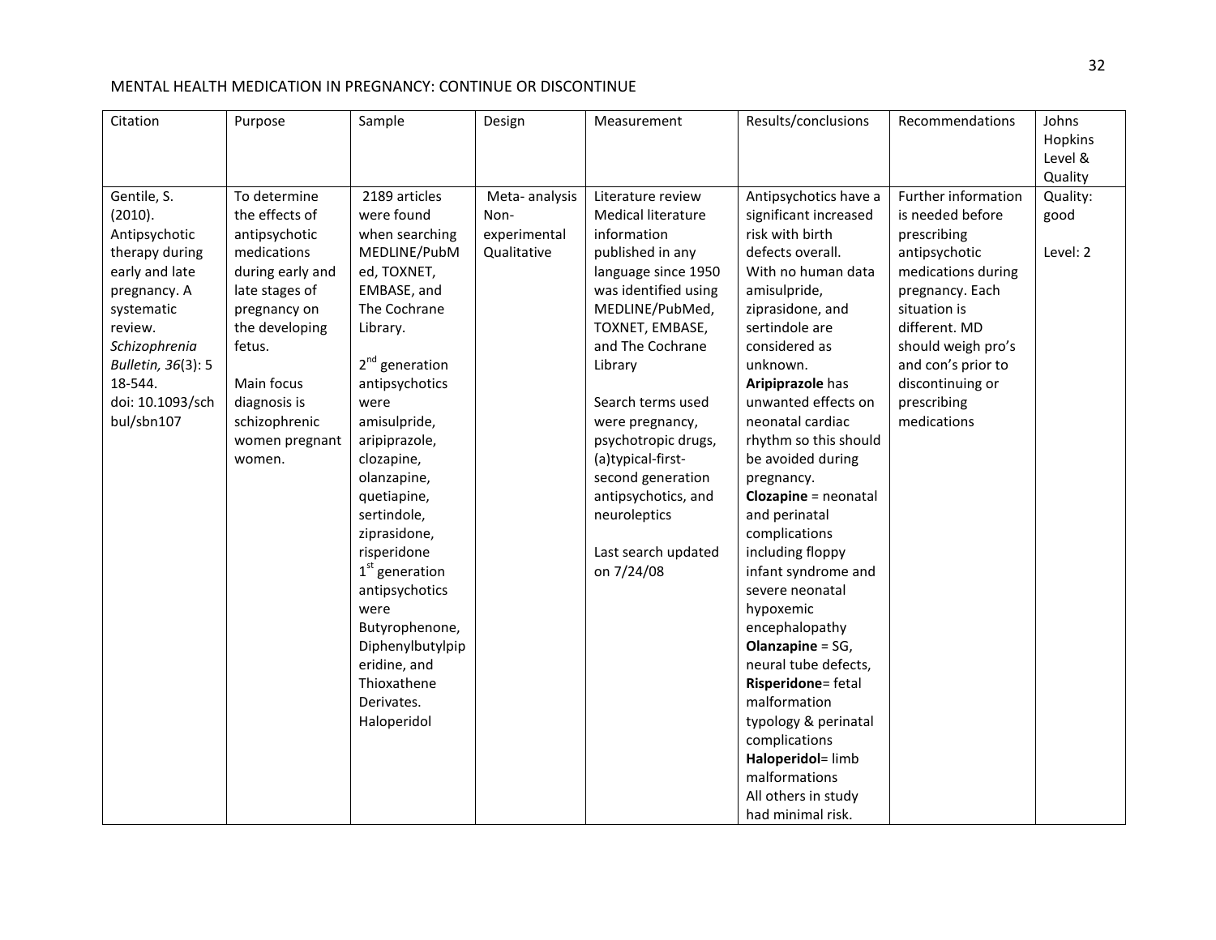| Citation | Purpose | Sample | Design | Measurement | Results/conclusions | Recommendations | Johns Hopkins Level & Quality |
|---|---|---|---|---|---|---|---|
| Gentile, S. (2010). Antipsychotic therapy during early and late pregnancy. A systematic review. *Schizophrenia Bulletin, 36*(3): 518-544. doi: 10.1093/schbul/sbn107 | To determine the effects of antipsychotic medications during early and late stages of pregnancy on the developing fetus.<br><br>Main focus diagnosis is schizophrenic women pregnant women. | 2189 articles were found when searching MEDLINE/PubMed, TOXNET, EMBASE, and The Cochrane Library.<br><br>2nd generation antipsychotics were amisulpride, aripiprazole, clozapine, olanzapine, quetiapine, sertindole, ziprasidone, risperidone<br>1st generation antipsychotics were Butyrophenone, Diphenylbutylpiperidine, and Thioxathene Derivates. Haloperidol | Meta- analysis Non-experimental Qualitative | Literature review Medical literature information published in any language since 1950 was identified using MEDLINE/PubMed, TOXNET, EMBASE, and The Cochrane Library<br><br>Search terms used were pregnancy, psychotropic drugs, (a)typical-first-second generation antipsychotics, and neuroleptics<br><br>Last search updated on 7/24/08 | Antipsychotics have a significant increased risk with birth defects overall.<br>With no human data amisulpride, ziprasidone, and sertindole are considered as unknown.<br>**Aripiprazole** has unwanted effects on neonatal cardiac rhythm so this should be avoided during pregnancy.<br>**Clozapine** = neonatal and perinatal complications including floppy infant syndrome and severe neonatal hypoxemic encephalopathy<br>**Olanzapine** = SG, neural tube defects,<br>**Risperidone**= fetal malformation typology & perinatal complications<br>**Haloperidol**= limb malformations<br>All others in study had minimal risk. | Further information is needed before prescribing antipsychotic medications during pregnancy. Each situation is different. MD should weigh pro's and con's prior to discontinuing or prescribing medications | Quality: good<br><br>Level: 2 |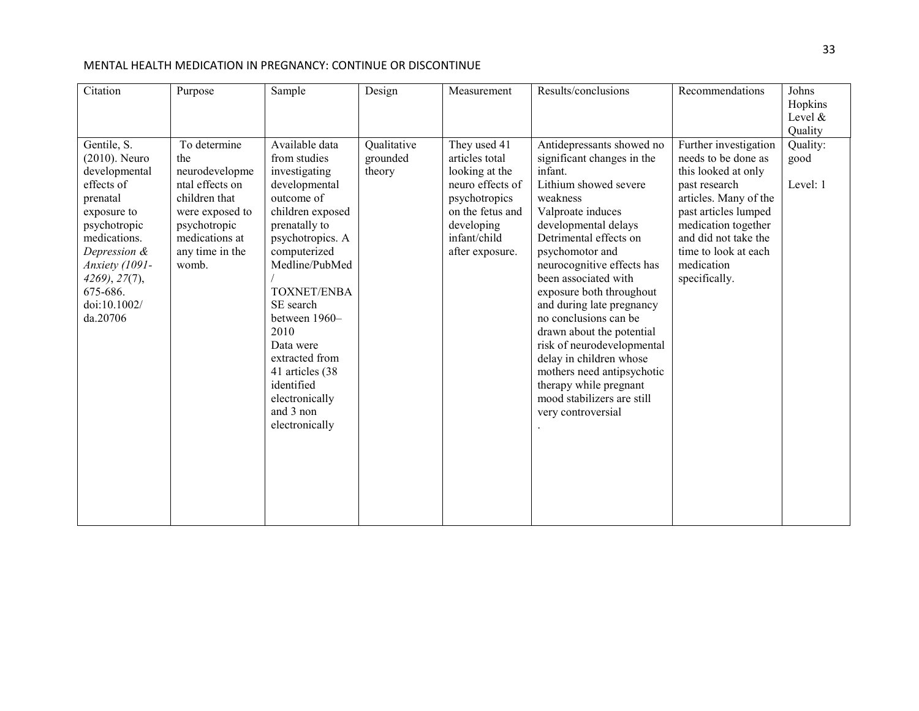| Citation | Purpose | Sample | Design | Measurement | Results/conclusions | Recommendations | Johns Hopkins Level & Quality |
| --- | --- | --- | --- | --- | --- | --- | --- |
| Gentile, S. (2010). Neuro developmental effects of prenatal exposure to psychotropic medications. *Depression & Anxiety (1091-4269)*, *27*(7), 675-686. doi:10.1002/ da.20706 | To determine the neurodevelopmental effects on children that were exposed to psychotropic medications at any time in the womb. | Available data from studies investigating developmental outcome of children exposed prenatally to psychotropics. A computerized Medline/PubMed / TOXNET/ENBASE search between 1960–2010 Data were extracted from 41 articles (38 identified electronically and 3 non electronically | Qualitative grounded theory | They used 41 articles total looking at the neuro effects of psychotropics on the fetus and developing infant/child after exposure. | Antidepressants showed no significant changes in the infant. Lithium showed severe weakness Valproate induces developmental delays Detrimental effects on psychomotor and neurocognitive effects has been associated with exposure both throughout and during late pregnancy no conclusions can be drawn about the potential risk of neurodevelopmental delay in children whose mothers need antipsychotic therapy while pregnant mood stabilizers are still very controversial . | Further investigation needs to be done as this looked at only past research articles. Many of the past articles lumped medication together and did not take the time to look at each medication specifically. | Quality: good Level: 1 |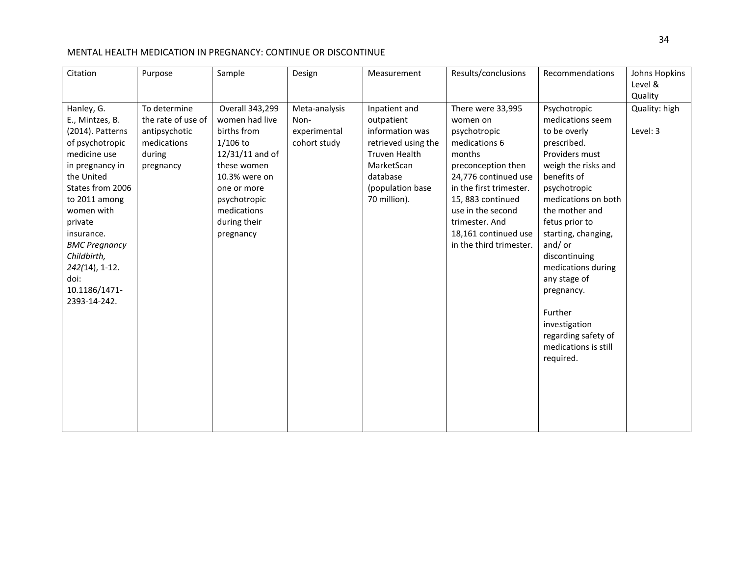| Citation | Purpose | Sample | Design | Measurement | Results/conclusions | Recommendations | Johns Hopkins Level & Quality |
|---|---|---|---|---|---|---|---|
| Hanley, G. E., Mintzes, B. (2014). Patterns of psychotropic medicine use in pregnancy in the United States from 2006 to 2011 among women with private insurance. *BMC Pregnancy Childbirth, 242(*14), 1-12. doi: 10.1186/1471-2393-14-242. | To determine the rate of use of antipsychotic medications during pregnancy | Overall 343,299 women had live births from 1/106 to 12/31/11 and of these women 10.3% were on one or more psychotropic medications during their pregnancy | Meta-analysis Non-experimental cohort study | Inpatient and outpatient information was retrieved using the Truven Health MarketScan database (population base 70 million). | There were 33,995 women on psychotropic medications 6 months preconception then 24,776 continued use in the first trimester. 15, 883 continued use in the second trimester. And 18,161 continued use in the third trimester. | Psychotropic medications seem to be overly prescribed. Providers must weigh the risks and benefits of psychotropic medications on both the mother and fetus prior to starting, changing, and/ or discontinuing medications during any stage of pregnancy.<br><br>Further investigation regarding safety of medications is still required. | Quality: high<br><br>Level: 3 |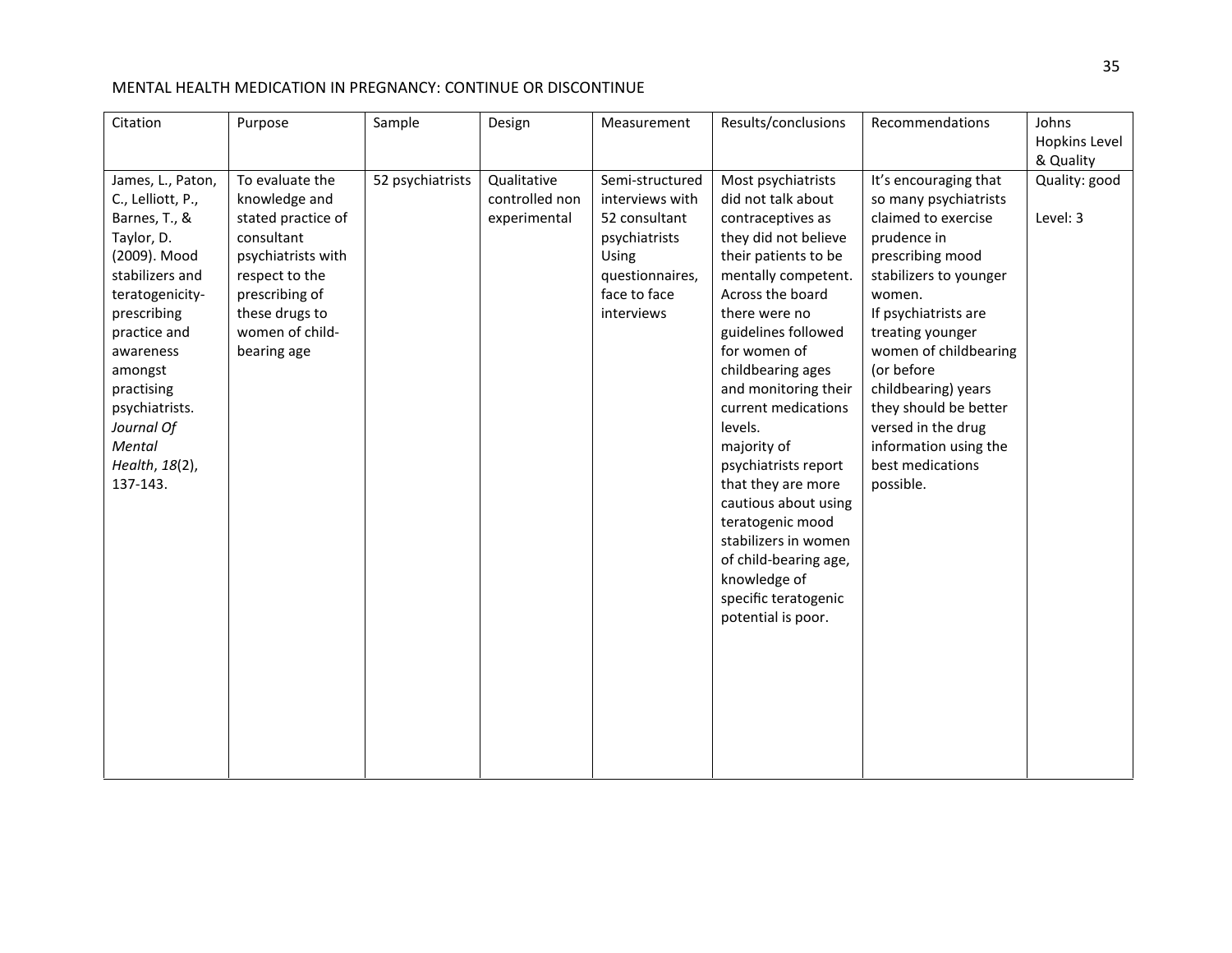| Citation | Purpose | Sample | Design | Measurement | Results/conclusions | Recommendations | Johns Hopkins Level & Quality |
|---|---|---|---|---|---|---|---|
| James, L., Paton, C., Lelliott, P., Barnes, T., & Taylor, D. (2009). Mood stabilizers and teratogenicity-prescribing practice and awareness amongst practising psychiatrists. *Journal Of Mental Health*, *18*(2), 137-143. | To evaluate the knowledge and stated practice of consultant psychiatrists with respect to the prescribing of these drugs to women of child-bearing age | 52 psychiatrists | Qualitative controlled non experimental | Semi-structured interviews with 52 consultant psychiatrists Using questionnaires, face to face interviews | Most psychiatrists did not talk about contraceptives as they did not believe their patients to be mentally competent. Across the board there were no guidelines followed for women of childbearing ages and monitoring their current medications levels. majority of psychiatrists report that they are more cautious about using teratogenic mood stabilizers in women of child-bearing age, knowledge of specific teratogenic potential is poor. | It's encouraging that so many psychiatrists claimed to exercise prudence in prescribing mood stabilizers to younger women. If psychiatrists are treating younger women of childbearing (or before childbearing) years they should be better versed in the drug information using the best medications possible. | Quality: good<br><br>Level: 3 |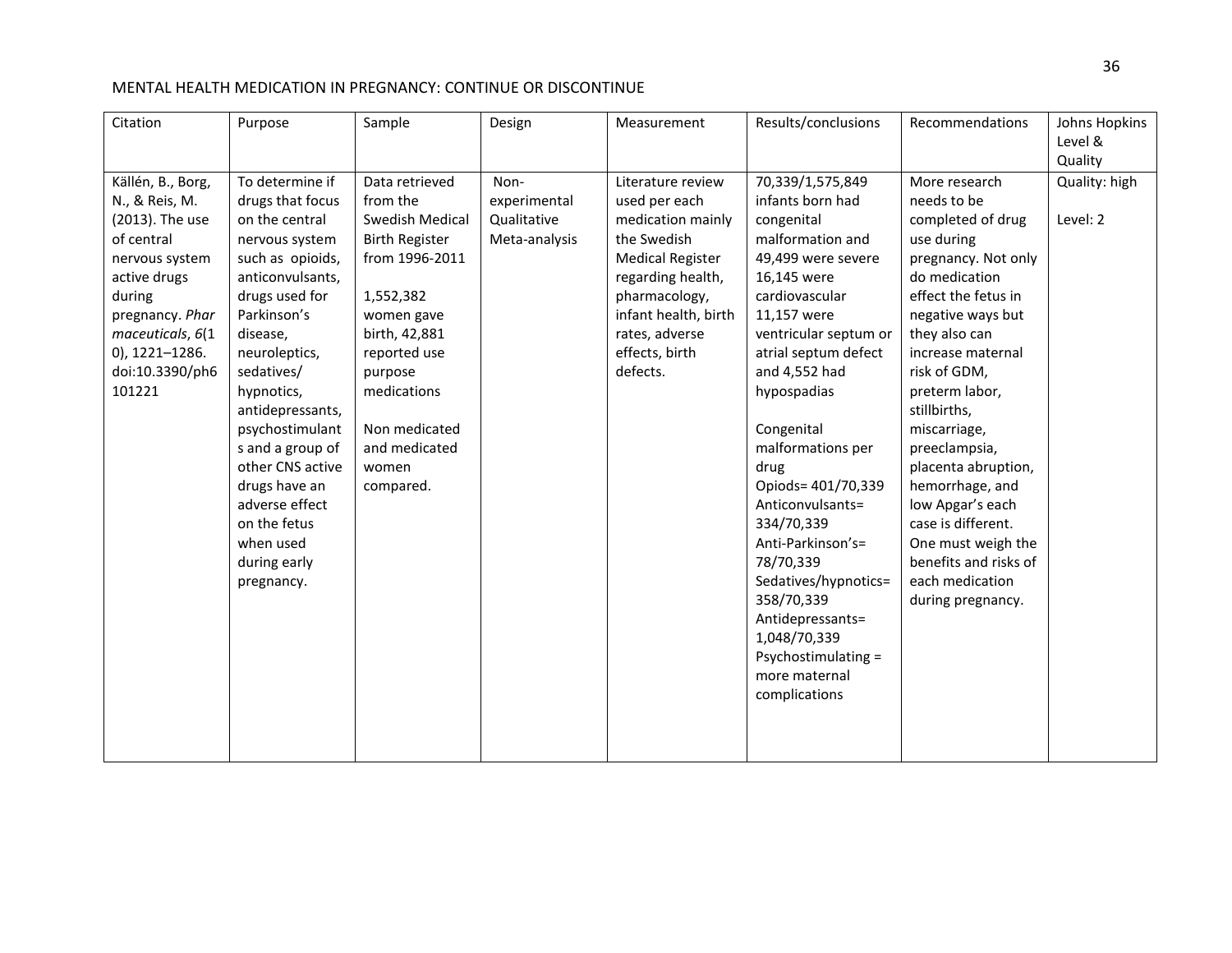| Citation | Purpose | Sample | Design | Measurement | Results/conclusions | Recommendations | Johns Hopkins Level & Quality |
|---|---|---|---|---|---|---|---|
| Källén, B., Borg, N., & Reis, M. (2013). The use of central nervous system active drugs during pregnancy. *Pharmaceuticals*, *6*(10), 1221–1286. doi:10.3390/ph6101221 | To determine if drugs that focus on the central nervous system such as opioids, anticonvulsants, drugs used for Parkinson's disease, neuroleptics, sedatives/ hypnotics, antidepressants, psychostimulants and a group of other CNS active drugs have an adverse effect on the fetus when used during early pregnancy. | Data retrieved from the Swedish Medical Birth Register from 1996-2011<br><br>1,552,382 women gave birth, 42,881 reported use purpose medications<br><br>Non medicated and medicated women compared. | Non-experimental Qualitative Meta-analysis | Literature review used per each medication mainly the Swedish Medical Register regarding health, pharmacology, infant health, birth rates, adverse effects, birth defects. | 70,339/1,575,849 infants born had congenital malformation and 49,499 were severe 16,145 were cardiovascular 11,157 were ventricular septum or atrial septum defect and 4,552 had hypospadias<br><br>Congenital malformations per drug<br>Opiods= 401/70,339<br>Anticonvulsants= 334/70,339<br>Anti-Parkinson's= 78/70,339<br>Sedatives/hypnotics= 358/70,339<br>Antidepressants= 1,048/70,339<br>Psychostimulating = more maternal complications | More research needs to be completed of drug use during pregnancy. Not only do medication effect the fetus in negative ways but they also can increase maternal risk of GDM, preterm labor, stillbirths, miscarriage, preeclampsia, placenta abruption, hemorrhage, and low Apgar's each case is different. One must weigh the benefits and risks of each medication during pregnancy. | Quality: high<br><br>Level: 2 |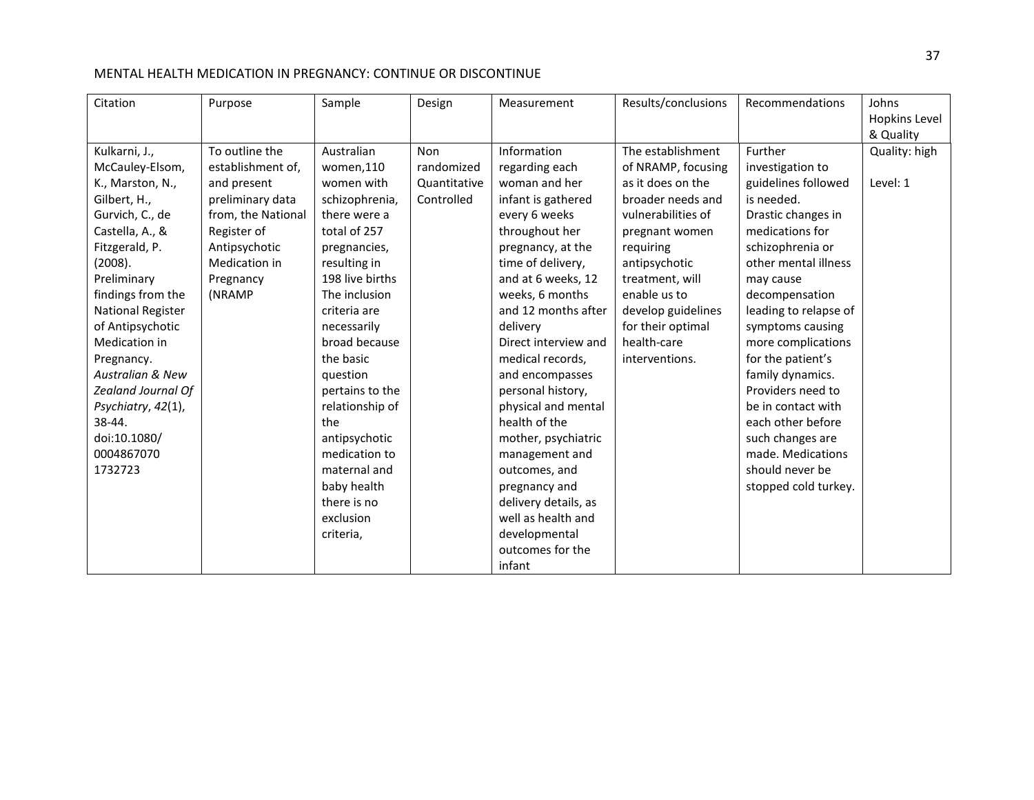| Citation | Purpose | Sample | Design | Measurement | Results/conclusions | Recommendations | Johns Hopkins Level & Quality |
|---|---|---|---|---|---|---|---|
| Kulkarni, J., McCauley-Elsom, K., Marston, N., Gilbert, H., Gurvich, C., de Castella, A., & Fitzgerald, P. (2008). Preliminary findings from the National Register of Antipsychotic Medication in Pregnancy. *Australian & New Zealand Journal Of Psychiatry*, *42*(1), 38-44. doi:10.1080/ 0004867070 1732723 | To outline the establishment of, and present preliminary data from, the National Register of Antipsychotic Medication in Pregnancy (NRAMP | Australian women,110 women with schizophrenia, there were a total of 257 pregnancies, resulting in 198 live births The inclusion criteria are necessarily broad because the basic question pertains to the relationship of the antipsychotic medication to maternal and baby health there is no exclusion criteria, | Non randomized Quantitative Controlled | Information regarding each woman and her infant is gathered every 6 weeks throughout her pregnancy, at the time of delivery, and at 6 weeks, 12 weeks, 6 months and 12 months after delivery Direct interview and medical records, and encompasses personal history, physical and mental health of the mother, psychiatric management and outcomes, and pregnancy and delivery details, as well as health and developmental outcomes for the infant | The establishment of NRAMP, focusing as it does on the broader needs and vulnerabilities of pregnant women requiring antipsychotic treatment, will enable us to develop guidelines for their optimal health-care interventions. | Further investigation to guidelines followed is needed. Drastic changes in medications for schizophrenia or other mental illness may cause decompensation leading to relapse of symptoms causing more complications for the patient's family dynamics. Providers need to be in contact with each other before such changes are made. Medications should never be stopped cold turkey. | Quality: high<br><br>Level: 1 |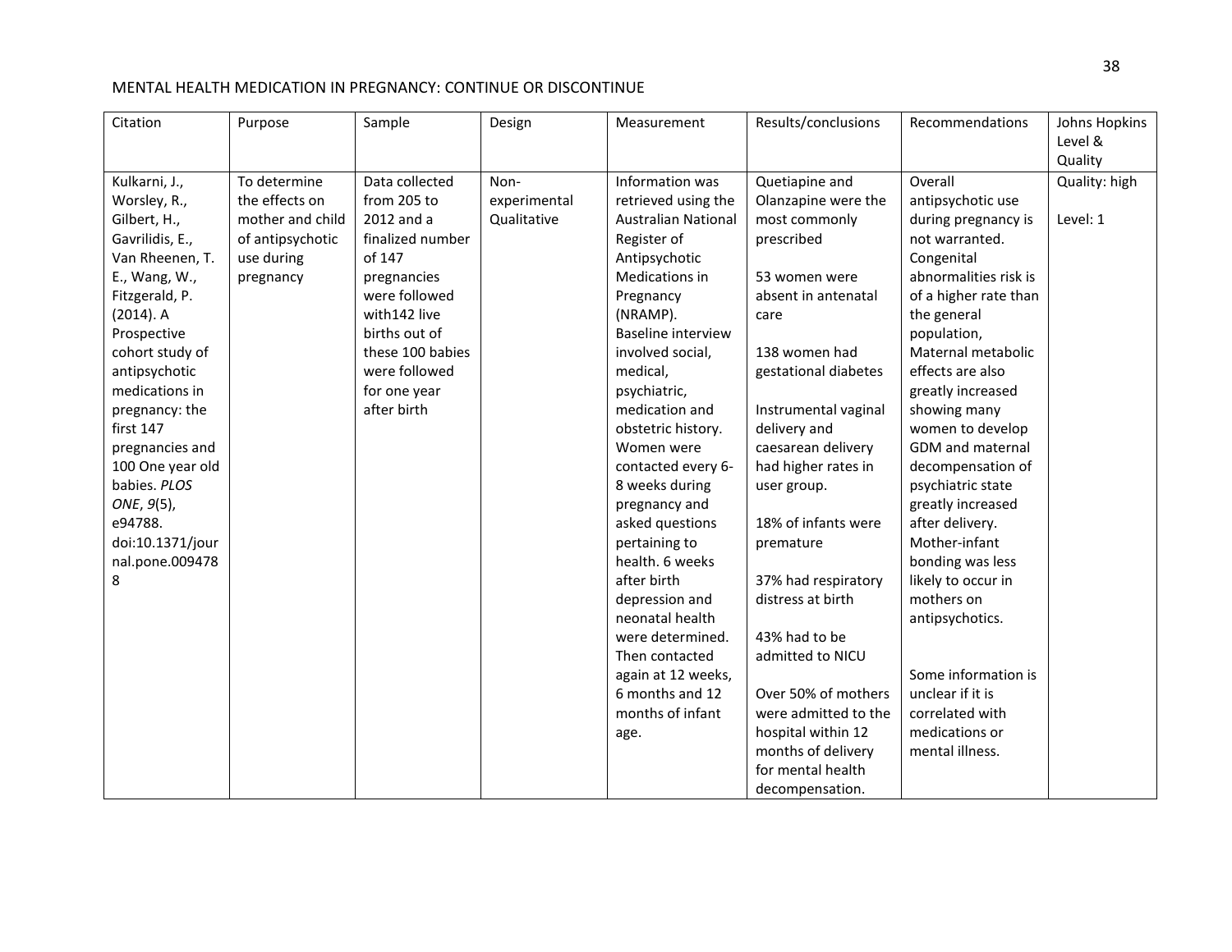| Citation | Purpose | Sample | Design | Measurement | Results/conclusions | Recommendations | Johns Hopkins Level & Quality |
|---|---|---|---|---|---|---|---|
| Kulkarni, J., Worsley, R., Gilbert, H., Gavrilidis, E., Van Rheenen, T. E., Wang, W., Fitzgerald, P. (2014). A Prospective cohort study of antipsychotic medications in pregnancy: the first 147 pregnancies and 100 One year old babies. *PLOS ONE*, *9*(5), e94788. doi:10.1371/journal.pone.0094788 | To determine the effects on mother and child of antipsychotic use during pregnancy | Data collected from 205 to 2012 and a finalized number of 147 pregnancies were followed with142 live births out of these 100 babies were followed for one year after birth | Non-experimental Qualitative | Information was retrieved using the Australian National Register of Antipsychotic Medications in Pregnancy (NRAMP). Baseline interview involved social, medical, psychiatric, medication and obstetric history. Women were contacted every 6-8 weeks during pregnancy and asked questions pertaining to health. 6 weeks after birth depression and neonatal health were determined. Then contacted again at 12 weeks, 6 months and 12 months of infant age. | Quetiapine and Olanzapine were the most commonly prescribed<br><br>53 women were absent in antenatal care<br><br>138 women had gestational diabetes<br><br>Instrumental vaginal delivery and caesarean delivery had higher rates in user group.<br><br>18% of infants were premature<br><br>37% had respiratory distress at birth<br><br>43% had to be admitted to NICU<br><br>Over 50% of mothers were admitted to the hospital within 12 months of delivery for mental health decompensation. | Overall antipsychotic use during pregnancy is not warranted. Congenital abnormalities risk is of a higher rate than the general population, Maternal metabolic effects are also greatly increased showing many women to develop GDM and maternal decompensation of psychiatric state greatly increased after delivery. Mother-infant bonding was less likely to occur in mothers on antipsychotics.<br><br>Some information is unclear if it is correlated with medications or mental illness. | Quality: high<br><br>Level: 1 |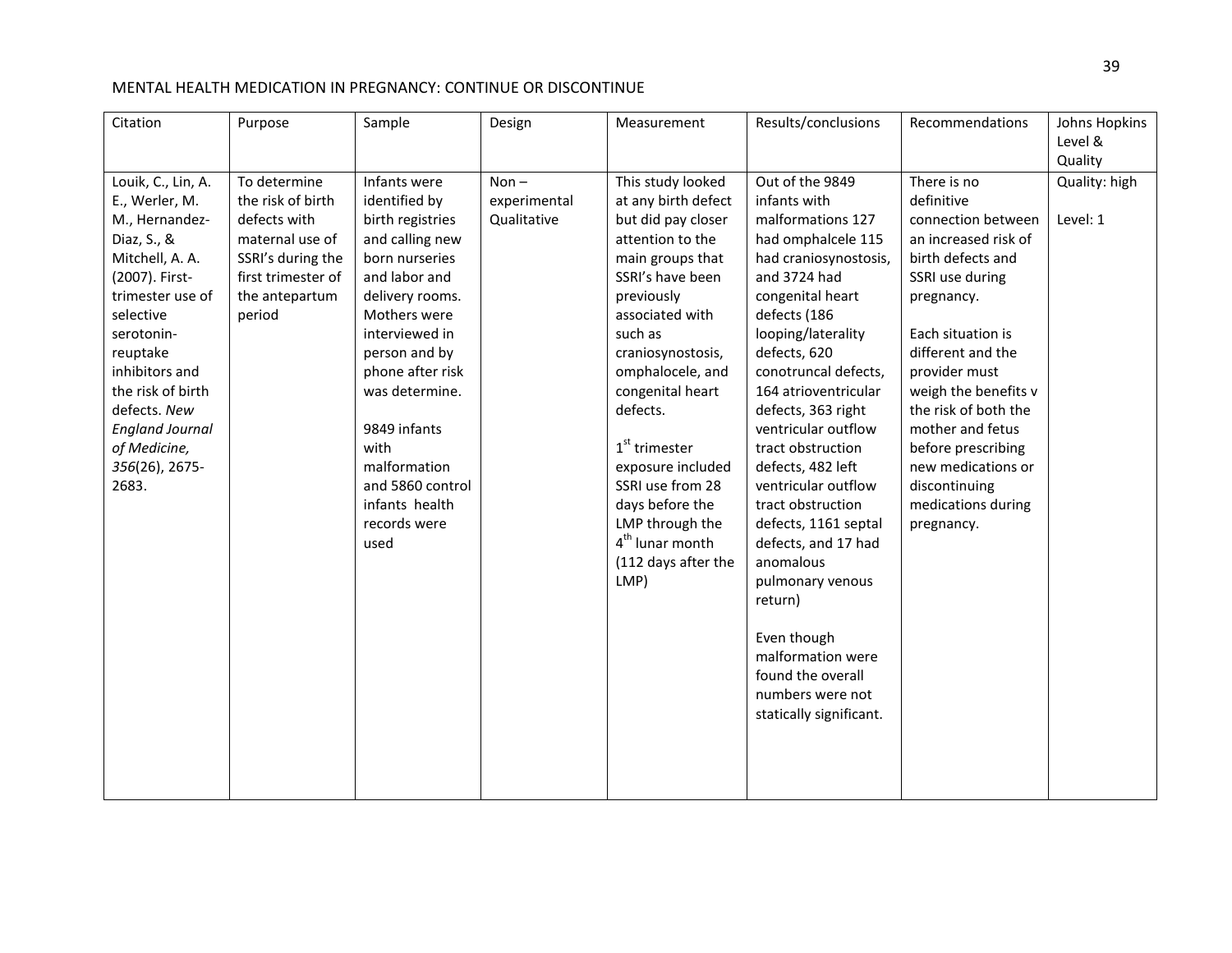| Citation | Purpose | Sample | Design | Measurement | Results/conclusions | Recommendations | Johns Hopkins Level & Quality |
|---|---|---|---|---|---|---|---|
| Louik, C., Lin, A. E., Werler, M. M., Hernandez-Diaz, S., & Mitchell, A. A. (2007). First-trimester use of selective serotonin-reuptake inhibitors and the risk of birth defects. *New England Journal of Medicine, 356*(26), 2675-2683. | To determine the risk of birth defects with maternal use of SSRI's during the first trimester of the antepartum period | Infants were identified by birth registries and calling new born nurseries and labor and delivery rooms. Mothers were interviewed in person and by phone after risk was determine.<br><br>9849 infants with malformation and 5860 control infants health records were used | Non – experimental Qualitative | This study looked at any birth defect but did pay closer attention to the main groups that SSRI's have been previously associated with such as craniosynostosis, omphalocele, and congenital heart defects.<br><br>1st trimester exposure included SSRI use from 28 days before the LMP through the 4th lunar month (112 days after the LMP) | Out of the 9849 infants with malformations 127 had omphalcele 115 had craniosynostosis, and 3724 had congenital heart defects (186 looping/laterality defects, 620 conotruncal defects, 164 atrioventricular defects, 363 right ventricular outflow tract obstruction defects, 482 left ventricular outflow tract obstruction defects, 1161 septal defects, and 17 had anomalous pulmonary venous return)<br><br>Even though malformation were found the overall numbers were not statically significant. | There is no definitive connection between an increased risk of birth defects and SSRI use during pregnancy.<br><br>Each situation is different and the provider must weigh the benefits v the risk of both the mother and fetus before prescribing new medications or discontinuing medications during pregnancy. | Quality: high<br><br>Level: 1 |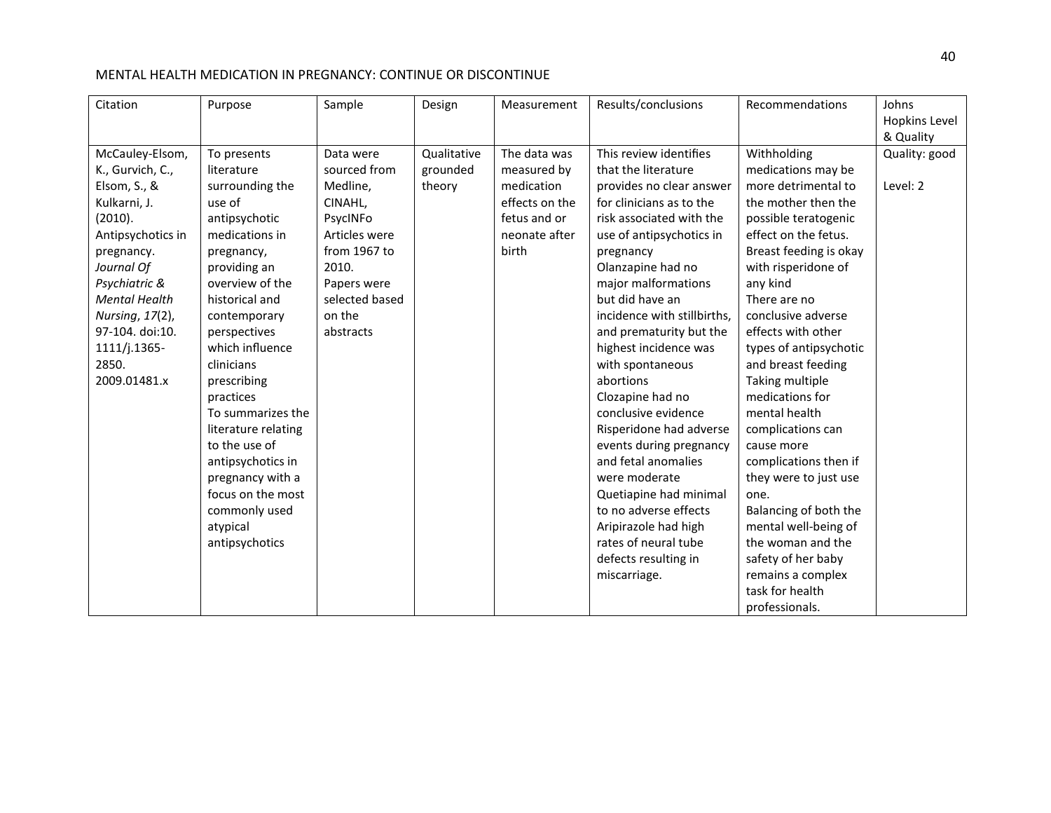| Citation | Purpose | Sample | Design | Measurement | Results/conclusions | Recommendations | Johns Hopkins Level & Quality |
|---|---|---|---|---|---|---|---|
| McCauley-Elsom, K., Gurvich, C., Elsom, S., & Kulkarni, J. (2010). Antipsychotics in pregnancy. *Journal Of Psychiatric & Mental Health Nursing*, *17*(2), 97-104. doi:10. 1111/j.1365-2850. 2009.01481.x | To presents literature surrounding the use of antipsychotic medications in pregnancy, providing an overview of the historical and contemporary perspectives which influence clinicians prescribing practices<br>To summarizes the literature relating to the use of antipsychotics in pregnancy with a focus on the most commonly used atypical antipsychotics | Data were sourced from Medline, CINAHL, PsycINFo Articles were from 1967 to 2010. Papers were selected based on the abstracts | Qualitative grounded theory | The data was measured by medication effects on the fetus and or neonate after birth | This review identifies that the literature provides no clear answer for clinicians as to the risk associated with the use of antipsychotics in pregnancy<br>Olanzapine had no major malformations but did have an incidence with stillbirths, and prematurity but the highest incidence was with spontaneous abortions<br>Clozapine had no conclusive evidence<br>Risperidone had adverse events during pregnancy and fetal anomalies were moderate<br>Quetiapine had minimal to no adverse effects<br>Aripirazole had high rates of neural tube defects resulting in miscarriage. | Withholding medications may be more detrimental to the mother then the possible teratogenic effect on the fetus.<br>Breast feeding is okay with risperidone of any kind<br>There are no conclusive adverse effects with other types of antipsychotic and breast feeding<br>Taking multiple medications for mental health complications can cause more complications then if they were to just use one.<br>Balancing of both the mental well-being of the woman and the safety of her baby remains a complex task for health professionals. | Quality: good<br><br>Level: 2 |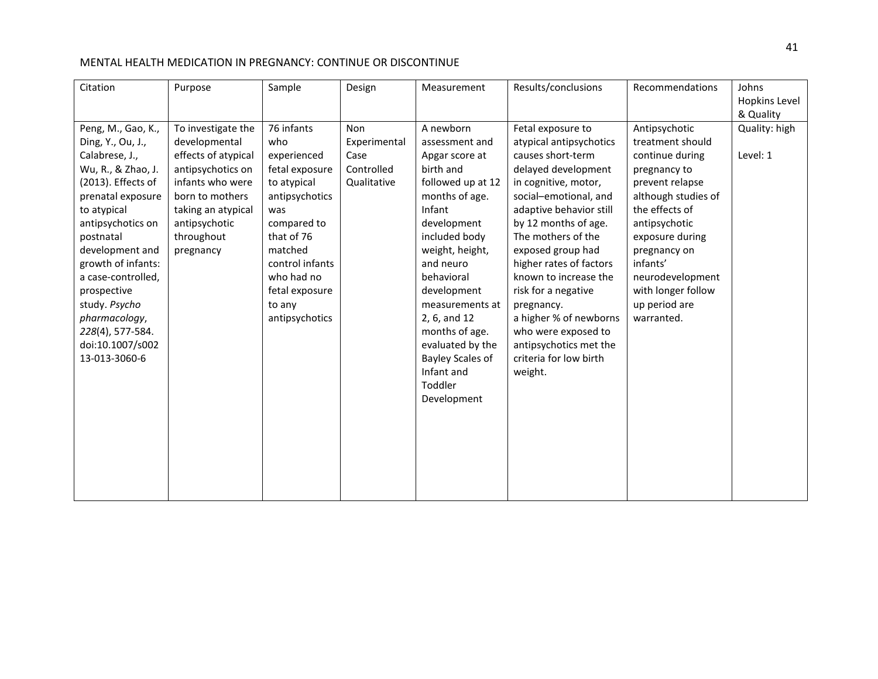| Citation | Purpose | Sample | Design | Measurement | Results/conclusions | Recommendations | Johns Hopkins Level & Quality |
|---|---|---|---|---|---|---|---|
| Peng, M., Gao, K., Ding, Y., Ou, J., Calabrese, J., Wu, R., & Zhao, J. (2013). Effects of prenatal exposure to atypical antipsychotics on postnatal development and growth of infants: a case-controlled, prospective study. *Psycho pharmacology*, *228*(4), 577-584. doi:10.1007/s00213-013-3060-6 | To investigate the developmental effects of atypical antipsychotics on infants who were born to mothers taking an atypical antipsychotic throughout pregnancy | 76 infants who experienced fetal exposure to atypical antipsychotics was compared to that of 76 matched control infants who had no fetal exposure to any antipsychotics | Non Experimental Case Controlled Qualitative | A newborn assessment and Apgar score at birth and followed up at 12 months of age. Infant development included body weight, height, and neuro behavioral development measurements at 2, 6, and 12 months of age. evaluated by the Bayley Scales of Infant and Toddler Development | Fetal exposure to atypical antipsychotics causes short-term delayed development in cognitive, motor, social–emotional, and adaptive behavior still by 12 months of age. The mothers of the exposed group had higher rates of factors known to increase the risk for a negative pregnancy. a higher % of newborns who were exposed to antipsychotics met the criteria for low birth weight. | Antipsychotic treatment should continue during pregnancy to prevent relapse although studies of the effects of antipsychotic exposure during pregnancy on infants' neurodevelopment with longer follow up period are warranted. | Quality: high<br><br>Level: 1 |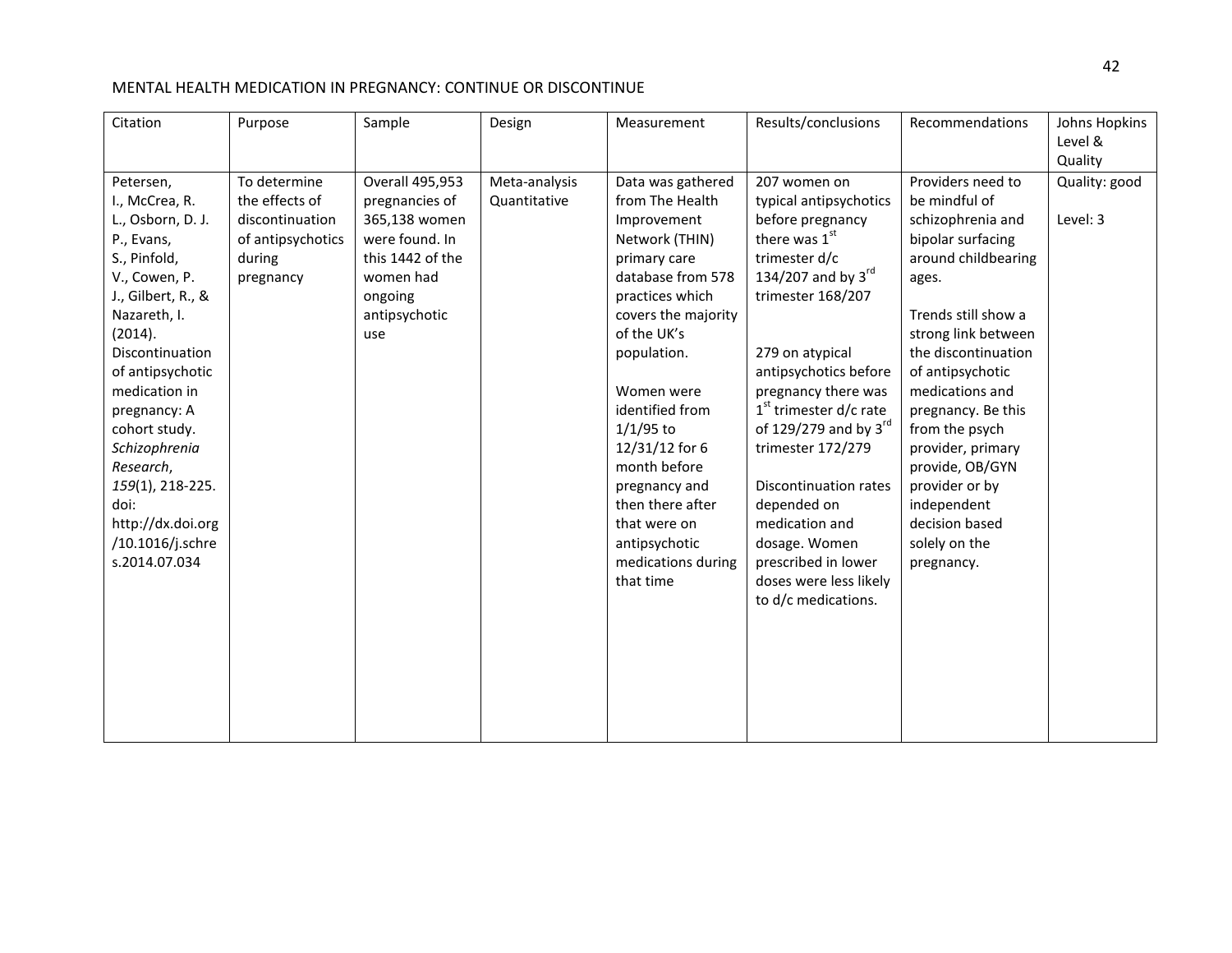| Citation | Purpose | Sample | Design | Measurement | Results/conclusions | Recommendations | Johns Hopkins Level & Quality |
|---|---|---|---|---|---|---|---|
| Petersen, I., McCrea, R. L., Osborn, D. J. P., Evans, S., Pinfold, V., Cowen, P. J., Gilbert, R., & Nazareth, I. (2014). Discontinuation of antipsychotic medication in pregnancy: A cohort study. *Schizophrenia Research*, *159*(1), 218-225. doi: http://dx.doi.org/10.1016/j.schres.2014.07.034 | To determine the effects of discontinuation of antipsychotics during pregnancy | Overall 495,953 pregnancies of 365,138 women were found. In this 1442 of the women had ongoing antipsychotic use | Meta-analysis Quantitative | Data was gathered from The Health Improvement Network (THIN) primary care database from 578 practices which covers the majority of the UK's population.<br><br>Women were identified from 1/1/95 to 12/31/12 for 6 month before pregnancy and then there after that were on antipsychotic medications during that time | 207 women on typical antipsychotics before pregnancy there was 1st trimester d/c 134/207 and by 3rd trimester 168/207<br><br>279 on atypical antipsychotics before pregnancy there was 1st trimester d/c rate of 129/279 and by 3rd trimester 172/279<br><br>Discontinuation rates depended on medication and dosage. Women prescribed in lower doses were less likely to d/c medications. | Providers need to be mindful of schizophrenia and bipolar surfacing around childbearing ages.<br><br>Trends still show a strong link between the discontinuation of antipsychotic medications and pregnancy. Be this from the psych provider, primary provide, OB/GYN provider or by independent decision based solely on the pregnancy. | Quality: good<br><br>Level: 3 |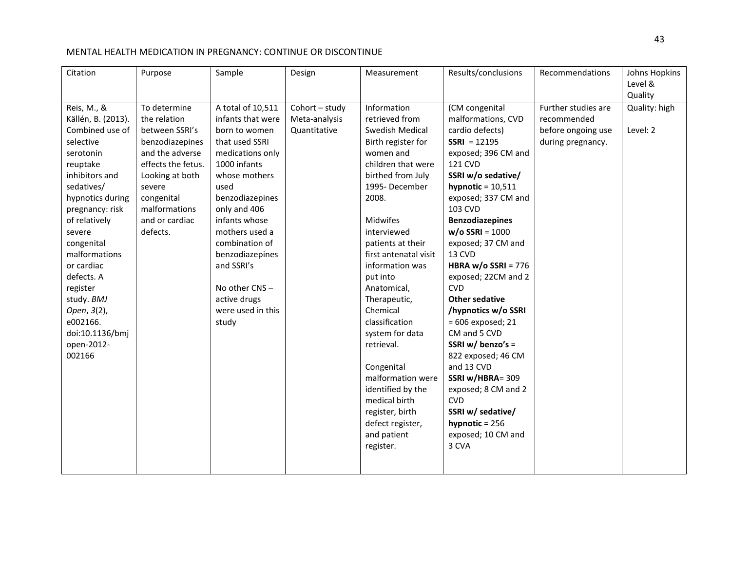| Citation | Purpose | Sample | Design | Measurement | Results/conclusions | Recommendations | Johns Hopkins Level & Quality |
|---|---|---|---|---|---|---|---|
| Reis, M., & Källén, B. (2013). Combined use of selective serotonin reuptake inhibitors and sedatives/ hypnotics during pregnancy: risk of relatively severe congenital malformations or cardiac defects. A register study. *BMJ Open*, *3*(2), e002166. doi:10.1136/bmjopen-2012-002166 | To determine the relation between SSRI's benzodiazepines and the adverse effects the fetus. Looking at both severe congenital malformations and or cardiac defects. | A total of 10,511 infants that were born to women that used SSRI medications only 1000 infants whose mothers used benzodiazepines only and 406 infants whose mothers used a combination of benzodiazepines and SSRI's<br><br>No other CNS – active drugs were used in this study | Cohort – study Meta-analysis Quantitative | Information retrieved from Swedish Medical Birth register for women and children that were birthed from July 1995- December 2008.<br><br>Midwifes interviewed patients at their first antenatal visit information was put into Anatomical, Therapeutic, Chemical classification system for data retrieval.<br><br>Congenital malformation were identified by the medical birth register, birth defect register, and patient register. | (CM congenital malformations, CVD cardio defects)<br>**SSRI** = 12195 exposed; 396 CM and 121 CVD<br>**SSRI w/o sedative/ hypnotic** = 10,511 exposed; 337 CM and 103 CVD<br>**Benzodiazepines w/o SSRI** = 1000 exposed; 37 CM and 13 CVD<br>**HBRA w/o SSRI** = 776 exposed; 22CM and 2 CVD<br>**Other sedative /hypnotics w/o SSRI** = 606 exposed; 21 CM and 5 CVD<br>**SSRI w/ benzo's** = 822 exposed; 46 CM and 13 CVD<br>**SSRI w/HBRA**= 309 exposed; 8 CM and 2 CVD<br>**SSRI w/ sedative/ hypnotic** = 256 exposed; 10 CM and 3 CVA | Further studies are recommended before ongoing use during pregnancy. | Quality: high<br><br>Level: 2 |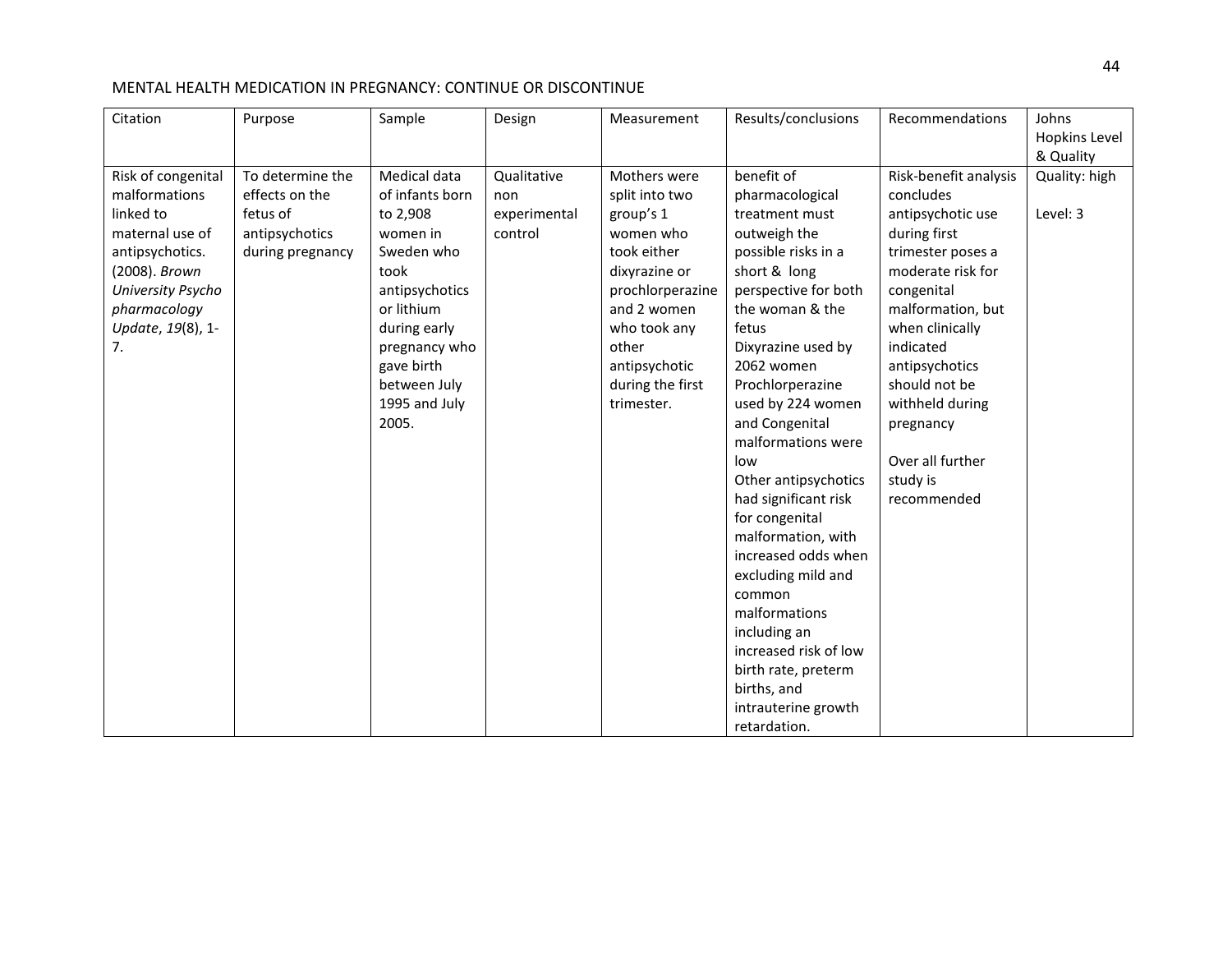| Citation | Purpose | Sample | Design | Measurement | Results/conclusions | Recommendations | Johns Hopkins Level & Quality |
|---|---|---|---|---|---|---|---|
| Risk of congenital malformations linked to maternal use of antipsychotics. (2008). *Brown University Psycho pharmacology Update*, *19*(8), 1-7. | To determine the effects on the fetus of antipsychotics during pregnancy | Medical data of infants born to 2,908 women in Sweden who took antipsychotics or lithium during early pregnancy who gave birth between July 1995 and July 2005. | Qualitative non experimental control | Mothers were split into two group's 1 women who took either dixyrazine or prochlorperazine and 2 women who took any other antipsychotic during the first trimester. | benefit of pharmacological treatment must outweigh the possible risks in a short & long perspective for both the woman & the fetus<br>Dixyrazine used by 2062 women Prochlorperazine used by 224 women and Congenital malformations were low<br>Other antipsychotics had significant risk for congenital malformation, with increased odds when excluding mild and common malformations including an increased risk of low birth rate, preterm births, and intrauterine growth retardation. | Risk-benefit analysis concludes antipsychotic use during first trimester poses a moderate risk for congenital malformation, but when clinically indicated antipsychotics should not be withheld during pregnancy<br><br>Over all further study is recommended | Quality: high<br><br>Level: 3 |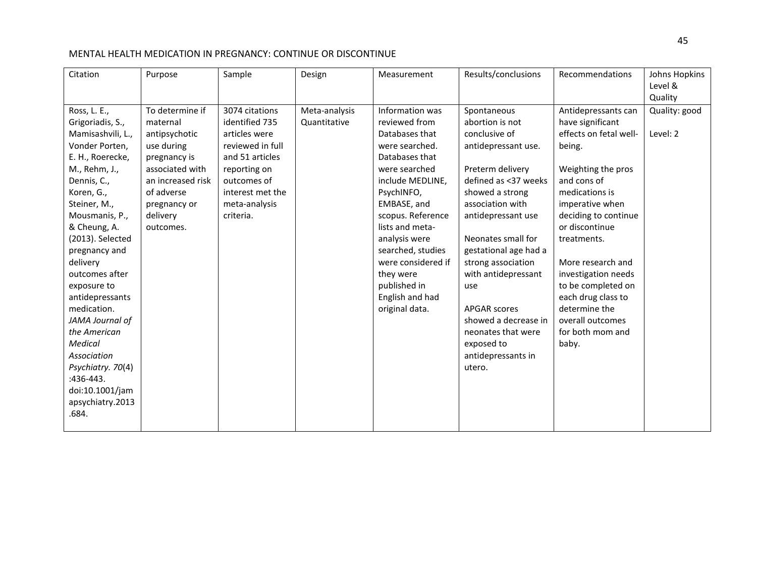| Citation | Purpose | Sample | Design | Measurement | Results/conclusions | Recommendations | Johns Hopkins Level & Quality |
|---|---|---|---|---|---|---|---|
| Ross, L. E., Grigoriadis, S., Mamisashvili, L., Vonder Porten, E. H., Roerecke, M., Rehm, J., Dennis, C., Koren, G., Steiner, M., Mousmanis, P., & Cheung, A. (2013). Selected pregnancy and delivery outcomes after exposure to antidepressants medication. *JAMA Journal of the American Medical Association Psychiatry. 70*(4) :436-443. doi:10.1001/jamapsychiatry.2013.684. | To determine if maternal antipsychotic use during pregnancy is associated with an increased risk of adverse pregnancy or delivery outcomes. | 3074 citations identified 735 articles were reviewed in full and 51 articles reporting on outcomes of interest met the meta-analysis criteria. | Meta-analysis Quantitative | Information was reviewed from Databases that were searched. Databases that were searched include MEDLINE, PsychINFO, EMBASE, and scopus. Reference lists and meta-analysis were searched, studies were considered if they were published in English and had original data. | Spontaneous abortion is not conclusive of antidepressant use.<br><br>Preterm delivery defined as <37 weeks showed a strong association with antidepressant use<br><br>Neonates small for gestational age had a strong association with antidepressant use<br><br>APGAR scores showed a decrease in neonates that were exposed to antidepressants in utero. | Antidepressants can have significant effects on fetal well-being.<br><br>Weighting the pros and cons of medications is imperative when deciding to continue or discontinue treatments.<br><br>More research and investigation needs to be completed on each drug class to determine the overall outcomes for both mom and baby. | Quality: good<br><br>Level: 2 |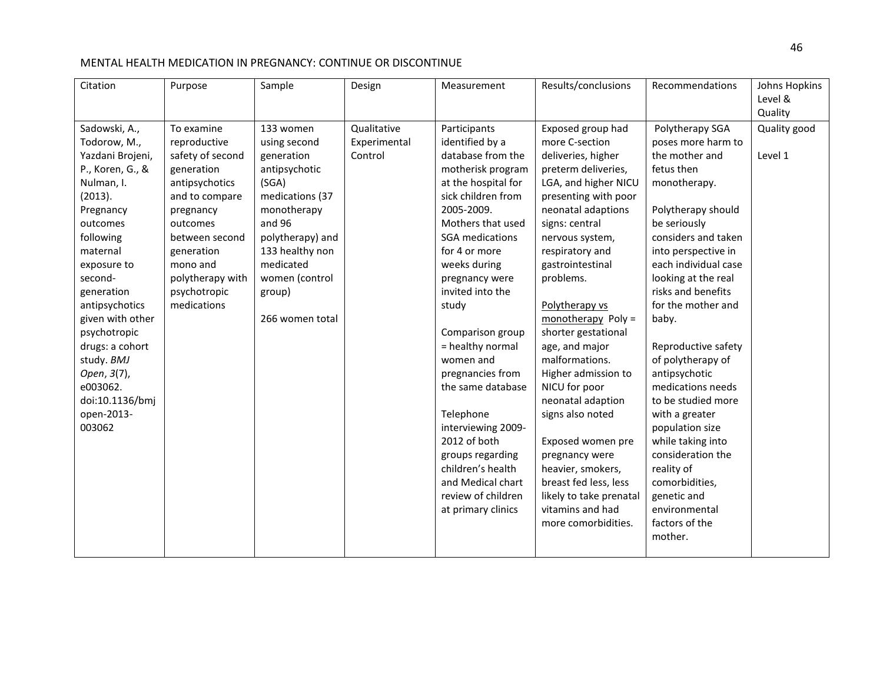| Citation | Purpose | Sample | Design | Measurement | Results/conclusions | Recommendations | Johns Hopkins Level & Quality |
|---|---|---|---|---|---|---|---|
| Sadowski, A., Todorow, M., Yazdani Brojeni, P., Koren, G., & Nulman, I. (2013). Pregnancy outcomes following maternal exposure to second-generation antipsychotics given with other psychotropic drugs: a cohort study. *BMJ Open*, *3*(7), e003062. doi:10.1136/bmjopen-2013-003062 | To examine reproductive safety of second generation antipsychotics and to compare pregnancy outcomes between second generation mono and polytherapy with psychotropic medications | 133 women using second generation antipsychotic (SGA) medications (37 monotherapy and 96 polytherapy) and 133 healthy non medicated women (control group)<br><br>266 women total | Qualitative Experimental Control | Participants identified by a database from the motherisk program at the hospital for sick children from 2005-2009. Mothers that used SGA medications for 4 or more weeks during pregnancy were invited into the study<br><br>Comparison group = healthy normal women and pregnancies from the same database<br><br>Telephone interviewing 2009-2012 of both groups regarding children's health and Medical chart review of children at primary clinics | Exposed group had more C-section deliveries, higher preterm deliveries, LGA, and higher NICU presenting with poor neonatal adaptions signs: central nervous system, respiratory and gastrointestinal problems.<br><br><u>Polytherapy vs monotherapy</u> Poly = shorter gestational age, and major malformations. Higher admission to NICU for poor neonatal adaption signs also noted<br><br>Exposed women pre pregnancy were heavier, smokers, breast fed less, less likely to take prenatal vitamins and had more comorbidities. | Polytherapy SGA poses more harm to the mother and fetus then monotherapy.<br><br>Polytherapy should be seriously considers and taken into perspective in each individual case looking at the real risks and benefits for the mother and baby.<br><br>Reproductive safety of polytherapy of antipsychotic medications needs to be studied more with a greater population size while taking into consideration the reality of comorbidities, genetic and environmental factors of the mother. | Quality good<br><br>Level 1 |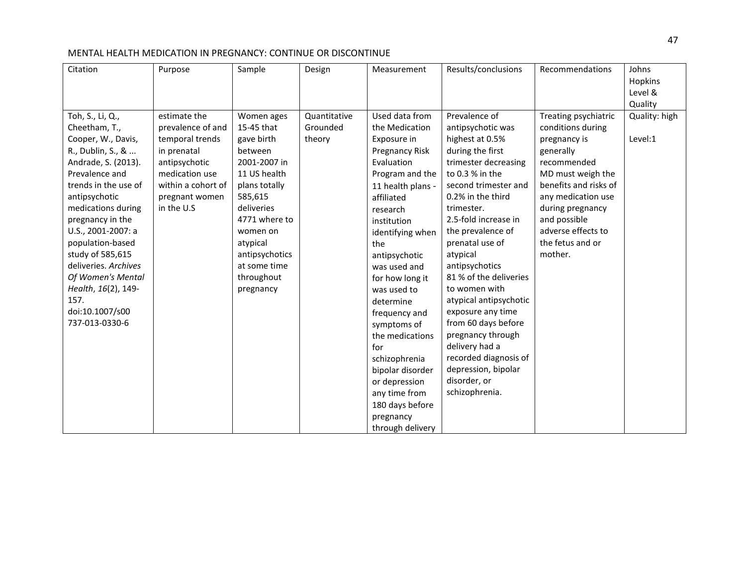| Citation | Purpose | Sample | Design | Measurement | Results/conclusions | Recommendations | Johns Hopkins Level & Quality |
|---|---|---|---|---|---|---|---|
| Toh, S., Li, Q., Cheetham, T., Cooper, W., Davis, R., Dublin, S., & ... Andrade, S. (2013). Prevalence and trends in the use of antipsychotic medications during pregnancy in the U.S., 2001-2007: a population-based study of 585,615 deliveries. *Archives Of Women's Mental Health*, *16*(2), 149-157. doi:10.1007/s00737-013-0330-6 | estimate the prevalence of and temporal trends in prenatal antipsychotic medication use within a cohort of pregnant women in the U.S | Women ages 15-45 that gave birth between 2001-2007 in 11 US health plans totally 585,615 deliveries 4771 where to women on atypical antipsychotics at some time throughout pregnancy | Quantitative Grounded theory | Used data from the Medication Exposure in Pregnancy Risk Evaluation Program and the 11 health plans - affiliated research institution identifying when the antipsychotic was used and for how long it was used to determine frequency and symptoms of the medications for schizophrenia bipolar disorder or depression any time from 180 days before pregnancy through delivery | Prevalence of antipsychotic was highest at 0.5% during the first trimester decreasing to 0.3 % in the second trimester and 0.2% in the third trimester.<br>2.5-fold increase in the prevalence of prenatal use of atypical antipsychotics<br>81 % of the deliveries to women with atypical antipsychotic exposure any time from 60 days before pregnancy through delivery had a recorded diagnosis of depression, bipolar disorder, or schizophrenia. | Treating psychiatric conditions during pregnancy is generally recommended<br>MD must weigh the benefits and risks of any medication use during pregnancy and possible adverse effects to the fetus and or mother. | Quality: high<br><br>Level:1 |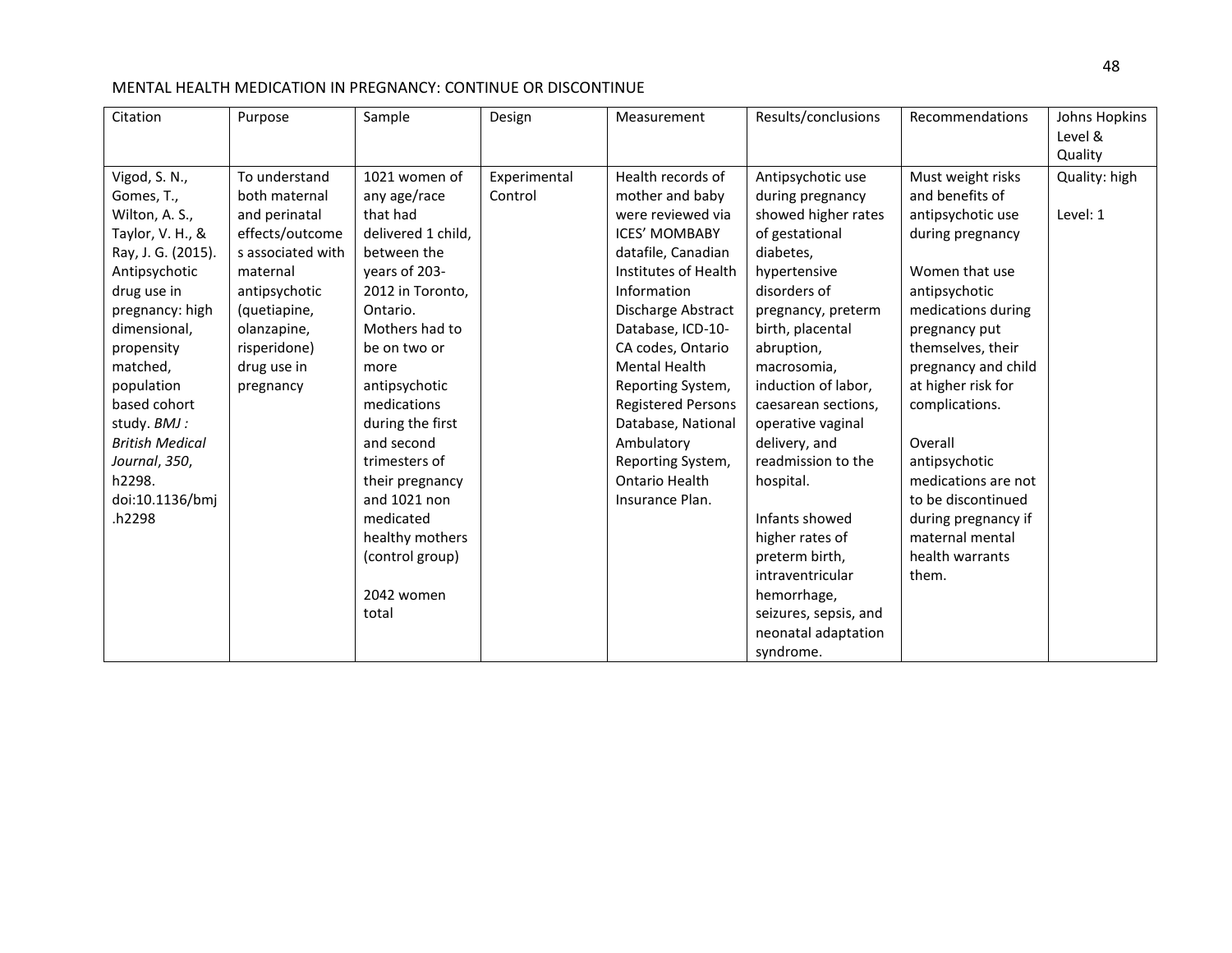| Citation | Purpose | Sample | Design | Measurement | Results/conclusions | Recommendations | Johns Hopkins Level & Quality |
|---|---|---|---|---|---|---|---|
| Vigod, S. N., Gomes, T., Wilton, A. S., Taylor, V. H., & Ray, J. G. (2015). Antipsychotic drug use in pregnancy: high dimensional, propensity matched, population based cohort study. *BMJ : British Medical Journal*, *350*, h2298. doi:10.1136/bmj.h2298 | To understand both maternal and perinatal effects/outcomes associated with maternal antipsychotic (quetiapine, olanzapine, risperidone) drug use in pregnancy | 1021 women of any age/race that had delivered 1 child, between the years of 203-2012 in Toronto, Ontario. Mothers had to be on two or more antipsychotic medications during the first and second trimesters of their pregnancy and 1021 non medicated healthy mothers (control group)<br><br>2042 women total | Experimental Control | Health records of mother and baby were reviewed via ICES' MOMBABY datafile, Canadian Institutes of Health Information Discharge Abstract Database, ICD-10-CA codes, Ontario Mental Health Reporting System, Registered Persons Database, National Ambulatory Reporting System, Ontario Health Insurance Plan. | Antipsychotic use during pregnancy showed higher rates of gestational diabetes, hypertensive disorders of pregnancy, preterm birth, placental abruption, macrosomia, induction of labor, caesarean sections, operative vaginal delivery, and readmission to the hospital.<br><br>Infants showed higher rates of preterm birth, intraventricular hemorrhage, seizures, sepsis, and neonatal adaptation syndrome. | Must weight risks and benefits of antipsychotic use during pregnancy<br><br>Women that use antipsychotic medications during pregnancy put themselves, their pregnancy and child at higher risk for complications.<br><br>Overall antipsychotic medications are not to be discontinued during pregnancy if maternal mental health warrants them. | Quality: high<br><br>Level: 1 |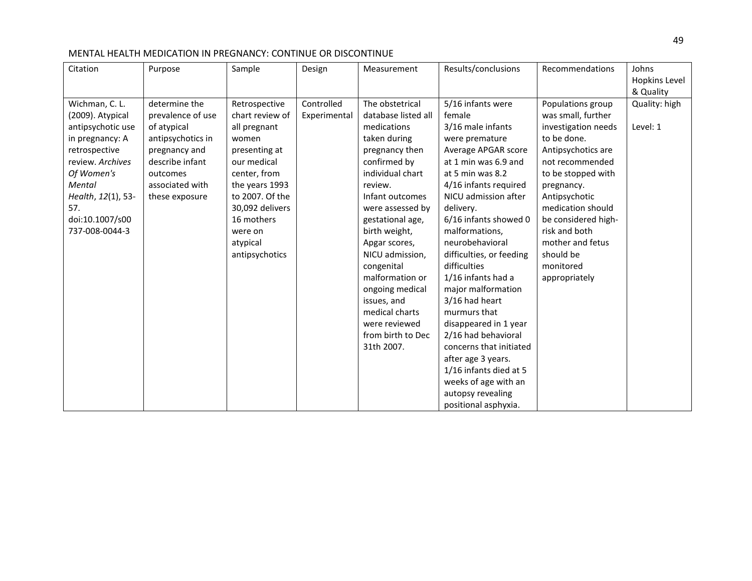| Citation | Purpose | Sample | Design | Measurement | Results/conclusions | Recommendations | Johns Hopkins Level & Quality |
|---|---|---|---|---|---|---|---|
| Wichman, C. L. (2009). Atypical antipsychotic use in pregnancy: A retrospective review. *Archives Of Women's Mental Health*, *12*(1), 53-57. doi:10.1007/s00737-008-0044-3 | determine the prevalence of use of atypical antipsychotics in pregnancy and describe infant outcomes associated with these exposure | Retrospective chart review of all pregnant women presenting at our medical center, from the years 1993 to 2007. Of the 30,092 delivers 16 mothers were on atypical antipsychotics | Controlled Experimental | The obstetrical database listed all medications taken during pregnancy then confirmed by individual chart review. Infant outcomes were assessed by gestational age, birth weight, Apgar scores, NICU admission, congenital malformation or ongoing medical issues, and medical charts were reviewed from birth to Dec 31th 2007. | 5/16 infants were female<br>3/16 male infants were premature<br>Average APGAR score at 1 min was 6.9 and at 5 min was 8.2<br>4/16 infants required NICU admission after delivery.<br>6/16 infants showed 0 malformations, neurobehavioral difficulties, or feeding difficulties<br>1/16 infants had a major malformation<br>3/16 had heart murmurs that disappeared in 1 year<br>2/16 had behavioral concerns that initiated after age 3 years.<br>1/16 infants died at 5 weeks of age with an autopsy revealing positional asphyxia. | Populations group was small, further investigation needs to be done. Antipsychotics are not recommended to be stopped with pregnancy. Antipsychotic medication should be considered high-risk and both mother and fetus should be monitored appropriately | Quality: high<br><br>Level: 1 |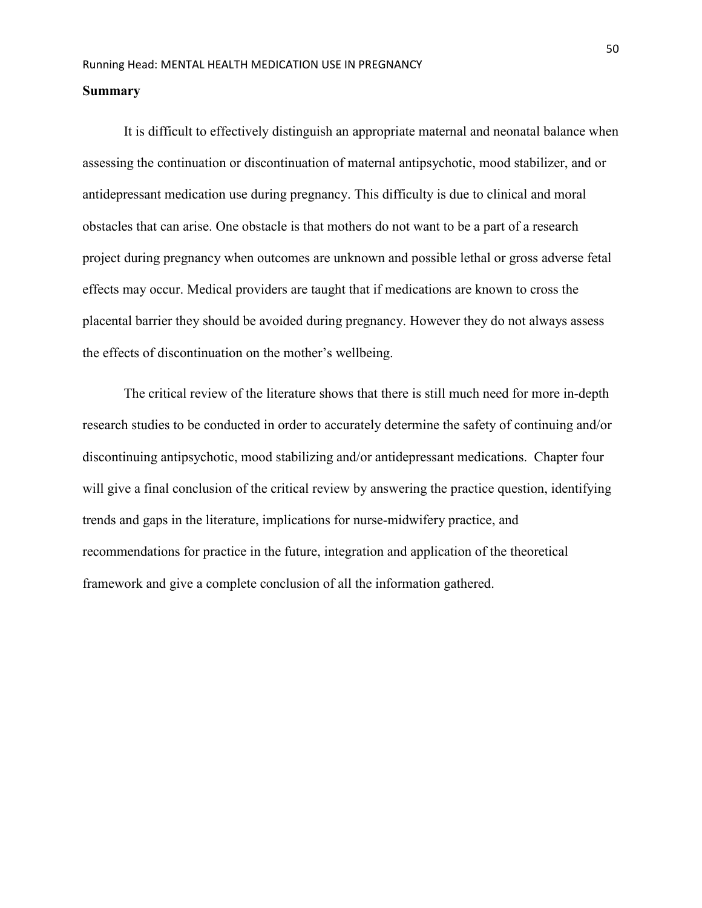## Summary

It is difficult to effectively distinguish an appropriate maternal and neonatal balance when assessing the continuation or discontinuation of maternal antipsychotic, mood stabilizer, and or antidepressant medication use during pregnancy. This difficulty is due to clinical and moral obstacles that can arise. One obstacle is that mothers do not want to be a part of a research project during pregnancy when outcomes are unknown and possible lethal or gross adverse fetal effects may occur. Medical providers are taught that if medications are known to cross the placental barrier they should be avoided during pregnancy. However they do not always assess the effects of discontinuation on the mother's wellbeing.

The critical review of the literature shows that there is still much need for more in-depth research studies to be conducted in order to accurately determine the safety of continuing and/or discontinuing antipsychotic, mood stabilizing and/or antidepressant medications. Chapter four will give a final conclusion of the critical review by answering the practice question, identifying trends and gaps in the literature, implications for nurse-midwifery practice, and recommendations for practice in the future, integration and application of the theoretical framework and give a complete conclusion of all the information gathered.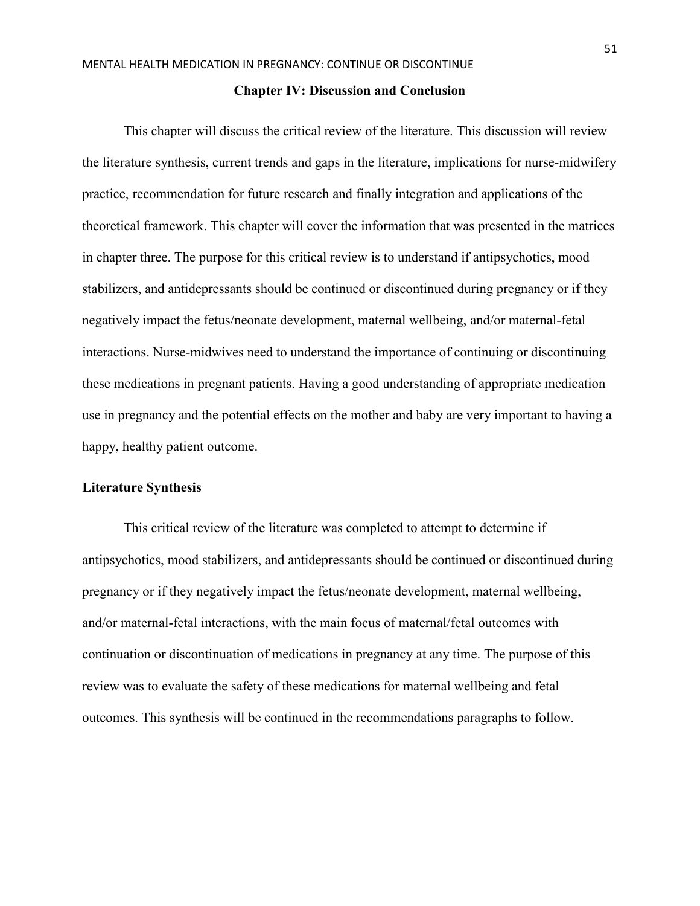## Chapter IV: Discussion and Conclusion

This chapter will discuss the critical review of the literature. This discussion will review the literature synthesis, current trends and gaps in the literature, implications for nurse-midwifery practice, recommendation for future research and finally integration and applications of the theoretical framework. This chapter will cover the information that was presented in the matrices in chapter three. The purpose for this critical review is to understand if antipsychotics, mood stabilizers, and antidepressants should be continued or discontinued during pregnancy or if they negatively impact the fetus/neonate development, maternal wellbeing, and/or maternal-fetal interactions. Nurse-midwives need to understand the importance of continuing or discontinuing these medications in pregnant patients. Having a good understanding of appropriate medication use in pregnancy and the potential effects on the mother and baby are very important to having a happy, healthy patient outcome.

### Literature Synthesis

This critical review of the literature was completed to attempt to determine if antipsychotics, mood stabilizers, and antidepressants should be continued or discontinued during pregnancy or if they negatively impact the fetus/neonate development, maternal wellbeing, and/or maternal-fetal interactions, with the main focus of maternal/fetal outcomes with continuation or discontinuation of medications in pregnancy at any time. The purpose of this review was to evaluate the safety of these medications for maternal wellbeing and fetal outcomes. This synthesis will be continued in the recommendations paragraphs to follow.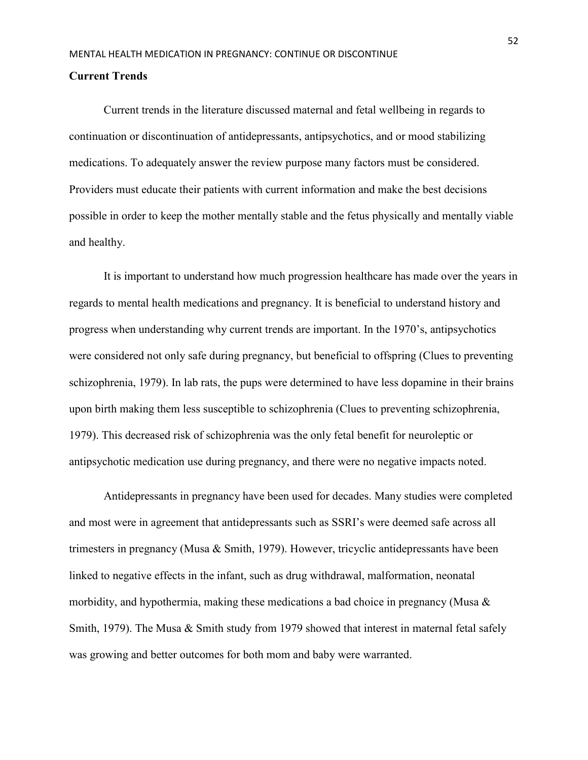**Current Trends**

Current trends in the literature discussed maternal and fetal wellbeing in regards to continuation or discontinuation of antidepressants, antipsychotics, and or mood stabilizing medications. To adequately answer the review purpose many factors must be considered. Providers must educate their patients with current information and make the best decisions possible in order to keep the mother mentally stable and the fetus physically and mentally viable and healthy.

It is important to understand how much progression healthcare has made over the years in regards to mental health medications and pregnancy. It is beneficial to understand history and progress when understanding why current trends are important. In the 1970's, antipsychotics were considered not only safe during pregnancy, but beneficial to offspring (Clues to preventing schizophrenia, 1979). In lab rats, the pups were determined to have less dopamine in their brains upon birth making them less susceptible to schizophrenia (Clues to preventing schizophrenia, 1979). This decreased risk of schizophrenia was the only fetal benefit for neuroleptic or antipsychotic medication use during pregnancy, and there were no negative impacts noted.

Antidepressants in pregnancy have been used for decades. Many studies were completed and most were in agreement that antidepressants such as SSRI's were deemed safe across all trimesters in pregnancy (Musa & Smith, 1979). However, tricyclic antidepressants have been linked to negative effects in the infant, such as drug withdrawal, malformation, neonatal morbidity, and hypothermia, making these medications a bad choice in pregnancy (Musa & Smith, 1979). The Musa & Smith study from 1979 showed that interest in maternal fetal safely was growing and better outcomes for both mom and baby were warranted.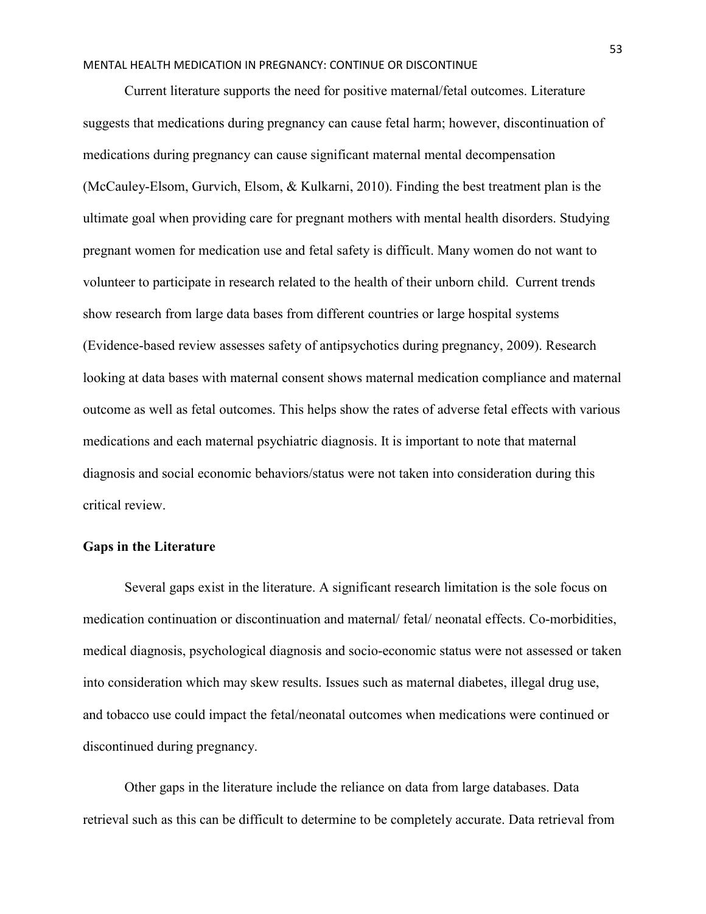Current literature supports the need for positive maternal/fetal outcomes. Literature suggests that medications during pregnancy can cause fetal harm; however, discontinuation of medications during pregnancy can cause significant maternal mental decompensation (McCauley-Elsom, Gurvich, Elsom, & Kulkarni, 2010). Finding the best treatment plan is the ultimate goal when providing care for pregnant mothers with mental health disorders. Studying pregnant women for medication use and fetal safety is difficult. Many women do not want to volunteer to participate in research related to the health of their unborn child. Current trends show research from large data bases from different countries or large hospital systems (Evidence-based review assesses safety of antipsychotics during pregnancy, 2009). Research looking at data bases with maternal consent shows maternal medication compliance and maternal outcome as well as fetal outcomes. This helps show the rates of adverse fetal effects with various medications and each maternal psychiatric diagnosis. It is important to note that maternal diagnosis and social economic behaviors/status were not taken into consideration during this critical review.

## Gaps in the Literature

Several gaps exist in the literature. A significant research limitation is the sole focus on medication continuation or discontinuation and maternal/ fetal/ neonatal effects. Co-morbidities, medical diagnosis, psychological diagnosis and socio-economic status were not assessed or taken into consideration which may skew results. Issues such as maternal diabetes, illegal drug use, and tobacco use could impact the fetal/neonatal outcomes when medications were continued or discontinued during pregnancy.

Other gaps in the literature include the reliance on data from large databases. Data retrieval such as this can be difficult to determine to be completely accurate. Data retrieval from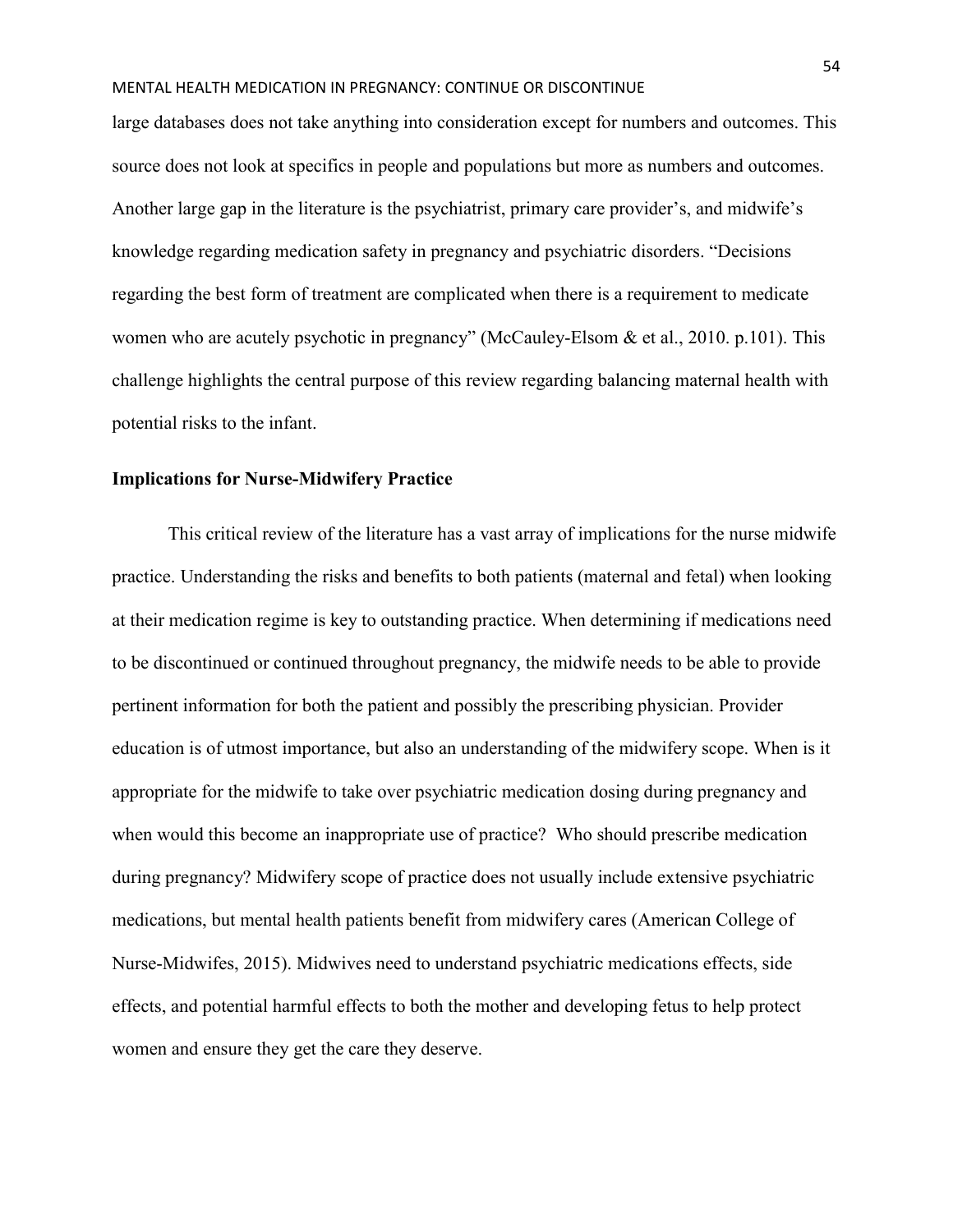large databases does not take anything into consideration except for numbers and outcomes. This source does not look at specifics in people and populations but more as numbers and outcomes. Another large gap in the literature is the psychiatrist, primary care provider's, and midwife's knowledge regarding medication safety in pregnancy and psychiatric disorders. "Decisions regarding the best form of treatment are complicated when there is a requirement to medicate women who are acutely psychotic in pregnancy" (McCauley-Elsom & et al., 2010. p.101). This challenge highlights the central purpose of this review regarding balancing maternal health with potential risks to the infant.

**Implications for Nurse-Midwifery Practice**

This critical review of the literature has a vast array of implications for the nurse midwife practice. Understanding the risks and benefits to both patients (maternal and fetal) when looking at their medication regime is key to outstanding practice. When determining if medications need to be discontinued or continued throughout pregnancy, the midwife needs to be able to provide pertinent information for both the patient and possibly the prescribing physician. Provider education is of utmost importance, but also an understanding of the midwifery scope. When is it appropriate for the midwife to take over psychiatric medication dosing during pregnancy and when would this become an inappropriate use of practice? Who should prescribe medication during pregnancy? Midwifery scope of practice does not usually include extensive psychiatric medications, but mental health patients benefit from midwifery cares (American College of Nurse-Midwifes, 2015). Midwives need to understand psychiatric medications effects, side effects, and potential harmful effects to both the mother and developing fetus to help protect women and ensure they get the care they deserve.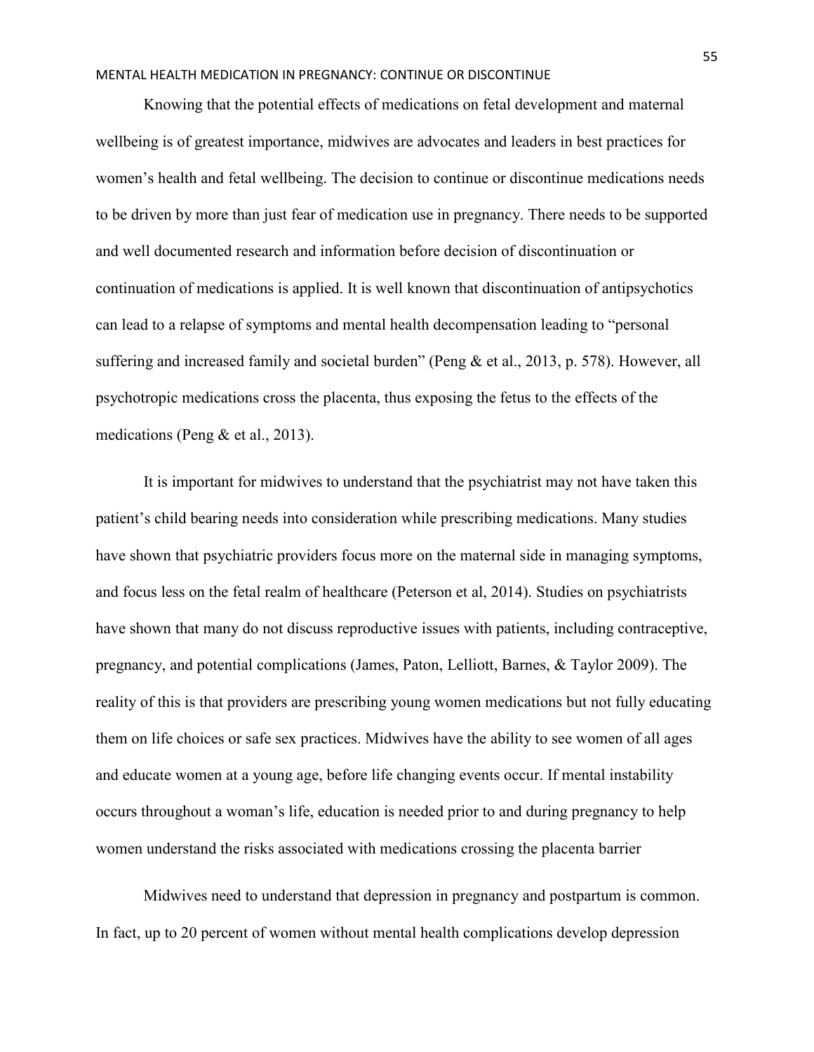Knowing that the potential effects of medications on fetal development and maternal wellbeing is of greatest importance, midwives are advocates and leaders in best practices for women's health and fetal wellbeing. The decision to continue or discontinue medications needs to be driven by more than just fear of medication use in pregnancy. There needs to be supported and well documented research and information before decision of discontinuation or continuation of medications is applied. It is well known that discontinuation of antipsychotics can lead to a relapse of symptoms and mental health decompensation leading to "personal suffering and increased family and societal burden" (Peng & et al., 2013, p. 578). However, all psychotropic medications cross the placenta, thus exposing the fetus to the effects of the medications (Peng & et al., 2013).

It is important for midwives to understand that the psychiatrist may not have taken this patient's child bearing needs into consideration while prescribing medications. Many studies have shown that psychiatric providers focus more on the maternal side in managing symptoms, and focus less on the fetal realm of healthcare (Peterson et al, 2014). Studies on psychiatrists have shown that many do not discuss reproductive issues with patients, including contraceptive, pregnancy, and potential complications (James, Paton, Lelliott, Barnes, & Taylor 2009). The reality of this is that providers are prescribing young women medications but not fully educating them on life choices or safe sex practices. Midwives have the ability to see women of all ages and educate women at a young age, before life changing events occur. If mental instability occurs throughout a woman's life, education is needed prior to and during pregnancy to help women understand the risks associated with medications crossing the placenta barrier

Midwives need to understand that depression in pregnancy and postpartum is common. In fact, up to 20 percent of women without mental health complications develop depression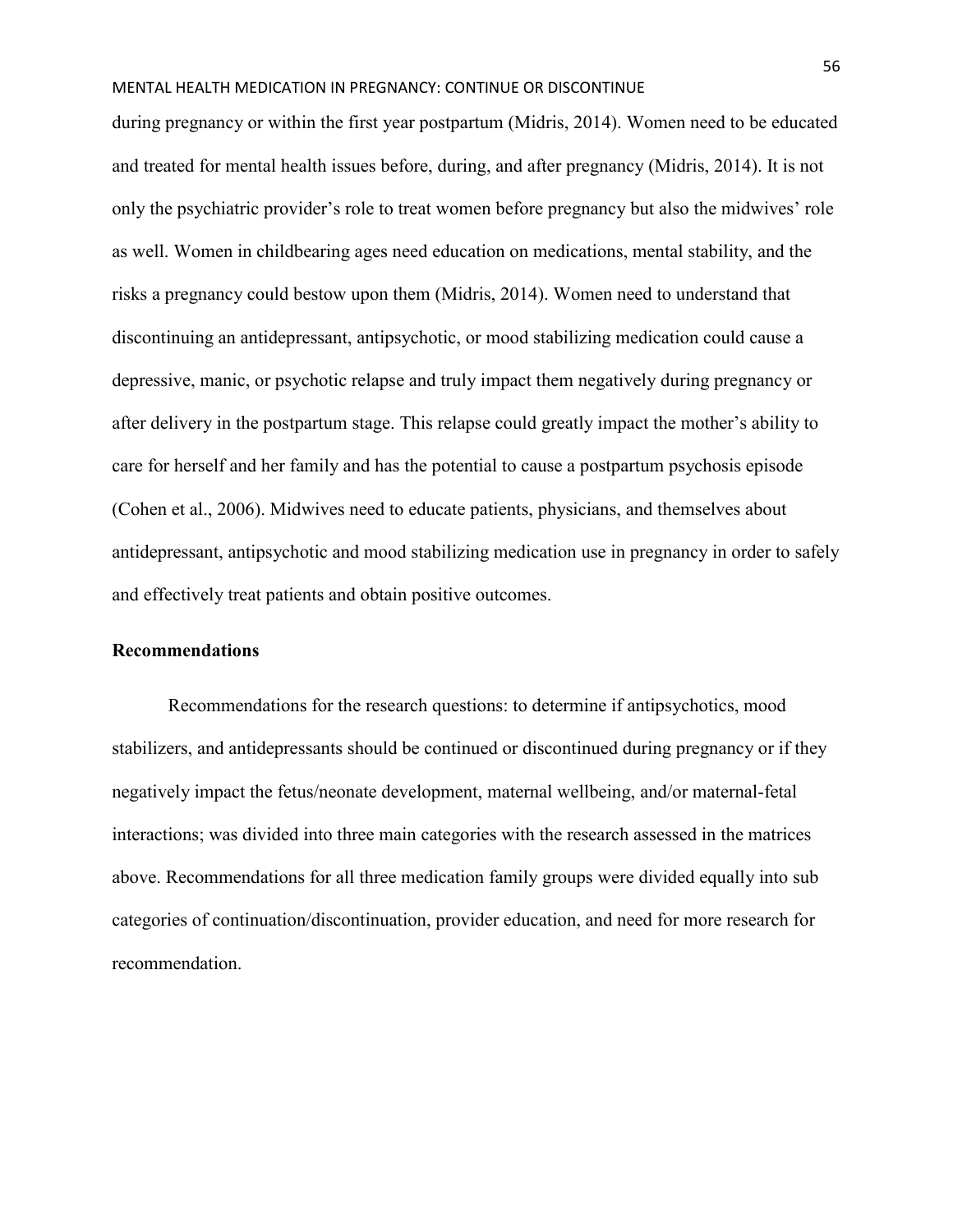during pregnancy or within the first year postpartum (Midris, 2014). Women need to be educated and treated for mental health issues before, during, and after pregnancy (Midris, 2014). It is not only the psychiatric provider's role to treat women before pregnancy but also the midwives' role as well. Women in childbearing ages need education on medications, mental stability, and the risks a pregnancy could bestow upon them (Midris, 2014). Women need to understand that discontinuing an antidepressant, antipsychotic, or mood stabilizing medication could cause a depressive, manic, or psychotic relapse and truly impact them negatively during pregnancy or after delivery in the postpartum stage. This relapse could greatly impact the mother's ability to care for herself and her family and has the potential to cause a postpartum psychosis episode (Cohen et al., 2006). Midwives need to educate patients, physicians, and themselves about antidepressant, antipsychotic and mood stabilizing medication use in pregnancy in order to safely and effectively treat patients and obtain positive outcomes.

## Recommendations

Recommendations for the research questions: to determine if antipsychotics, mood stabilizers, and antidepressants should be continued or discontinued during pregnancy or if they negatively impact the fetus/neonate development, maternal wellbeing, and/or maternal-fetal interactions; was divided into three main categories with the research assessed in the matrices above. Recommendations for all three medication family groups were divided equally into sub categories of continuation/discontinuation, provider education, and need for more research for recommendation.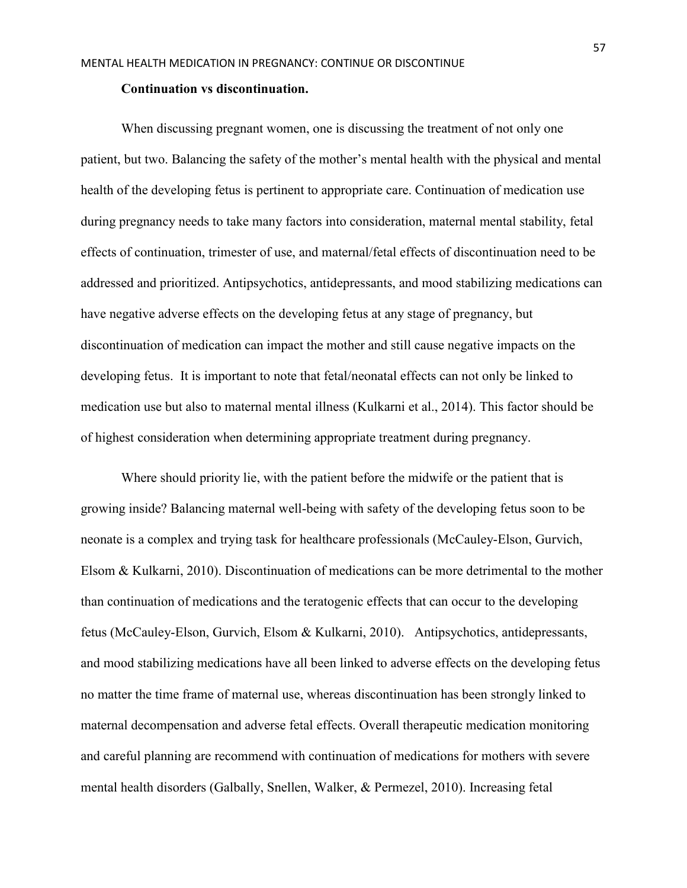**Continuation vs discontinuation.**

When discussing pregnant women, one is discussing the treatment of not only one patient, but two. Balancing the safety of the mother's mental health with the physical and mental health of the developing fetus is pertinent to appropriate care. Continuation of medication use during pregnancy needs to take many factors into consideration, maternal mental stability, fetal effects of continuation, trimester of use, and maternal/fetal effects of discontinuation need to be addressed and prioritized. Antipsychotics, antidepressants, and mood stabilizing medications can have negative adverse effects on the developing fetus at any stage of pregnancy, but discontinuation of medication can impact the mother and still cause negative impacts on the developing fetus. It is important to note that fetal/neonatal effects can not only be linked to medication use but also to maternal mental illness (Kulkarni et al., 2014). This factor should be of highest consideration when determining appropriate treatment during pregnancy.

Where should priority lie, with the patient before the midwife or the patient that is growing inside? Balancing maternal well-being with safety of the developing fetus soon to be neonate is a complex and trying task for healthcare professionals (McCauley-Elson, Gurvich, Elsom & Kulkarni, 2010). Discontinuation of medications can be more detrimental to the mother than continuation of medications and the teratogenic effects that can occur to the developing fetus (McCauley-Elson, Gurvich, Elsom & Kulkarni, 2010). Antipsychotics, antidepressants, and mood stabilizing medications have all been linked to adverse effects on the developing fetus no matter the time frame of maternal use, whereas discontinuation has been strongly linked to maternal decompensation and adverse fetal effects. Overall therapeutic medication monitoring and careful planning are recommend with continuation of medications for mothers with severe mental health disorders (Galbally, Snellen, Walker, & Permezel, 2010). Increasing fetal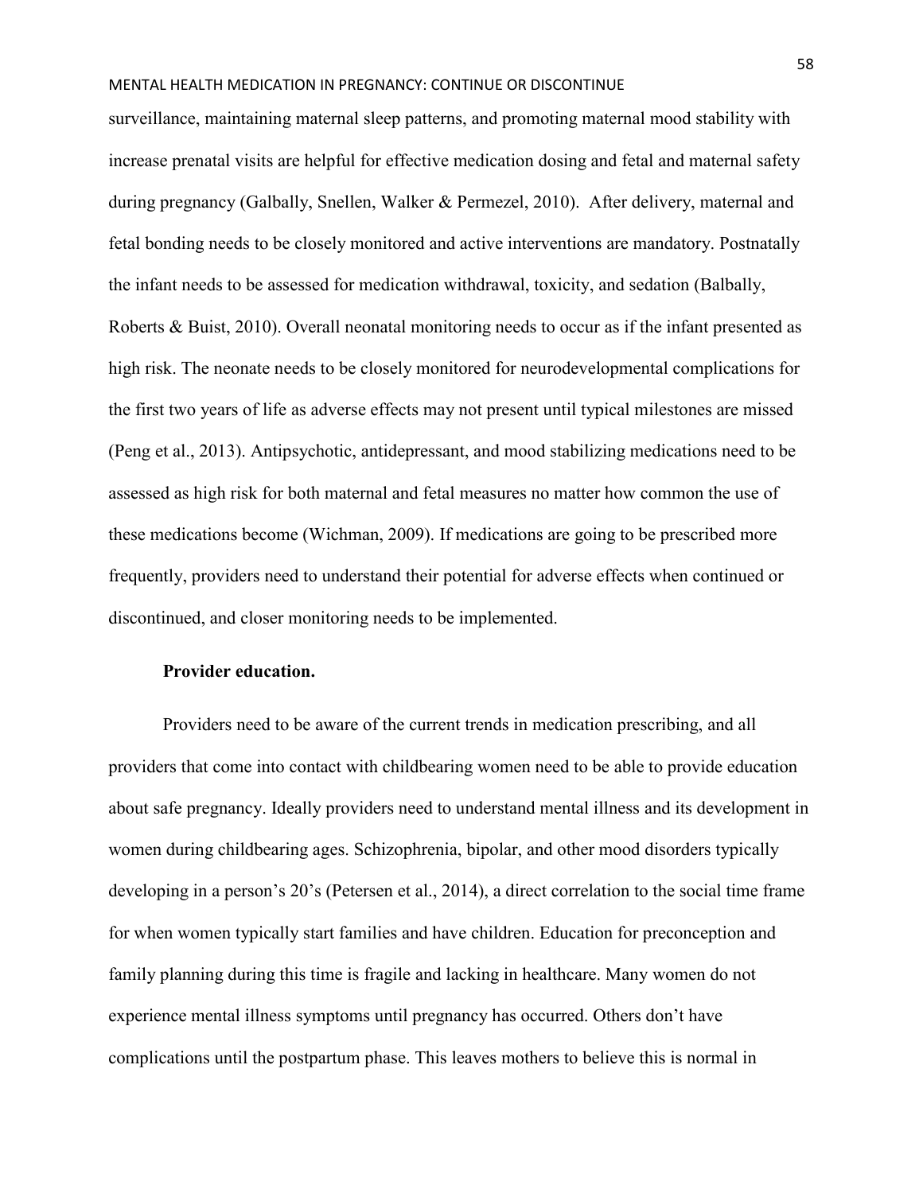surveillance, maintaining maternal sleep patterns, and promoting maternal mood stability with increase prenatal visits are helpful for effective medication dosing and fetal and maternal safety during pregnancy (Galbally, Snellen, Walker & Permezel, 2010). After delivery, maternal and fetal bonding needs to be closely monitored and active interventions are mandatory. Postnatally the infant needs to be assessed for medication withdrawal, toxicity, and sedation (Balbally, Roberts & Buist, 2010). Overall neonatal monitoring needs to occur as if the infant presented as high risk. The neonate needs to be closely monitored for neurodevelopmental complications for the first two years of life as adverse effects may not present until typical milestones are missed (Peng et al., 2013). Antipsychotic, antidepressant, and mood stabilizing medications need to be assessed as high risk for both maternal and fetal measures no matter how common the use of these medications become (Wichman, 2009). If medications are going to be prescribed more frequently, providers need to understand their potential for adverse effects when continued or discontinued, and closer monitoring needs to be implemented.

**Provider education.**

Providers need to be aware of the current trends in medication prescribing, and all providers that come into contact with childbearing women need to be able to provide education about safe pregnancy. Ideally providers need to understand mental illness and its development in women during childbearing ages. Schizophrenia, bipolar, and other mood disorders typically developing in a person's 20's (Petersen et al., 2014), a direct correlation to the social time frame for when women typically start families and have children. Education for preconception and family planning during this time is fragile and lacking in healthcare. Many women do not experience mental illness symptoms until pregnancy has occurred. Others don't have complications until the postpartum phase. This leaves mothers to believe this is normal in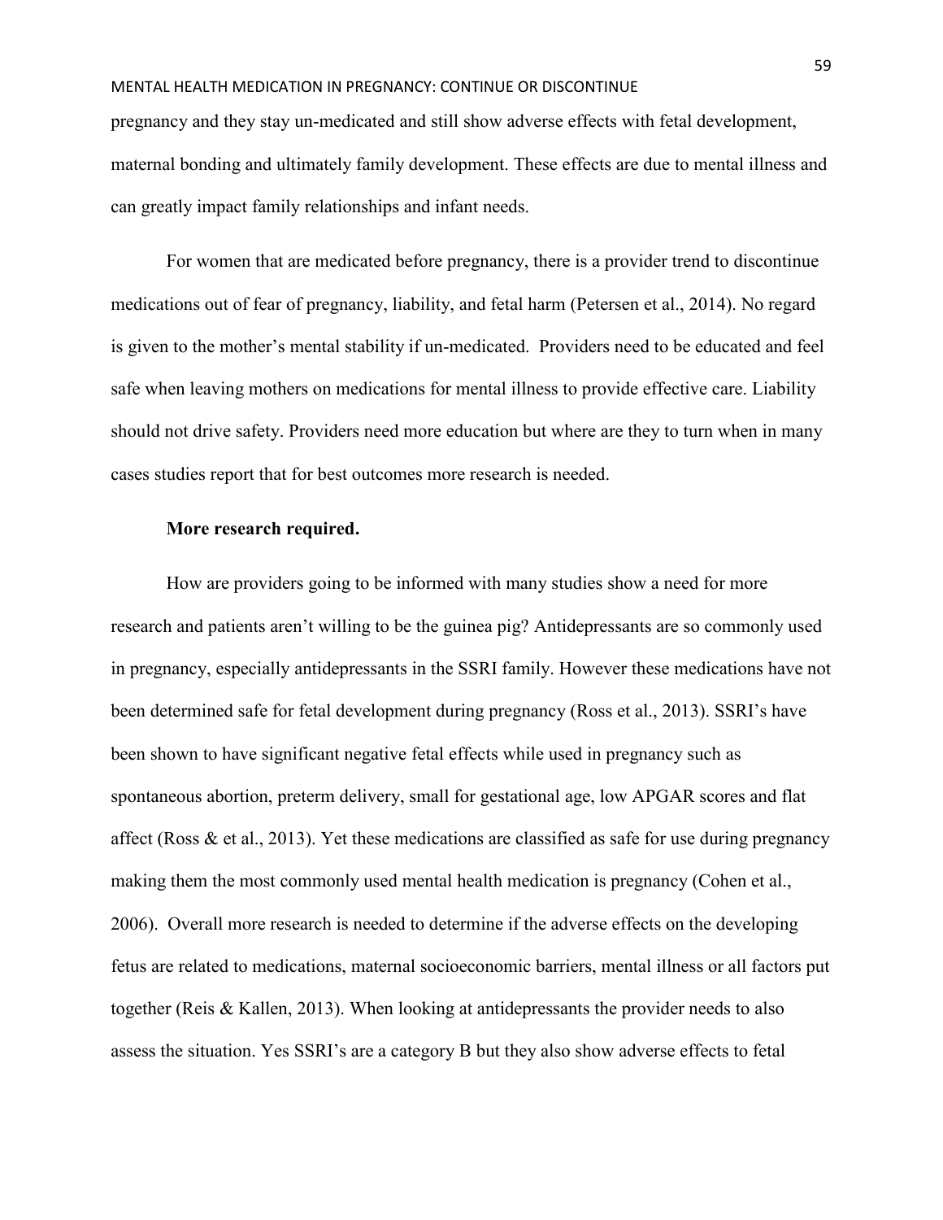pregnancy and they stay un-medicated and still show adverse effects with fetal development, maternal bonding and ultimately family development. These effects are due to mental illness and can greatly impact family relationships and infant needs.

For women that are medicated before pregnancy, there is a provider trend to discontinue medications out of fear of pregnancy, liability, and fetal harm (Petersen et al., 2014). No regard is given to the mother's mental stability if un-medicated. Providers need to be educated and feel safe when leaving mothers on medications for mental illness to provide effective care. Liability should not drive safety. Providers need more education but where are they to turn when in many cases studies report that for best outcomes more research is needed.

**More research required.**

How are providers going to be informed with many studies show a need for more research and patients aren't willing to be the guinea pig? Antidepressants are so commonly used in pregnancy, especially antidepressants in the SSRI family. However these medications have not been determined safe for fetal development during pregnancy (Ross et al., 2013). SSRI's have been shown to have significant negative fetal effects while used in pregnancy such as spontaneous abortion, preterm delivery, small for gestational age, low APGAR scores and flat affect (Ross & et al., 2013). Yet these medications are classified as safe for use during pregnancy making them the most commonly used mental health medication is pregnancy (Cohen et al., 2006). Overall more research is needed to determine if the adverse effects on the developing fetus are related to medications, maternal socioeconomic barriers, mental illness or all factors put together (Reis & Kallen, 2013). When looking at antidepressants the provider needs to also assess the situation. Yes SSRI's are a category B but they also show adverse effects to fetal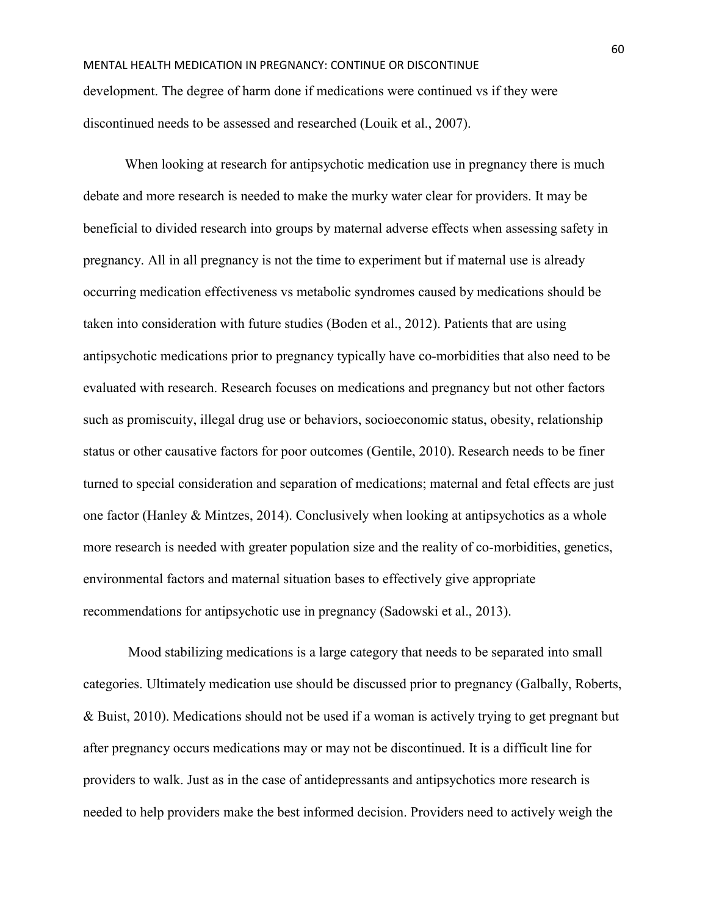development. The degree of harm done if medications were continued vs if they were discontinued needs to be assessed and researched (Louik et al., 2007).

When looking at research for antipsychotic medication use in pregnancy there is much debate and more research is needed to make the murky water clear for providers. It may be beneficial to divided research into groups by maternal adverse effects when assessing safety in pregnancy. All in all pregnancy is not the time to experiment but if maternal use is already occurring medication effectiveness vs metabolic syndromes caused by medications should be taken into consideration with future studies (Boden et al., 2012). Patients that are using antipsychotic medications prior to pregnancy typically have co-morbidities that also need to be evaluated with research. Research focuses on medications and pregnancy but not other factors such as promiscuity, illegal drug use or behaviors, socioeconomic status, obesity, relationship status or other causative factors for poor outcomes (Gentile, 2010). Research needs to be finer turned to special consideration and separation of medications; maternal and fetal effects are just one factor (Hanley & Mintzes, 2014). Conclusively when looking at antipsychotics as a whole more research is needed with greater population size and the reality of co-morbidities, genetics, environmental factors and maternal situation bases to effectively give appropriate recommendations for antipsychotic use in pregnancy (Sadowski et al., 2013).

Mood stabilizing medications is a large category that needs to be separated into small categories. Ultimately medication use should be discussed prior to pregnancy (Galbally, Roberts, & Buist, 2010). Medications should not be used if a woman is actively trying to get pregnant but after pregnancy occurs medications may or may not be discontinued. It is a difficult line for providers to walk. Just as in the case of antidepressants and antipsychotics more research is needed to help providers make the best informed decision. Providers need to actively weigh the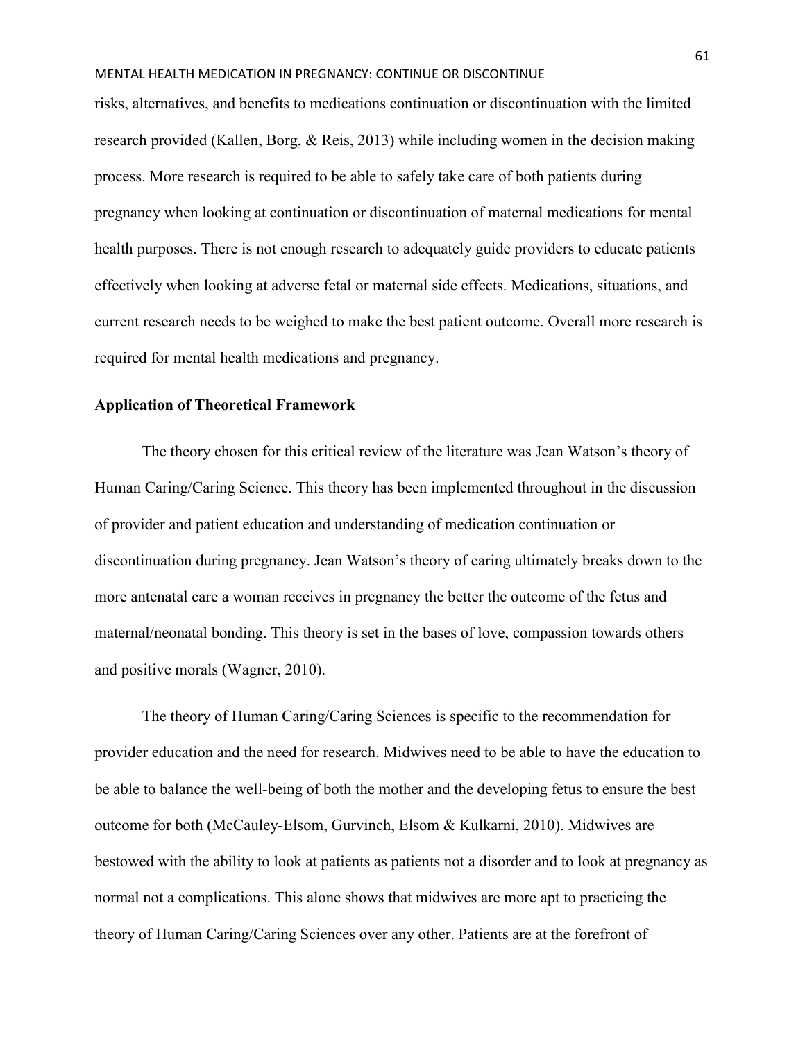risks, alternatives, and benefits to medications continuation or discontinuation with the limited research provided (Kallen, Borg, & Reis, 2013) while including women in the decision making process. More research is required to be able to safely take care of both patients during pregnancy when looking at continuation or discontinuation of maternal medications for mental health purposes. There is not enough research to adequately guide providers to educate patients effectively when looking at adverse fetal or maternal side effects. Medications, situations, and current research needs to be weighed to make the best patient outcome. Overall more research is required for mental health medications and pregnancy.

**Application of Theoretical Framework**

The theory chosen for this critical review of the literature was Jean Watson's theory of Human Caring/Caring Science. This theory has been implemented throughout in the discussion of provider and patient education and understanding of medication continuation or discontinuation during pregnancy. Jean Watson's theory of caring ultimately breaks down to the more antenatal care a woman receives in pregnancy the better the outcome of the fetus and maternal/neonatal bonding. This theory is set in the bases of love, compassion towards others and positive morals (Wagner, 2010).

The theory of Human Caring/Caring Sciences is specific to the recommendation for provider education and the need for research. Midwives need to be able to have the education to be able to balance the well-being of both the mother and the developing fetus to ensure the best outcome for both (McCauley-Elsom, Gurvinch, Elsom & Kulkarni, 2010). Midwives are bestowed with the ability to look at patients as patients not a disorder and to look at pregnancy as normal not a complications. This alone shows that midwives are more apt to practicing the theory of Human Caring/Caring Sciences over any other. Patients are at the forefront of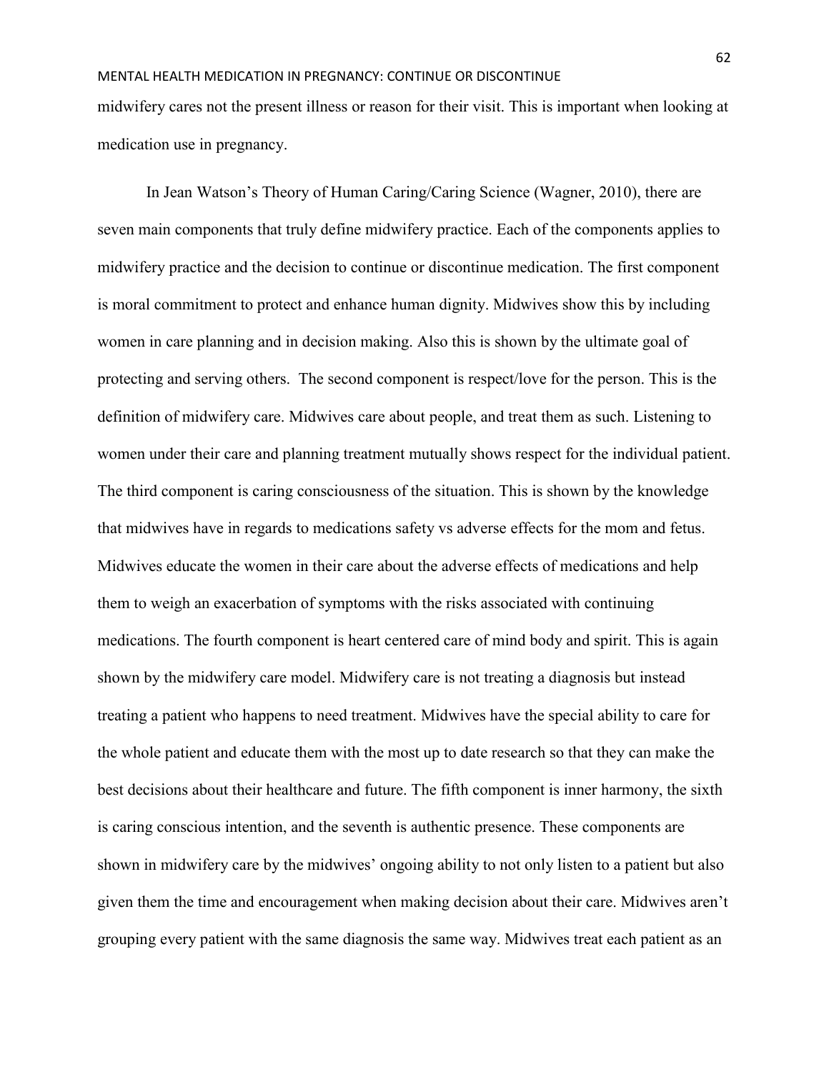midwifery cares not the present illness or reason for their visit. This is important when looking at medication use in pregnancy.

In Jean Watson's Theory of Human Caring/Caring Science (Wagner, 2010), there are seven main components that truly define midwifery practice. Each of the components applies to midwifery practice and the decision to continue or discontinue medication. The first component is moral commitment to protect and enhance human dignity. Midwives show this by including women in care planning and in decision making. Also this is shown by the ultimate goal of protecting and serving others. The second component is respect/love for the person. This is the definition of midwifery care. Midwives care about people, and treat them as such. Listening to women under their care and planning treatment mutually shows respect for the individual patient. The third component is caring consciousness of the situation. This is shown by the knowledge that midwives have in regards to medications safety vs adverse effects for the mom and fetus. Midwives educate the women in their care about the adverse effects of medications and help them to weigh an exacerbation of symptoms with the risks associated with continuing medications. The fourth component is heart centered care of mind body and spirit. This is again shown by the midwifery care model. Midwifery care is not treating a diagnosis but instead treating a patient who happens to need treatment. Midwives have the special ability to care for the whole patient and educate them with the most up to date research so that they can make the best decisions about their healthcare and future. The fifth component is inner harmony, the sixth is caring conscious intention, and the seventh is authentic presence. These components are shown in midwifery care by the midwives' ongoing ability to not only listen to a patient but also given them the time and encouragement when making decision about their care. Midwives aren't grouping every patient with the same diagnosis the same way. Midwives treat each patient as an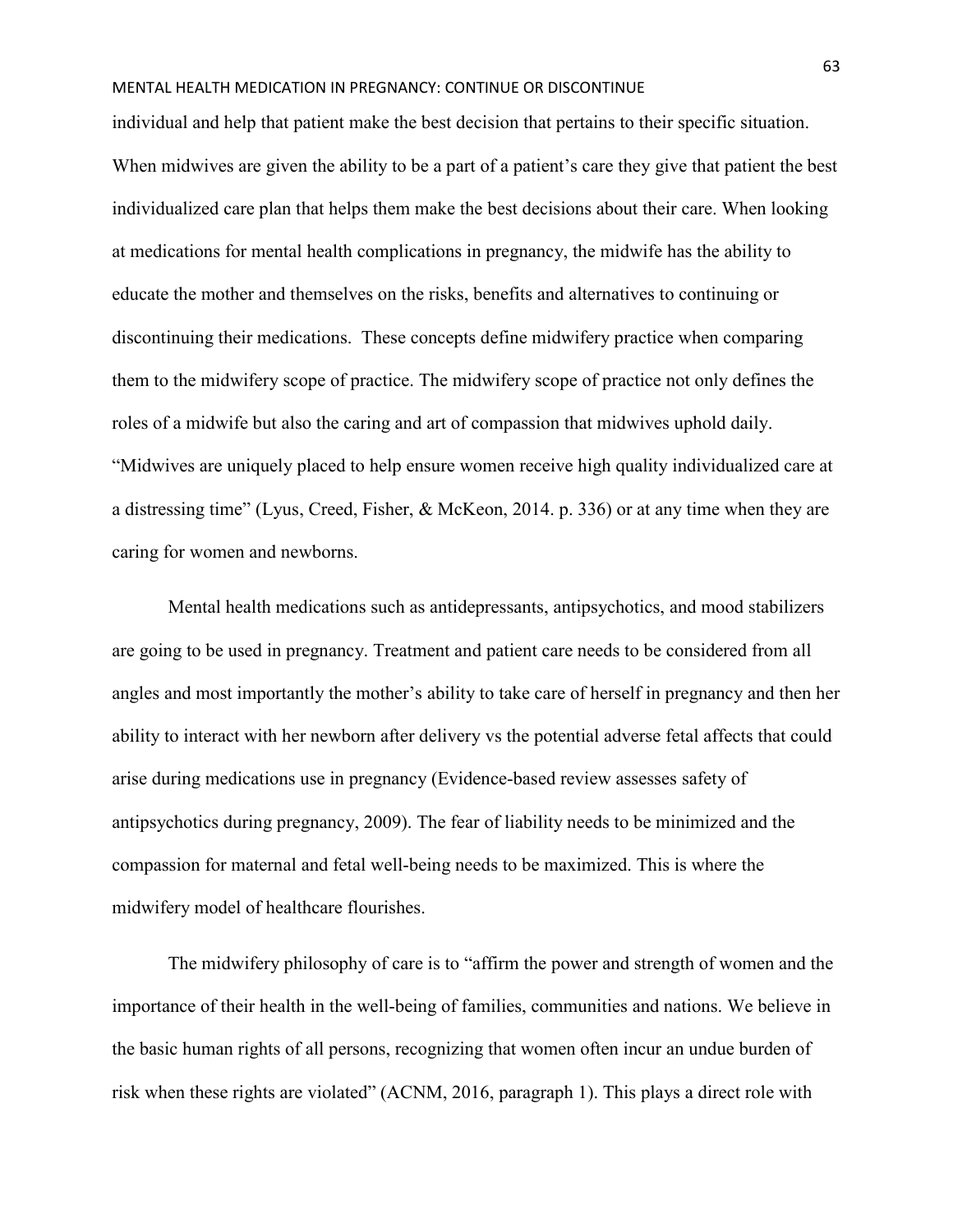individual and help that patient make the best decision that pertains to their specific situation. When midwives are given the ability to be a part of a patient's care they give that patient the best individualized care plan that helps them make the best decisions about their care. When looking at medications for mental health complications in pregnancy, the midwife has the ability to educate the mother and themselves on the risks, benefits and alternatives to continuing or discontinuing their medications. These concepts define midwifery practice when comparing them to the midwifery scope of practice. The midwifery scope of practice not only defines the roles of a midwife but also the caring and art of compassion that midwives uphold daily. "Midwives are uniquely placed to help ensure women receive high quality individualized care at a distressing time" (Lyus, Creed, Fisher, & McKeon, 2014. p. 336) or at any time when they are caring for women and newborns.

Mental health medications such as antidepressants, antipsychotics, and mood stabilizers are going to be used in pregnancy. Treatment and patient care needs to be considered from all angles and most importantly the mother's ability to take care of herself in pregnancy and then her ability to interact with her newborn after delivery vs the potential adverse fetal affects that could arise during medications use in pregnancy (Evidence-based review assesses safety of antipsychotics during pregnancy, 2009). The fear of liability needs to be minimized and the compassion for maternal and fetal well-being needs to be maximized. This is where the midwifery model of healthcare flourishes.

The midwifery philosophy of care is to "affirm the power and strength of women and the importance of their health in the well-being of families, communities and nations. We believe in the basic human rights of all persons, recognizing that women often incur an undue burden of risk when these rights are violated" (ACNM, 2016, paragraph 1). This plays a direct role with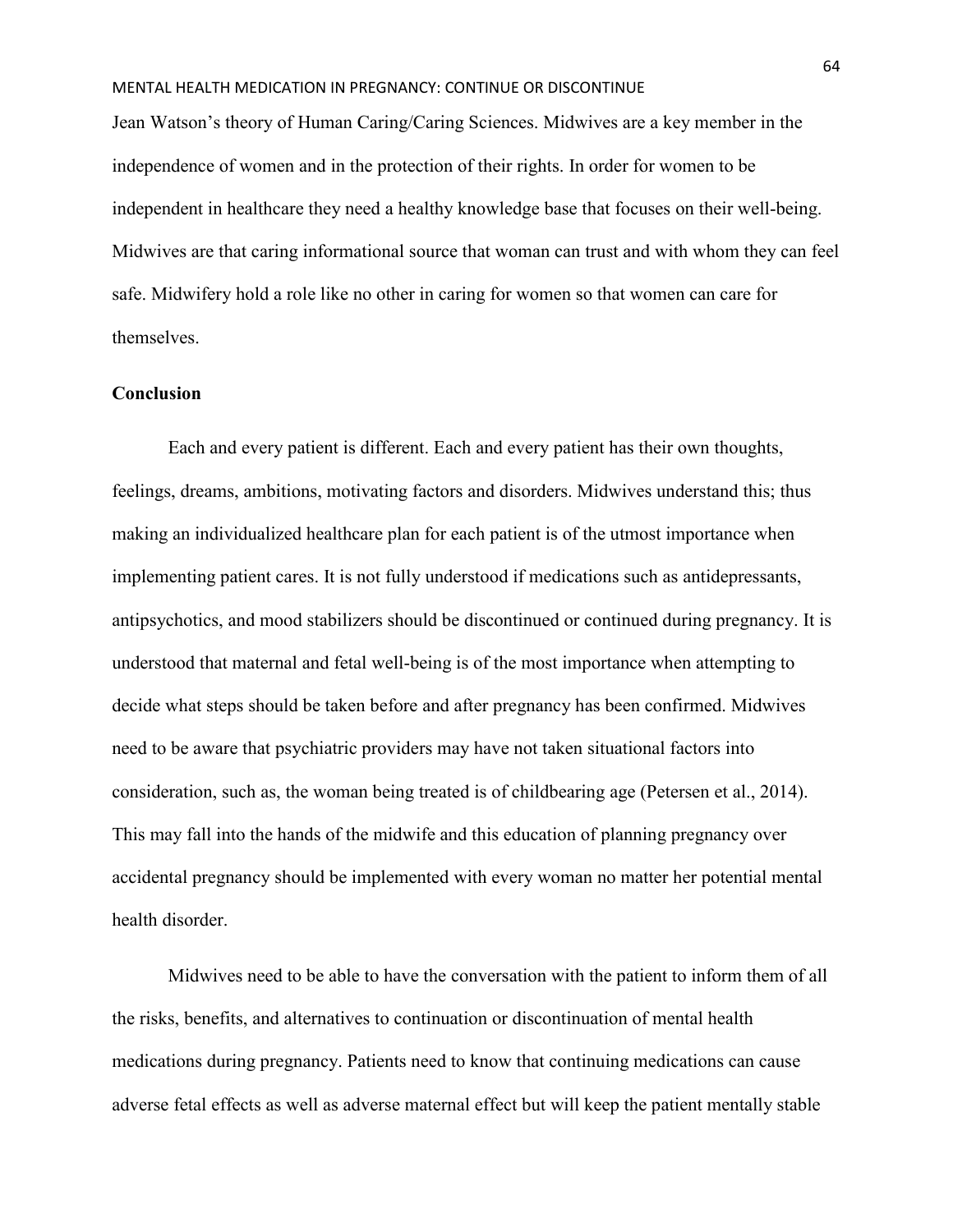Jean Watson's theory of Human Caring/Caring Sciences. Midwives are a key member in the independence of women and in the protection of their rights. In order for women to be independent in healthcare they need a healthy knowledge base that focuses on their well-being. Midwives are that caring informational source that woman can trust and with whom they can feel safe. Midwifery hold a role like no other in caring for women so that women can care for themselves.

## Conclusion

Each and every patient is different. Each and every patient has their own thoughts, feelings, dreams, ambitions, motivating factors and disorders. Midwives understand this; thus making an individualized healthcare plan for each patient is of the utmost importance when implementing patient cares. It is not fully understood if medications such as antidepressants, antipsychotics, and mood stabilizers should be discontinued or continued during pregnancy. It is understood that maternal and fetal well-being is of the most importance when attempting to decide what steps should be taken before and after pregnancy has been confirmed. Midwives need to be aware that psychiatric providers may have not taken situational factors into consideration, such as, the woman being treated is of childbearing age (Petersen et al., 2014). This may fall into the hands of the midwife and this education of planning pregnancy over accidental pregnancy should be implemented with every woman no matter her potential mental health disorder.

Midwives need to be able to have the conversation with the patient to inform them of all the risks, benefits, and alternatives to continuation or discontinuation of mental health medications during pregnancy. Patients need to know that continuing medications can cause adverse fetal effects as well as adverse maternal effect but will keep the patient mentally stable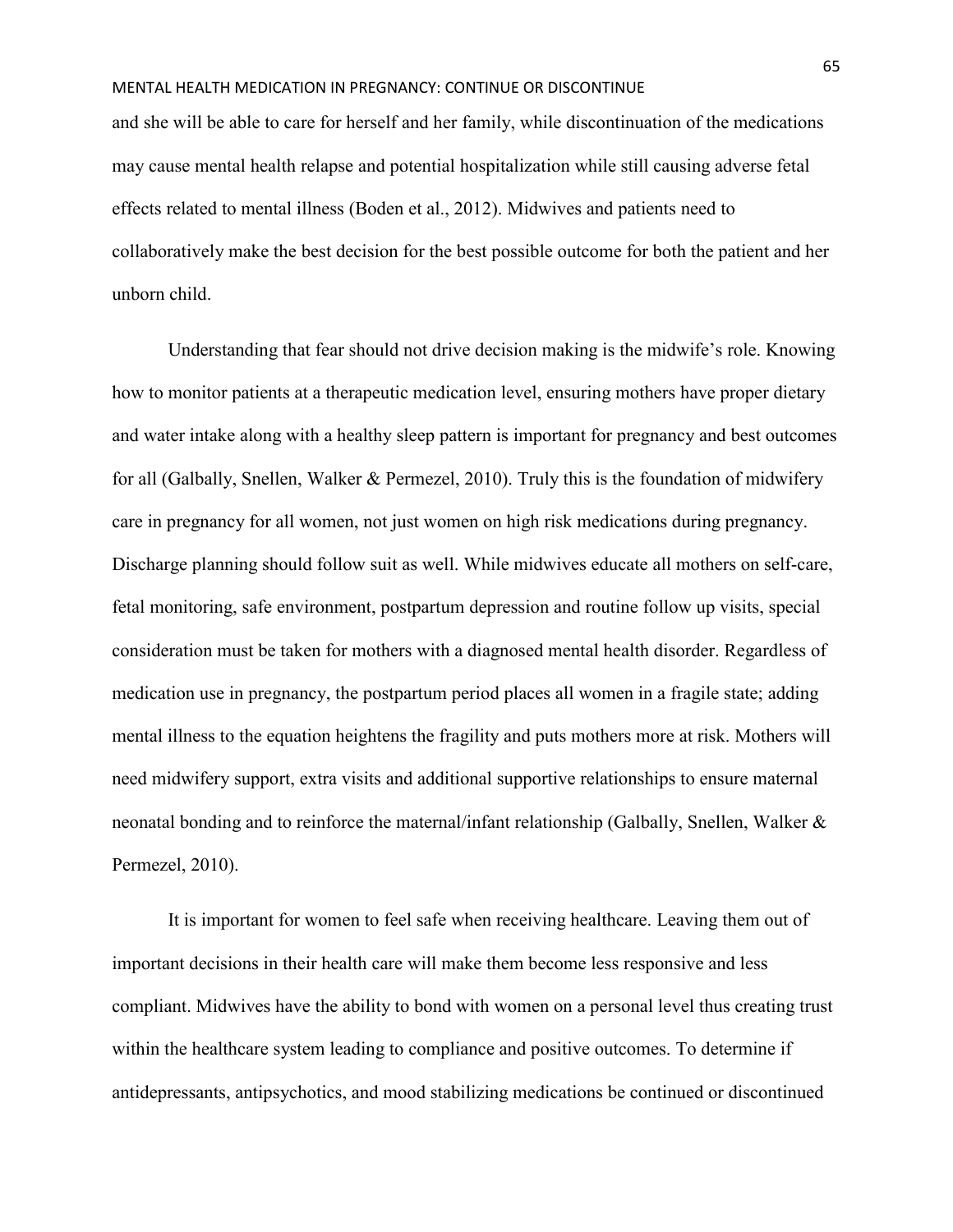and she will be able to care for herself and her family, while discontinuation of the medications may cause mental health relapse and potential hospitalization while still causing adverse fetal effects related to mental illness (Boden et al., 2012). Midwives and patients need to collaboratively make the best decision for the best possible outcome for both the patient and her unborn child.

Understanding that fear should not drive decision making is the midwife's role. Knowing how to monitor patients at a therapeutic medication level, ensuring mothers have proper dietary and water intake along with a healthy sleep pattern is important for pregnancy and best outcomes for all (Galbally, Snellen, Walker & Permezel, 2010). Truly this is the foundation of midwifery care in pregnancy for all women, not just women on high risk medications during pregnancy. Discharge planning should follow suit as well. While midwives educate all mothers on self-care, fetal monitoring, safe environment, postpartum depression and routine follow up visits, special consideration must be taken for mothers with a diagnosed mental health disorder. Regardless of medication use in pregnancy, the postpartum period places all women in a fragile state; adding mental illness to the equation heightens the fragility and puts mothers more at risk. Mothers will need midwifery support, extra visits and additional supportive relationships to ensure maternal neonatal bonding and to reinforce the maternal/infant relationship (Galbally, Snellen, Walker & Permezel, 2010).

It is important for women to feel safe when receiving healthcare. Leaving them out of important decisions in their health care will make them become less responsive and less compliant. Midwives have the ability to bond with women on a personal level thus creating trust within the healthcare system leading to compliance and positive outcomes. To determine if antidepressants, antipsychotics, and mood stabilizing medications be continued or discontinued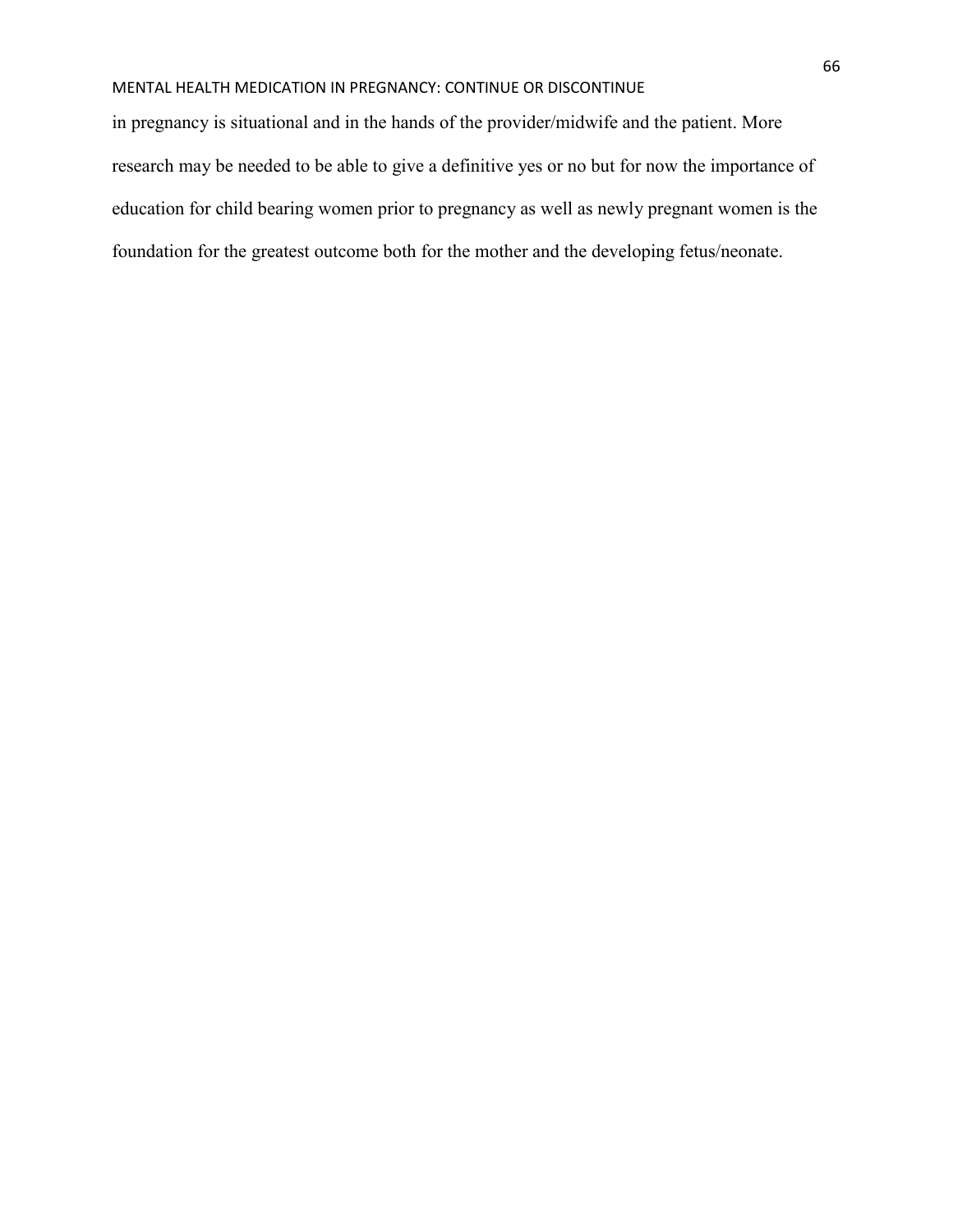in pregnancy is situational and in the hands of the provider/midwife and the patient. More research may be needed to be able to give a definitive yes or no but for now the importance of education for child bearing women prior to pregnancy as well as newly pregnant women is the foundation for the greatest outcome both for the mother and the developing fetus/neonate.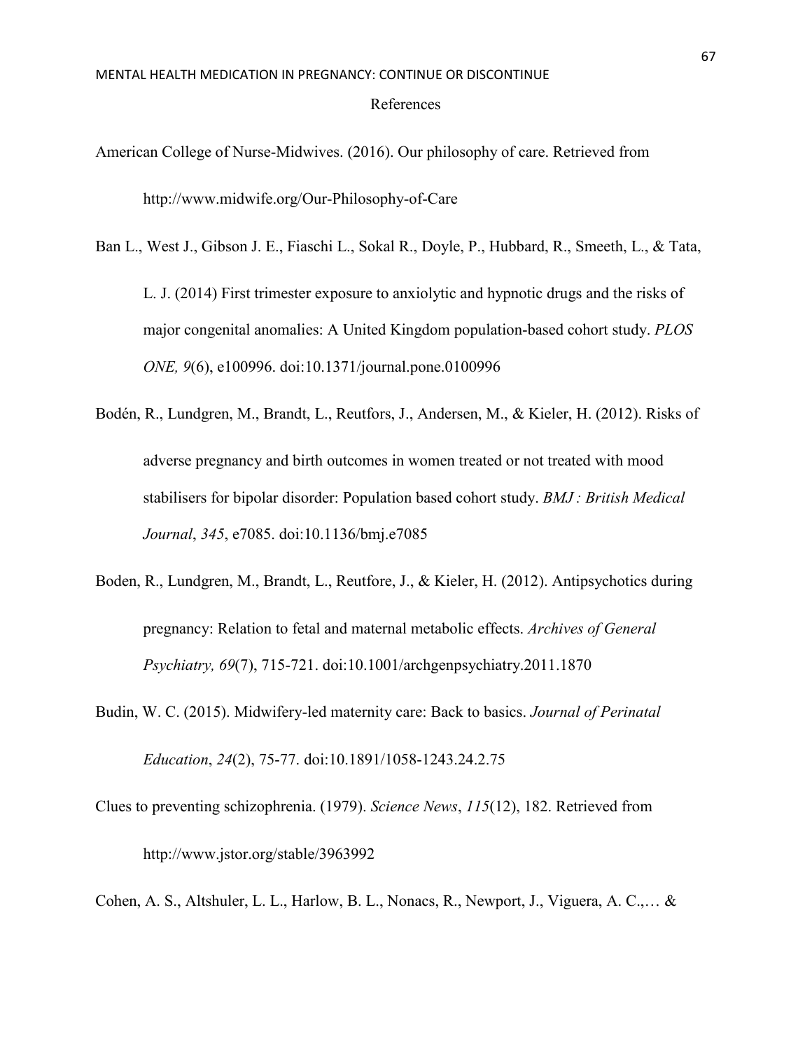# References

American College of Nurse-Midwives. (2016). Our philosophy of care. Retrieved from http://www.midwife.org/Our-Philosophy-of-Care

Ban L., West J., Gibson J. E., Fiaschi L., Sokal R., Doyle, P., Hubbard, R., Smeeth, L., & Tata, L. J. (2014) First trimester exposure to anxiolytic and hypnotic drugs and the risks of major congenital anomalies: A United Kingdom population-based cohort study. *PLOS ONE, 9*(6), e100996. doi:10.1371/journal.pone.0100996

Bodén, R., Lundgren, M., Brandt, L., Reutfors, J., Andersen, M., & Kieler, H. (2012). Risks of adverse pregnancy and birth outcomes in women treated or not treated with mood stabilisers for bipolar disorder: Population based cohort study. *BMJ : British Medical Journal*, *345*, e7085. doi:10.1136/bmj.e7085

Boden, R., Lundgren, M., Brandt, L., Reutfore, J., & Kieler, H. (2012). Antipsychotics during pregnancy: Relation to fetal and maternal metabolic effects. *Archives of General Psychiatry, 69*(7), 715-721. doi:10.1001/archgenpsychiatry.2011.1870

Budin, W. C. (2015). Midwifery-led maternity care: Back to basics. *Journal of Perinatal Education*, *24*(2), 75-77. doi:10.1891/1058-1243.24.2.75

Clues to preventing schizophrenia. (1979). *Science News*, *115*(12), 182. Retrieved from http://www.jstor.org/stable/3963992

Cohen, A. S., Altshuler, L. L., Harlow, B. L., Nonacs, R., Newport, J., Viguera, A. C.,… &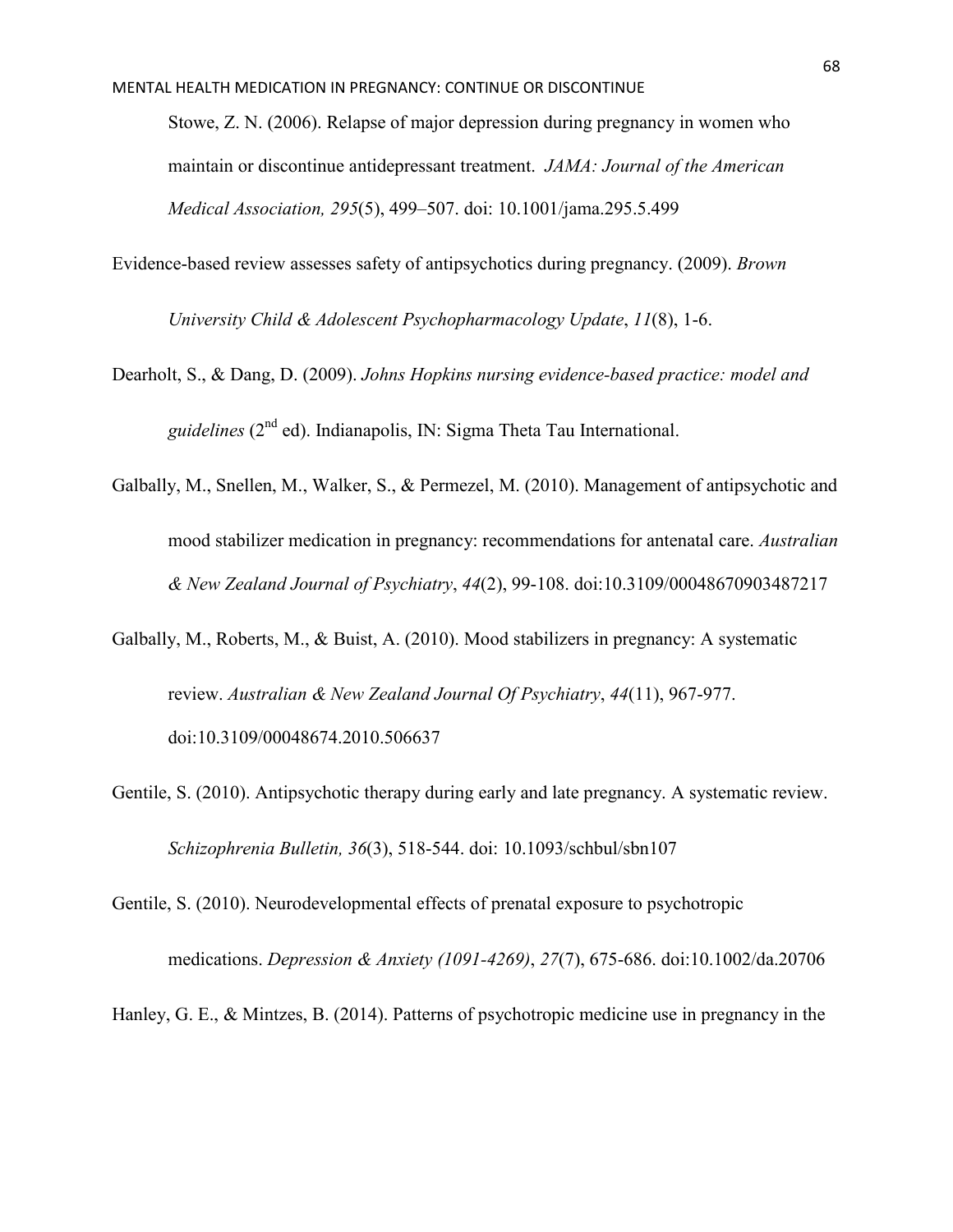Stowe, Z. N. (2006). Relapse of major depression during pregnancy in women who maintain or discontinue antidepressant treatment. *JAMA: Journal of the American Medical Association, 295*(5), 499–507. doi: 10.1001/jama.295.5.499

Evidence-based review assesses safety of antipsychotics during pregnancy. (2009). *Brown University Child & Adolescent Psychopharmacology Update*, *11*(8), 1-6.

Dearholt, S., & Dang, D. (2009). *Johns Hopkins nursing evidence-based practice: model and guidelines* (2nd ed). Indianapolis, IN: Sigma Theta Tau International.

Galbally, M., Snellen, M., Walker, S., & Permezel, M. (2010). Management of antipsychotic and mood stabilizer medication in pregnancy: recommendations for antenatal care. *Australian & New Zealand Journal of Psychiatry*, *44*(2), 99-108. doi:10.3109/00048670903487217

Galbally, M., Roberts, M., & Buist, A. (2010). Mood stabilizers in pregnancy: A systematic review. *Australian & New Zealand Journal Of Psychiatry*, *44*(11), 967-977. doi:10.3109/00048674.2010.506637

Gentile, S. (2010). Antipsychotic therapy during early and late pregnancy. A systematic review. *Schizophrenia Bulletin, 36*(3), 518-544. doi: 10.1093/schbul/sbn107

Gentile, S. (2010). Neurodevelopmental effects of prenatal exposure to psychotropic medications. *Depression & Anxiety (1091-4269)*, *27*(7), 675-686. doi:10.1002/da.20706

Hanley, G. E., & Mintzes, B. (2014). Patterns of psychotropic medicine use in pregnancy in the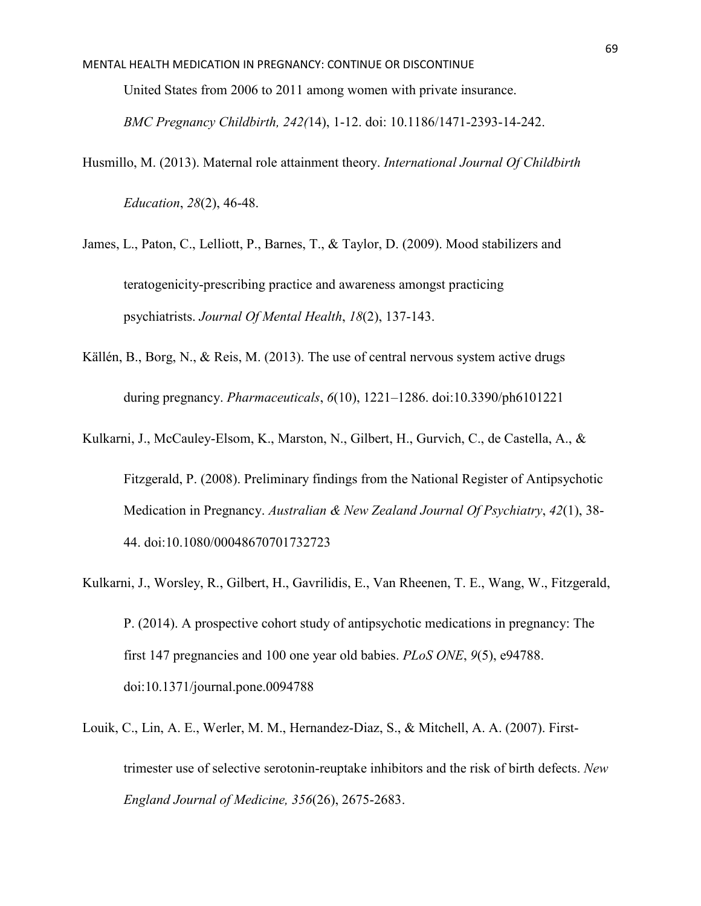United States from 2006 to 2011 among women with private insurance. *BMC Pregnancy Childbirth, 242(*14), 1-12. doi: 10.1186/1471-2393-14-242.

Husmillo, M. (2013). Maternal role attainment theory. *International Journal Of Childbirth Education*, *28*(2), 46-48.

James, L., Paton, C., Lelliott, P., Barnes, T., & Taylor, D. (2009). Mood stabilizers and teratogenicity-prescribing practice and awareness amongst practicing psychiatrists. *Journal Of Mental Health*, *18*(2), 137-143.

Källén, B., Borg, N., & Reis, M. (2013). The use of central nervous system active drugs during pregnancy. *Pharmaceuticals*, *6*(10), 1221–1286. doi:10.3390/ph6101221

Kulkarni, J., McCauley-Elsom, K., Marston, N., Gilbert, H., Gurvich, C., de Castella, A., & Fitzgerald, P. (2008). Preliminary findings from the National Register of Antipsychotic Medication in Pregnancy. *Australian & New Zealand Journal Of Psychiatry*, *42*(1), 38-44. doi:10.1080/00048670701732723

Kulkarni, J., Worsley, R., Gilbert, H., Gavrilidis, E., Van Rheenen, T. E., Wang, W., Fitzgerald, P. (2014). A prospective cohort study of antipsychotic medications in pregnancy: The first 147 pregnancies and 100 one year old babies. *PLoS ONE*, *9*(5), e94788. doi:10.1371/journal.pone.0094788

Louik, C., Lin, A. E., Werler, M. M., Hernandez-Diaz, S., & Mitchell, A. A. (2007). First-trimester use of selective serotonin-reuptake inhibitors and the risk of birth defects. *New England Journal of Medicine, 356*(26), 2675-2683.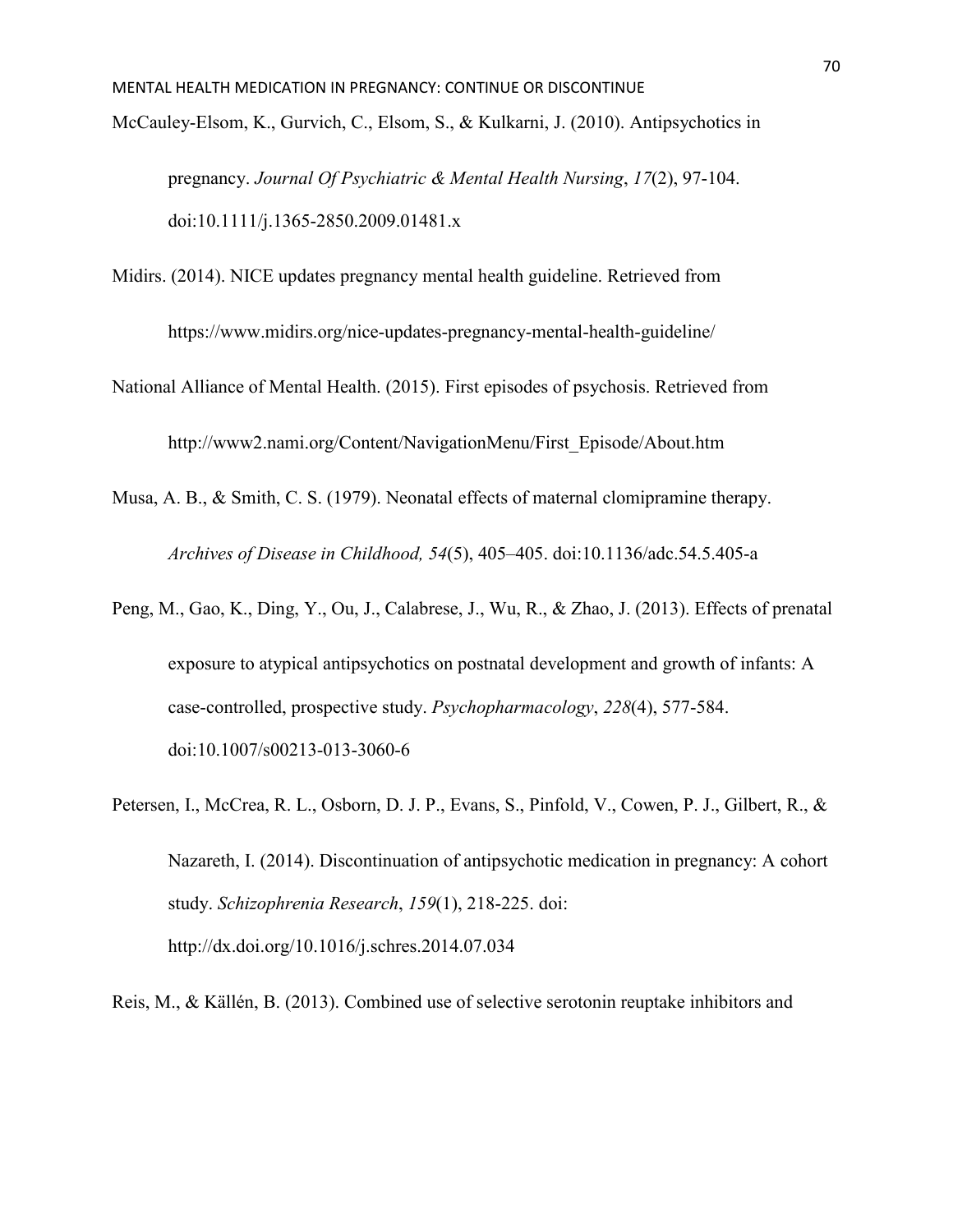McCauley-Elsom, K., Gurvich, C., Elsom, S., & Kulkarni, J. (2010). Antipsychotics in pregnancy. *Journal Of Psychiatric & Mental Health Nursing*, *17*(2), 97-104. doi:10.1111/j.1365-2850.2009.01481.x

Midirs. (2014). NICE updates pregnancy mental health guideline. Retrieved from https://www.midirs.org/nice-updates-pregnancy-mental-health-guideline/

National Alliance of Mental Health. (2015). First episodes of psychosis. Retrieved from http://www2.nami.org/Content/NavigationMenu/First_Episode/About.htm

Musa, A. B., & Smith, C. S. (1979). Neonatal effects of maternal clomipramine therapy. *Archives of Disease in Childhood, 54*(5), 405–405. doi:10.1136/adc.54.5.405-a

Peng, M., Gao, K., Ding, Y., Ou, J., Calabrese, J., Wu, R., & Zhao, J. (2013). Effects of prenatal exposure to atypical antipsychotics on postnatal development and growth of infants: A case-controlled, prospective study. *Psychopharmacology*, *228*(4), 577-584. doi:10.1007/s00213-013-3060-6

Petersen, I., McCrea, R. L., Osborn, D. J. P., Evans, S., Pinfold, V., Cowen, P. J., Gilbert, R., & Nazareth, I. (2014). Discontinuation of antipsychotic medication in pregnancy: A cohort study. *Schizophrenia Research*, *159*(1), 218-225. doi: http://dx.doi.org/10.1016/j.schres.2014.07.034

Reis, M., & Källén, B. (2013). Combined use of selective serotonin reuptake inhibitors and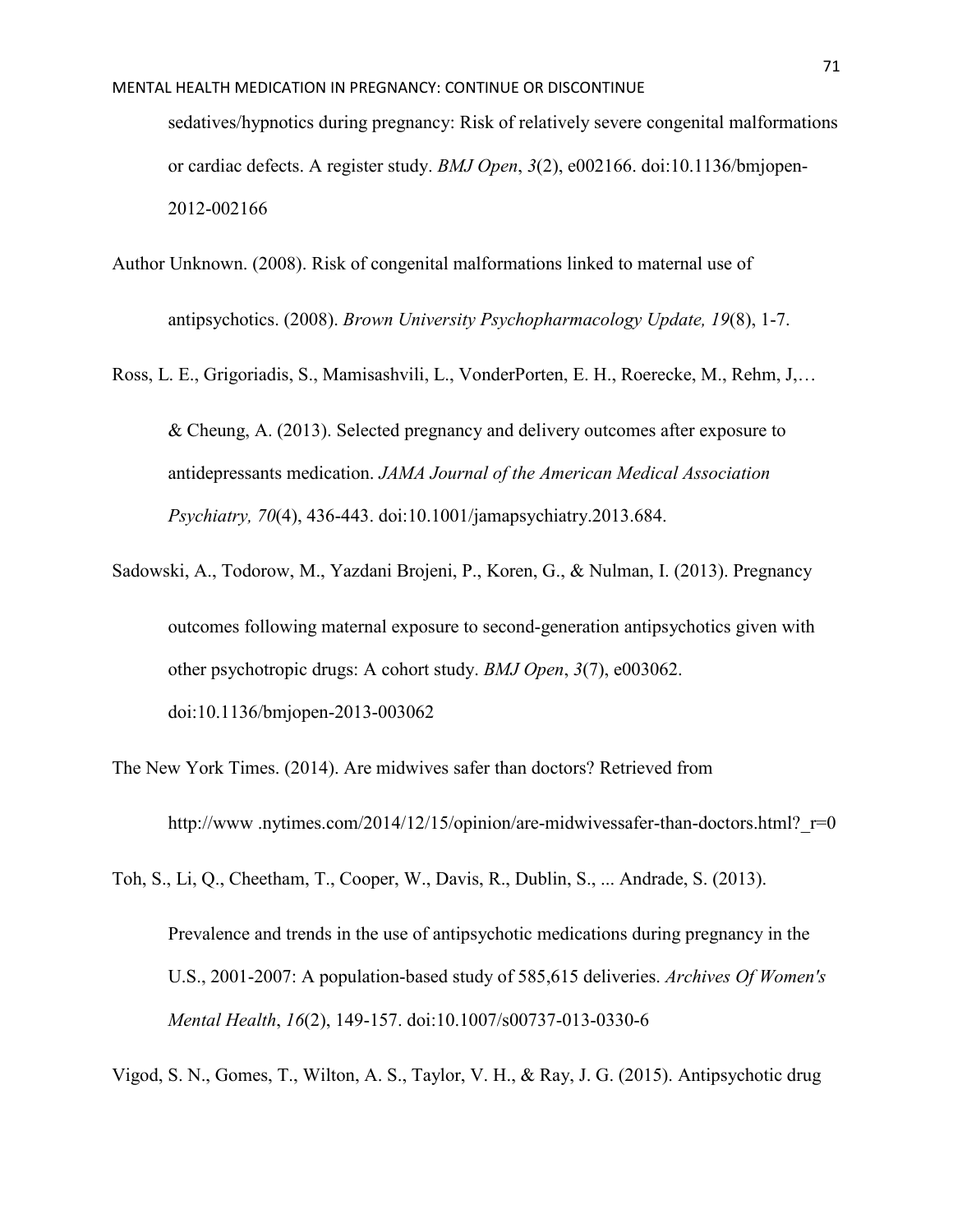sedatives/hypnotics during pregnancy: Risk of relatively severe congenital malformations or cardiac defects. A register study. *BMJ Open*, *3*(2), e002166. doi:10.1136/bmjopen-2012-002166

Author Unknown. (2008). Risk of congenital malformations linked to maternal use of antipsychotics. (2008). *Brown University Psychopharmacology Update, 19*(8), 1-7.

Ross, L. E., Grigoriadis, S., Mamisashvili, L., VonderPorten, E. H., Roerecke, M., Rehm, J,… & Cheung, A. (2013). Selected pregnancy and delivery outcomes after exposure to antidepressants medication. *JAMA Journal of the American Medical Association Psychiatry, 70*(4), 436-443. doi:10.1001/jamapsychiatry.2013.684.

Sadowski, A., Todorow, M., Yazdani Brojeni, P., Koren, G., & Nulman, I. (2013). Pregnancy outcomes following maternal exposure to second-generation antipsychotics given with other psychotropic drugs: A cohort study. *BMJ Open*, *3*(7), e003062. doi:10.1136/bmjopen-2013-003062

The New York Times. (2014). Are midwives safer than doctors? Retrieved from http://www .nytimes.com/2014/12/15/opinion/are-midwivessafer-than-doctors.html?_r=0

Toh, S., Li, Q., Cheetham, T., Cooper, W., Davis, R., Dublin, S., ... Andrade, S. (2013). Prevalence and trends in the use of antipsychotic medications during pregnancy in the U.S., 2001-2007: A population-based study of 585,615 deliveries. *Archives Of Women's Mental Health*, *16*(2), 149-157. doi:10.1007/s00737-013-0330-6

Vigod, S. N., Gomes, T., Wilton, A. S., Taylor, V. H., & Ray, J. G. (2015). Antipsychotic drug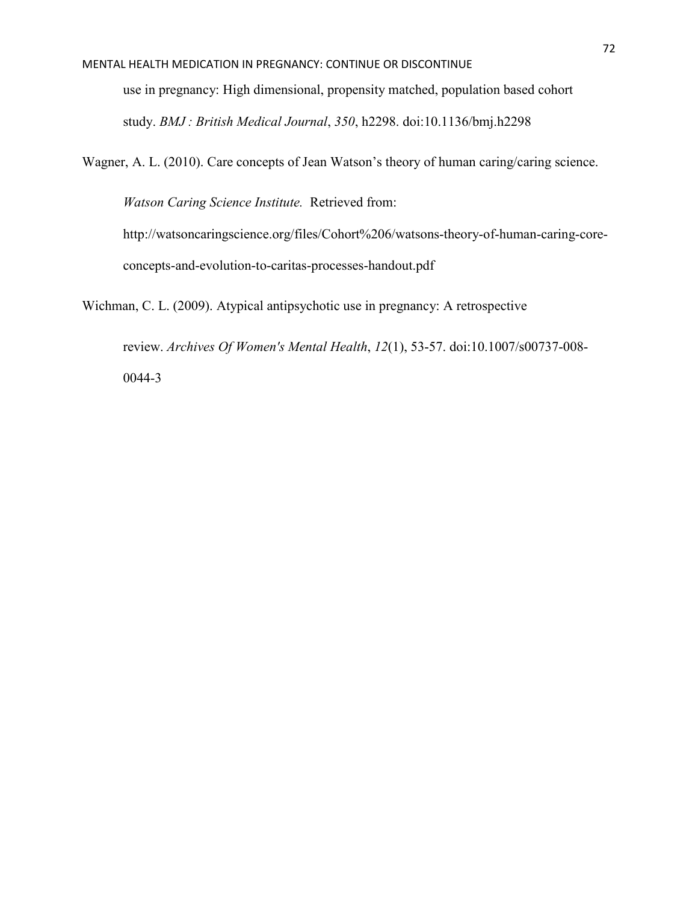use in pregnancy: High dimensional, propensity matched, population based cohort study. *BMJ : British Medical Journal*, *350*, h2298. doi:10.1136/bmj.h2298

Wagner, A. L. (2010). Care concepts of Jean Watson's theory of human caring/caring science. *Watson Caring Science Institute.* Retrieved from: http://watsoncaringscience.org/files/Cohort%206/watsons-theory-of-human-caring-core-concepts-and-evolution-to-caritas-processes-handout.pdf

Wichman, C. L. (2009). Atypical antipsychotic use in pregnancy: A retrospective review. *Archives Of Women's Mental Health*, *12*(1), 53-57. doi:10.1007/s00737-008-0044-3